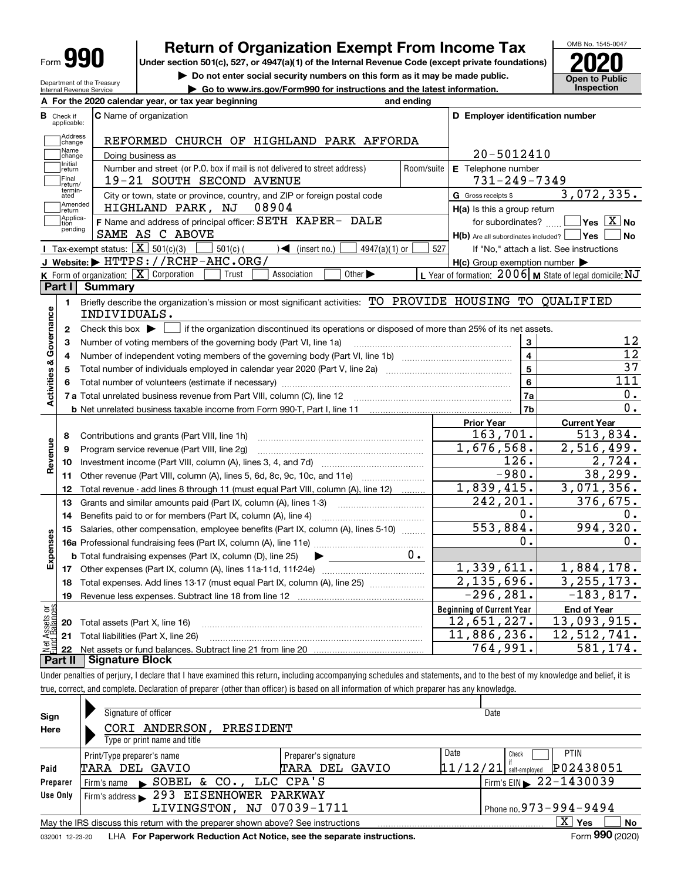Form **990**

# Return of Organization Exempt From Income Tax

**Under section 501(c), 527, or 4947(a)(1) of the Internal Revenue Code (except private foundations)**

▶ Do not enter social security numbers on this form as it may be made public.

▶ Go to www.irs.gov/Form990 for instructions and the latest information.

OMB No. 1545-0047

**2020**

**Open to Public Inspection**

Department of the Treasury
Internal Revenue Service

**A** For the 2020 calendar year, or tax year beginning and ending

**B** Check if applicable: Address change, Name change, Initial return, Final return/terminated, Amended return, Application pending

**C** Name of organization: REFORMED CHURCH OF HIGHLAND PARK AFFORDA

Doing business as

Number and street (or P.O. box if mail is not delivered to street address): 19-21 SOUTH SECOND AVENUE — Room/suite

City or town, state or province, country, and ZIP or foreign postal code: HIGHLAND PARK, NJ 08904

**D** Employer identification number: 20-5012410

**E** Telephone number: 731-249-7349

**G** Gross receipts $ 3,072,335.

**F** Name and address of principal officer: SETH KAPER- DALE SAME AS C ABOVE

**H(a)** Is this a group return for subordinates? ☐ Yes ☒ No

**H(b)** Are all subordinates included? ☐ Yes ☐ No
If "No," attach a list. See instructions

**H(c)** Group exemption number ▶

**I** Tax-exempt status: ☒ 501(c)(3) ☐ 501(c) ( ) ◀ (insert no.) ☐ 4947(a)(1) or ☐ 527

**J** Website: ▶ HTTPS://RCHP-AHC.ORG/

**K** Form of organization: ☒ Corporation ☐ Trust ☐ Association ☐ Other ▶

**L** Year of formation: 2006 **M** State of legal domicile: NJ

## Part I Summary

**Activities & Governance**

1 Briefly describe the organization's mission or most significant activities: TO PROVIDE HOUSING TO QUALIFIED INDIVIDUALS.

2 Check this box ▶ ☐ if the organization discontinued its operations or disposed of more than 25% of its net assets.

| | | | |
|---|---|---|---|
| 3 | Number of voting members of the governing body (Part VI, line 1a) | 3 | 12 |
| 4 | Number of independent voting members of the governing body (Part VI, line 1b) | 4 | 12 |
| 5 | Total number of individuals employed in calendar year 2020 (Part V, line 2a) | 5 | 37 |
| 6 | Total number of volunteers (estimate if necessary) | 6 | 111 |
| 7a | Total unrelated business revenue from Part VIII, column (C), line 12 | 7a | 0. |
| b | Net unrelated business taxable income from Form 990-T, Part I, line 11 | 7b | 0. |

| | | | Prior Year | Current Year |
|---|---|---|---|---|
| **Revenue** | 8 | Contributions and grants (Part VIII, line 1h) | 163,701. | 513,834. |
| | 9 | Program service revenue (Part VIII, line 2g) | 1,676,568. | 2,516,499. |
| | 10 | Investment income (Part VIII, column (A), lines 3, 4, and 7d) | 126. | 2,724. |
| | 11 | Other revenue (Part VIII, column (A), lines 5, 6d, 8c, 9c, 10c, and 11e) | -980. | 38,299. |
| | 12 | Total revenue - add lines 8 through 11 (must equal Part VIII, column (A), line 12) | 1,839,415. | 3,071,356. |
| **Expenses** | 13 | Grants and similar amounts paid (Part IX, column (A), lines 1-3) | 242,201. | 376,675. |
| | 14 | Benefits paid to or for members (Part IX, column (A), line 4) | 0. | 0. |
| | 15 | Salaries, other compensation, employee benefits (Part IX, column (A), lines 5-10) | 553,884. | 994,320. |
| | 16a | Professional fundraising fees (Part IX, column (A), line 11e) | 0. | 0. |
| | b | Total fundraising expenses (Part IX, column (D), line 25) ▶ 0. | | |
| | 17 | Other expenses (Part IX, column (A), lines 11a-11d, 11f-24e) | 1,339,611. | 1,884,178. |
| | 18 | Total expenses. Add lines 13-17 (must equal Part IX, column (A), line 25) | 2,135,696. | 3,255,173. |
| | 19 | Revenue less expenses. Subtract line 18 from line 12 | -296,281. | -183,817. |

| | | | Beginning of Current Year | End of Year |
|---|---|---|---|---|
| **Net Assets or Fund Balances** | 20 | Total assets (Part X, line 16) | 12,651,227. | 13,093,915. |
| | 21 | Total liabilities (Part X, line 26) | 11,886,236. | 12,512,741. |
| | 22 | Net assets or fund balances. Subtract line 21 from line 20 | 764,991. | 581,174. |

## Part II Signature Block

Under penalties of perjury, I declare that I have examined this return, including accompanying schedules and statements, and to the best of my knowledge and belief, it is true, correct, and complete. Declaration of preparer (other than officer) is based on all information of which preparer has any knowledge.

**Sign Here**

Signature of officer — Date

CORI ANDERSON, PRESIDENT
Type or print name and title

**Paid Preparer Use Only**

| Print/Type preparer's name | Preparer's signature | Date | Check ☐ if self-employed | PTIN |
|---|---|---|---|---|
| TARA DEL GAVIO | TARA DEL GAVIO | 11/12/21 | | P02438051 |

Firm's name ▶ SOBEL & CO., LLC CPA'S — Firm's EIN ▶ 22-1430039

Firm's address ▶ 293 EISENHOWER PARKWAY LIVINGSTON, NJ 07039-1711 — Phone no. 973-994-9494

May the IRS discuss this return with the preparer shown above? See instructions ☒ Yes ☐ No

032001 12-23-20 LHA **For Paperwork Reduction Act Notice, see the separate instructions.** Form **990** (2020)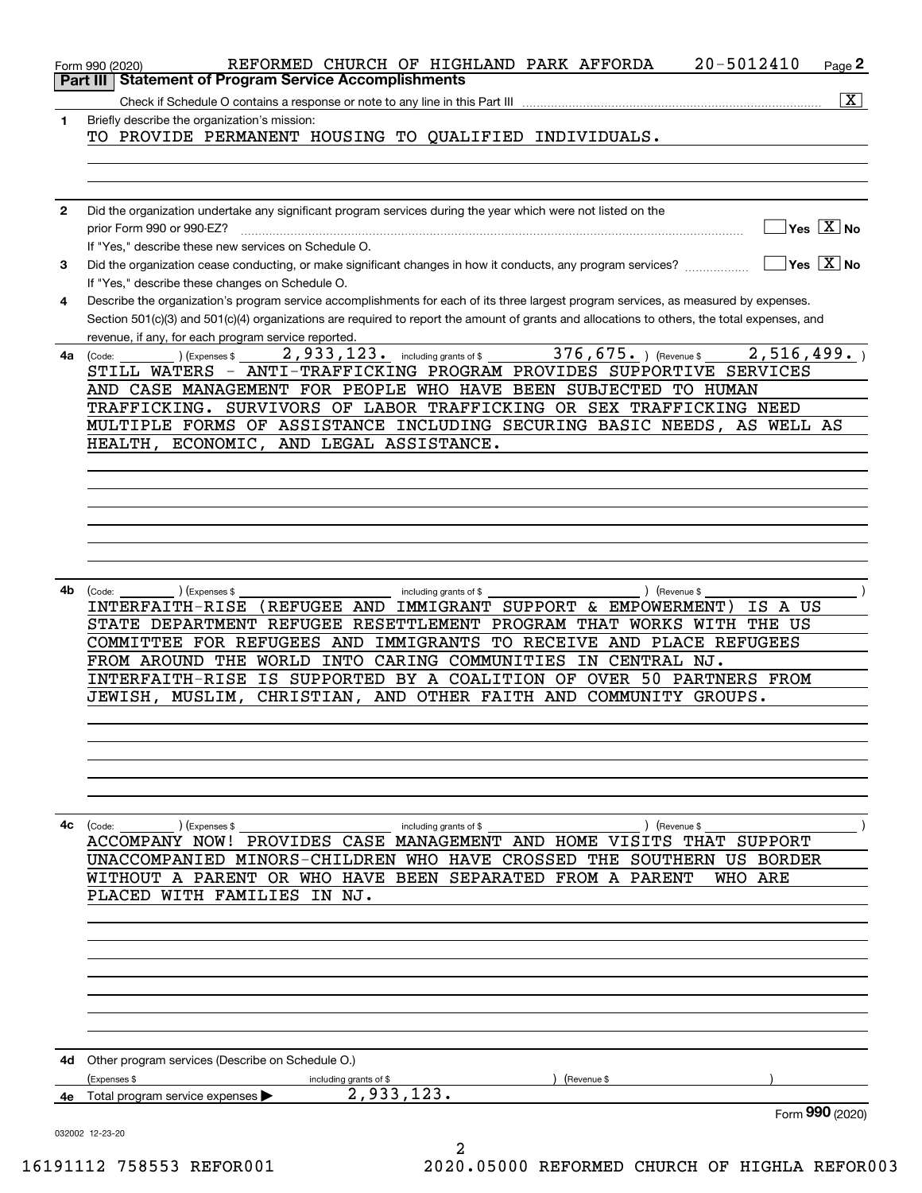Form 990 (2020) REFORMED CHURCH OF HIGHLAND PARK AFFORDA 20-5012410

## Part III Statement of Program Service Accomplishments

Check if Schedule O contains a response or note to any line in this Part III [X]

**1** Briefly describe the organization's mission:

TO PROVIDE PERMANENT HOUSING TO QUALIFIED INDIVIDUALS.

**2** Did the organization undertake any significant program services during the year which were not listed on the prior Form 990 or 990-EZ? Yes [ ] No [X]

If "Yes," describe these new services on Schedule O.

**3** Did the organization cease conducting, or make significant changes in how it conducts, any program services? Yes [ ] No [X]

If "Yes," describe these changes on Schedule O.

**4** Describe the organization's program service accomplishments for each of its three largest program services, as measured by expenses. Section 501(c)(3) and 501(c)(4) organizations are required to report the amount of grants and allocations to others, the total expenses, and revenue, if any, for each program service reported.

**4a** (Code: ) (Expenses $ 2,933,123. including grants of $ 376,675. ) (Revenue $ 2,516,499. )

STILL WATERS - ANTI-TRAFFICKING PROGRAM PROVIDES SUPPORTIVE SERVICES AND CASE MANAGEMENT FOR PEOPLE WHO HAVE BEEN SUBJECTED TO HUMAN TRAFFICKING. SURVIVORS OF LABOR TRAFFICKING OR SEX TRAFFICKING NEED MULTIPLE FORMS OF ASSISTANCE INCLUDING SECURING BASIC NEEDS, AS WELL AS HEALTH, ECONOMIC, AND LEGAL ASSISTANCE.

**4b** (Code: ) (Expenses $ including grants of $ ) (Revenue $ )

INTERFAITH-RISE (REFUGEE AND IMMIGRANT SUPPORT & EMPOWERMENT) IS A US STATE DEPARTMENT REFUGEE RESETTLEMENT PROGRAM THAT WORKS WITH THE US COMMITTEE FOR REFUGEES AND IMMIGRANTS TO RECEIVE AND PLACE REFUGEES FROM AROUND THE WORLD INTO CARING COMMUNITIES IN CENTRAL NJ. INTERFAITH-RISE IS SUPPORTED BY A COALITION OF OVER 50 PARTNERS FROM JEWISH, MUSLIM, CHRISTIAN, AND OTHER FAITH AND COMMUNITY GROUPS.

**4c** (Code: ) (Expenses $ including grants of $ ) (Revenue $ )

ACCOMPANY NOW! PROVIDES CASE MANAGEMENT AND HOME VISITS THAT SUPPORT UNACCOMPANIED MINORS-CHILDREN WHO HAVE CROSSED THE SOUTHERN US BORDER WITHOUT A PARENT OR WHO HAVE BEEN SEPARATED FROM A PARENT WHO ARE PLACED WITH FAMILIES IN NJ.

**4d** Other program services (Describe on Schedule O.)

(Expenses $ including grants of $ ) (Revenue $ )

**4e** Total program service expenses 2,933,123.

Form **990** (2020)

032002 12-23-20

16191112 758553 REFOR001 2020.05000 REFORMED CHURCH OF HIGHLA REFOR003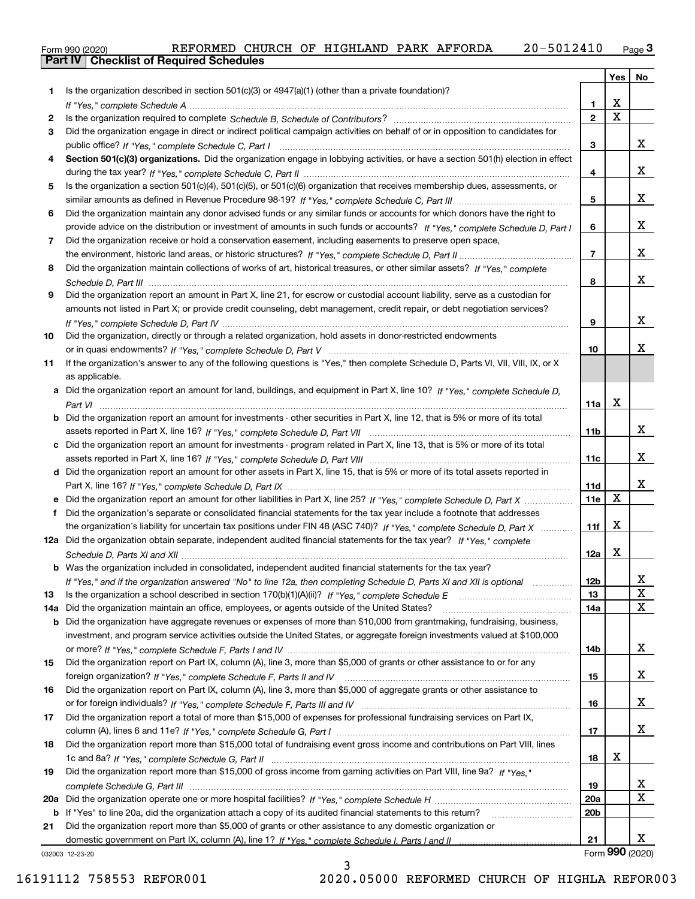Form 990 (2020) REFORMED CHURCH OF HIGHLAND PARK AFFORDA 20-5012410

## Part IV | Checklist of Required Schedules

| | | | Yes | No |
|---|---|---|---|---|
| 1 | Is the organization described in section 501(c)(3) or 4947(a)(1) (other than a private foundation)? *If "Yes," complete Schedule A* | 1 | X | |
| 2 | Is the organization required to complete *Schedule B, Schedule of Contributors*? | 2 | X | |
| 3 | Did the organization engage in direct or indirect political campaign activities on behalf of or in opposition to candidates for public office? *If "Yes," complete Schedule C, Part I* | 3 | | X |
| 4 | **Section 501(c)(3) organizations.** Did the organization engage in lobbying activities, or have a section 501(h) election in effect during the tax year? *If "Yes," complete Schedule C, Part II* | 4 | | X |
| 5 | Is the organization a section 501(c)(4), 501(c)(5), or 501(c)(6) organization that receives membership dues, assessments, or similar amounts as defined in Revenue Procedure 98-19? *If "Yes," complete Schedule C, Part III* | 5 | | X |
| 6 | Did the organization maintain any donor advised funds or any similar funds or accounts for which donors have the right to provide advice on the distribution or investment of amounts in such funds or accounts? *If "Yes," complete Schedule D, Part I* | 6 | | X |
| 7 | Did the organization receive or hold a conservation easement, including easements to preserve open space, the environment, historic land areas, or historic structures? *If "Yes," complete Schedule D, Part II* | 7 | | X |
| 8 | Did the organization maintain collections of works of art, historical treasures, or other similar assets? *If "Yes," complete Schedule D, Part III* | 8 | | X |
| 9 | Did the organization report an amount in Part X, line 21, for escrow or custodial account liability, serve as a custodian for amounts not listed in Part X; or provide credit counseling, debt management, credit repair, or debt negotiation services? *If "Yes," complete Schedule D, Part IV* | 9 | | X |
| 10 | Did the organization, directly or through a related organization, hold assets in donor-restricted endowments or in quasi endowments? *If "Yes," complete Schedule D, Part V* | 10 | | X |
| 11 | If the organization's answer to any of the following questions is "Yes," then complete Schedule D, Parts VI, VII, VIII, IX, or X as applicable. | | | |
| a | Did the organization report an amount for land, buildings, and equipment in Part X, line 10? *If "Yes," complete Schedule D, Part VI* | 11a | X | |
| b | Did the organization report an amount for investments - other securities in Part X, line 12, that is 5% or more of its total assets reported in Part X, line 16? *If "Yes," complete Schedule D, Part VII* | 11b | | X |
| c | Did the organization report an amount for investments - program related in Part X, line 13, that is 5% or more of its total assets reported in Part X, line 16? *If "Yes," complete Schedule D, Part VIII* | 11c | | X |
| d | Did the organization report an amount for other assets in Part X, line 15, that is 5% or more of its total assets reported in Part X, line 16? *If "Yes," complete Schedule D, Part IX* | 11d | | X |
| e | Did the organization report an amount for other liabilities in Part X, line 25? *If "Yes," complete Schedule D, Part X* | 11e | X | |
| f | Did the organization's separate or consolidated financial statements for the tax year include a footnote that addresses the organization's liability for uncertain tax positions under FIN 48 (ASC 740)? *If "Yes," complete Schedule D, Part X* | 11f | X | |
| 12a | Did the organization obtain separate, independent audited financial statements for the tax year? *If "Yes," complete Schedule D, Parts XI and XII* | 12a | X | |
| b | Was the organization included in consolidated, independent audited financial statements for the tax year? *If "Yes," and if the organization answered "No" to line 12a, then completing Schedule D, Parts XI and XII is optional* | 12b | | X |
| 13 | Is the organization a school described in section 170(b)(1)(A)(ii)? *If "Yes," complete Schedule E* | 13 | | X |
| 14a | Did the organization maintain an office, employees, or agents outside of the United States? | 14a | | X |
| b | Did the organization have aggregate revenues or expenses of more than $10,000 from grantmaking, fundraising, business, investment, and program service activities outside the United States, or aggregate foreign investments valued at $100,000 or more? *If "Yes," complete Schedule F, Parts I and IV* | 14b | | X |
| 15 | Did the organization report on Part IX, column (A), line 3, more than $5,000 of grants or other assistance to or for any foreign organization? *If "Yes," complete Schedule F, Parts II and IV* | 15 | | X |
| 16 | Did the organization report on Part IX, column (A), line 3, more than $5,000 of aggregate grants or other assistance to or for foreign individuals? *If "Yes," complete Schedule F, Parts III and IV* | 16 | | X |
| 17 | Did the organization report a total of more than $15,000 of expenses for professional fundraising services on Part IX, column (A), lines 6 and 11e? *If "Yes," complete Schedule G, Part I* | 17 | | X |
| 18 | Did the organization report more than $15,000 total of fundraising event gross income and contributions on Part VIII, lines 1c and 8a? *If "Yes," complete Schedule G, Part II* | 18 | X | |
| 19 | Did the organization report more than $15,000 of gross income from gaming activities on Part VIII, line 9a? *If "Yes," complete Schedule G, Part III* | 19 | | X |
| 20a | Did the organization operate one or more hospital facilities? *If "Yes," complete Schedule H* | 20a | | X |
| b | If "Yes" to line 20a, did the organization attach a copy of its audited financial statements to this return? | 20b | | |
| 21 | Did the organization report more than $5,000 of grants or other assistance to any domestic organization or domestic government on Part IX, column (A), line 1? *If "Yes," complete Schedule I, Parts I and II* | 21 | | X |

032003 12-23-20 Form **990** (2020)

16191112 758553 REFOR001 2020.05000 REFORMED CHURCH OF HIGHLA REFOR003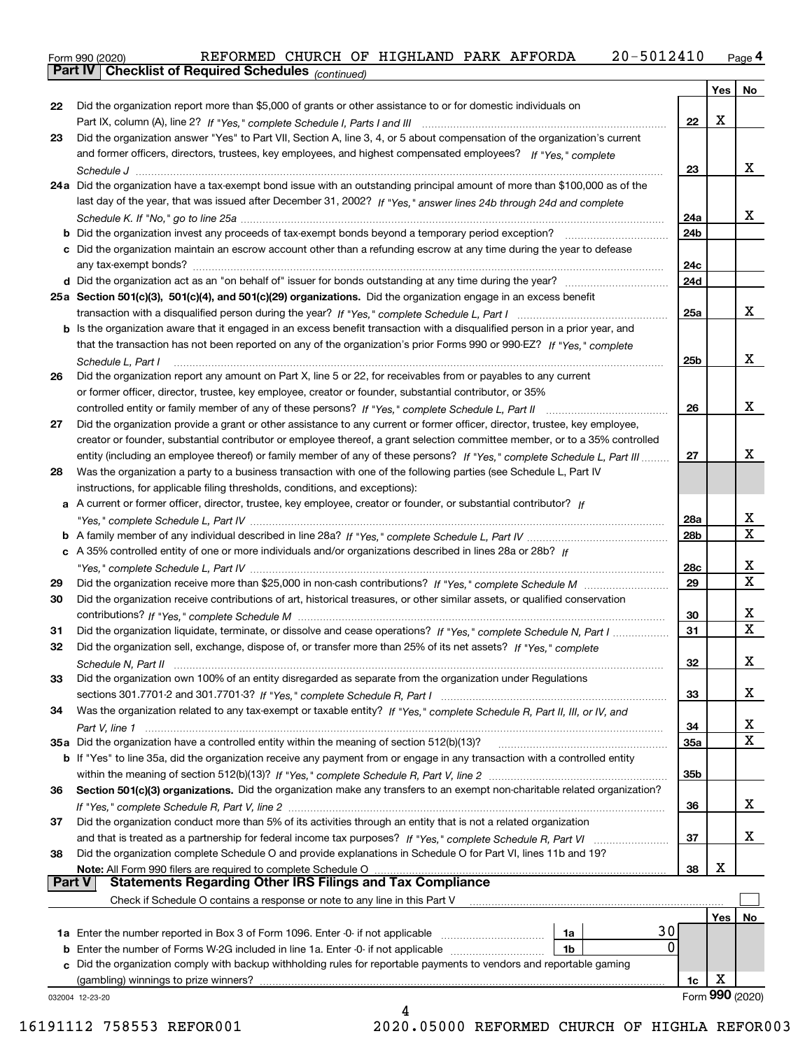Form 990 (2020) REFORMED CHURCH OF HIGHLAND PARK AFFORDA 20-5012410 Page 4

**Part IV Checklist of Required Schedules** *(continued)*

| | | | Yes | No |
|---|---|---|---|---|
| 22 | Did the organization report more than $5,000 of grants or other assistance to or for domestic individuals on Part IX, column (A), line 2? *If "Yes," complete Schedule I, Parts I and III* | 22 | X | |
| 23 | Did the organization answer "Yes" to Part VII, Section A, line 3, 4, or 5 about compensation of the organization's current and former officers, directors, trustees, key employees, and highest compensated employees? *If "Yes," complete Schedule J* | 23 | | X |
| 24a | Did the organization have a tax-exempt bond issue with an outstanding principal amount of more than $100,000 as of the last day of the year, that was issued after December 31, 2002? *If "Yes," answer lines 24b through 24d and complete Schedule K. If "No," go to line 25a* | 24a | | X |
| b | Did the organization invest any proceeds of tax-exempt bonds beyond a temporary period exception? | 24b | | |
| c | Did the organization maintain an escrow account other than a refunding escrow at any time during the year to defease any tax-exempt bonds? | 24c | | |
| d | Did the organization act as an "on behalf of" issuer for bonds outstanding at any time during the year? | 24d | | |
| 25a | **Section 501(c)(3), 501(c)(4), and 501(c)(29) organizations.** Did the organization engage in an excess benefit transaction with a disqualified person during the year? *If "Yes," complete Schedule L, Part I* | 25a | | X |
| b | Is the organization aware that it engaged in an excess benefit transaction with a disqualified person in a prior year, and that the transaction has not been reported on any of the organization's prior Forms 990 or 990-EZ? *If "Yes," complete Schedule L, Part I* | 25b | | X |
| 26 | Did the organization report any amount on Part X, line 5 or 22, for receivables from or payables to any current or former officer, director, trustee, key employee, creator or founder, substantial contributor, or 35% controlled entity or family member of any of these persons? *If "Yes," complete Schedule L, Part II* | 26 | | X |
| 27 | Did the organization provide a grant or other assistance to any current or former officer, director, trustee, key employee, creator or founder, substantial contributor or employee thereof, a grant selection committee member, or to a 35% controlled entity (including an employee thereof) or family member of any of these persons? *If "Yes," complete Schedule L, Part III* | 27 | | X |
| 28 | Was the organization a party to a business transaction with one of the following parties (see Schedule L, Part IV instructions, for applicable filing thresholds, conditions, and exceptions): | | | |
| a | A current or former officer, director, trustee, key employee, creator or founder, or substantial contributor? *If "Yes," complete Schedule L, Part IV* | 28a | | X |
| b | A family member of any individual described in line 28a? *If "Yes," complete Schedule L, Part IV* | 28b | | X |
| c | A 35% controlled entity of one or more individuals and/or organizations described in lines 28a or 28b? *If "Yes," complete Schedule L, Part IV* | 28c | | X |
| 29 | Did the organization receive more than $25,000 in non-cash contributions? *If "Yes," complete Schedule M* | 29 | | X |
| 30 | Did the organization receive contributions of art, historical treasures, or other similar assets, or qualified conservation contributions? *If "Yes," complete Schedule M* | 30 | | X |
| 31 | Did the organization liquidate, terminate, or dissolve and cease operations? *If "Yes," complete Schedule N, Part I* | 31 | | X |
| 32 | Did the organization sell, exchange, dispose of, or transfer more than 25% of its net assets? *If "Yes," complete Schedule N, Part II* | 32 | | X |
| 33 | Did the organization own 100% of an entity disregarded as separate from the organization under Regulations sections 301.7701-2 and 301.7701-3? *If "Yes," complete Schedule R, Part I* | 33 | | X |
| 34 | Was the organization related to any tax-exempt or taxable entity? *If "Yes," complete Schedule R, Part II, III, or IV, and Part V, line 1* | 34 | | X |
| 35a | Did the organization have a controlled entity within the meaning of section 512(b)(13)? | 35a | | X |
| b | If "Yes" to line 35a, did the organization receive any payment from or engage in any transaction with a controlled entity within the meaning of section 512(b)(13)? *If "Yes," complete Schedule R, Part V, line 2* | 35b | | |
| 36 | **Section 501(c)(3) organizations.** Did the organization make any transfers to an exempt non-charitable related organization? *If "Yes," complete Schedule R, Part V, line 2* | 36 | | X |
| 37 | Did the organization conduct more than 5% of its activities through an entity that is not a related organization and that is treated as a partnership for federal income tax purposes? *If "Yes," complete Schedule R, Part VI* | 37 | | X |
| 38 | Did the organization complete Schedule O and provide explanations in Schedule O for Part VI, lines 11b and 19? **Note:** All Form 990 filers are required to complete Schedule O | 38 | X | |

**Part V Statements Regarding Other IRS Filings and Tax Compliance**

Check if Schedule O contains a response or note to any line in this Part V ☐

| | | | | | Yes | No |
|---|---|---|---|---|---|---|
| 1a | Enter the number reported in Box 3 of Form 1096. Enter -0- if not applicable | 1a | 30 | | | |
| b | Enter the number of Forms W-2G included in line 1a. Enter -0- if not applicable | 1b | 0 | | | |
| c | Did the organization comply with backup withholding rules for reportable payments to vendors and reportable gaming (gambling) winnings to prize winners? | | | 1c | X | |

032004 12-23-20

Form **990** (2020)

16191112 758553 REFOR001 2020.05000 REFORMED CHURCH OF HIGHLA REFOR003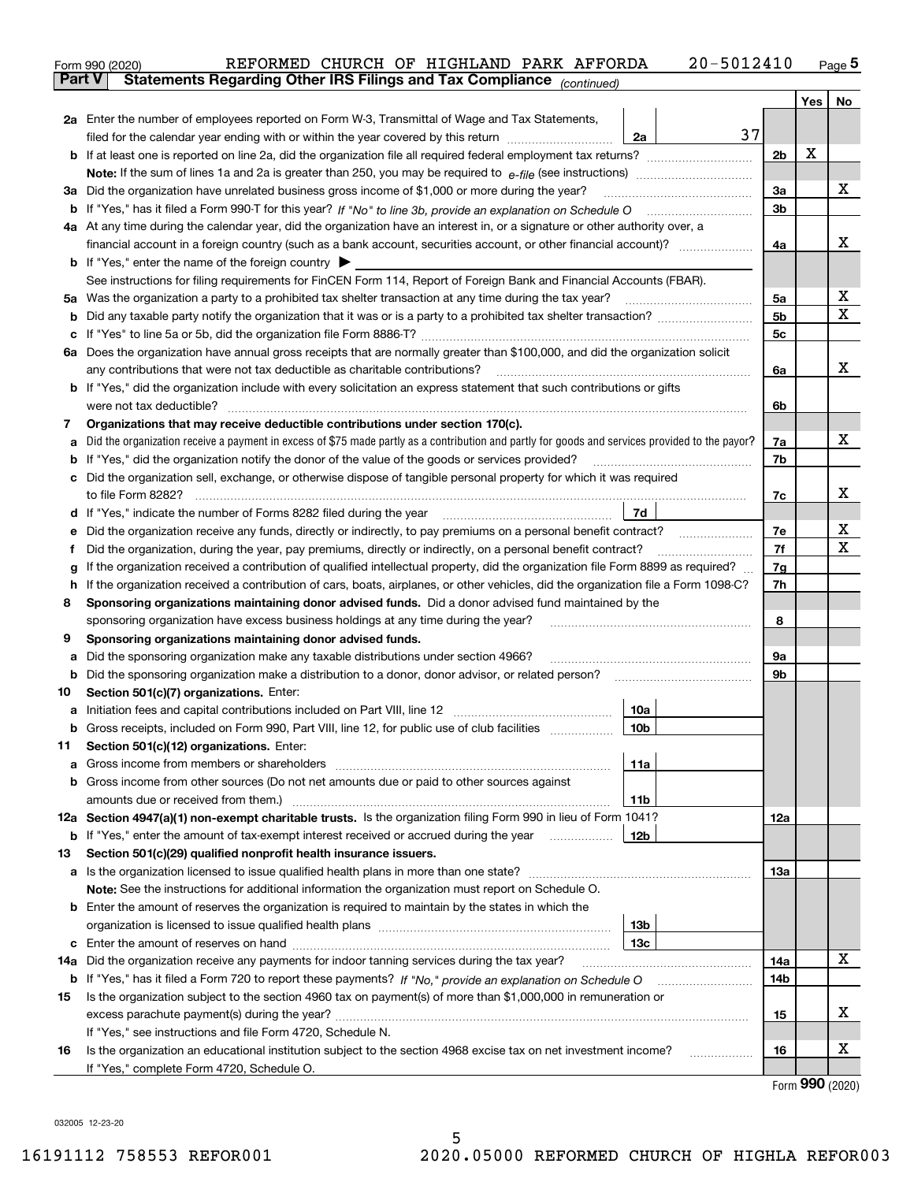Form 990 (2020) REFORMED CHURCH OF HIGHLAND PARK AFFORDA 20-5012410

**Part V Statements Regarding Other IRS Filings and Tax Compliance** *(continued)*

| | | | | | Yes | No |
|---|---|---|---|---|---|---|
| **2a** | Enter the number of employees reported on Form W-3, Transmittal of Wage and Tax Statements, filed for the calendar year ending with or within the year covered by this return | 2a | 37 | | | |
| **b** | If at least one is reported on line 2a, did the organization file all required federal employment tax returns? | | | 2b | X | |
| | **Note:** If the sum of lines 1a and 2a is greater than 250, you may be required to *e-file* (see instructions) | | | | | |
| **3a** | Did the organization have unrelated business gross income of $1,000 or more during the year? | | | 3a | | X |
| **b** | If "Yes," has it filed a Form 990-T for this year? *If "No" to line 3b, provide an explanation on Schedule O* | | | 3b | | |
| **4a** | At any time during the calendar year, did the organization have an interest in, or a signature or other authority over, a financial account in a foreign country (such as a bank account, securities account, or other financial account)? | | | 4a | | X |
| **b** | If "Yes," enter the name of the foreign country ▶ | | | | | |
| | See instructions for filing requirements for FinCEN Form 114, Report of Foreign Bank and Financial Accounts (FBAR). | | | | | |
| **5a** | Was the organization a party to a prohibited tax shelter transaction at any time during the tax year? | | | 5a | | X |
| **b** | Did any taxable party notify the organization that it was or is a party to a prohibited tax shelter transaction? | | | 5b | | X |
| **c** | If "Yes" to line 5a or 5b, did the organization file Form 8886-T? | | | 5c | | |
| **6a** | Does the organization have annual gross receipts that are normally greater than $100,000, and did the organization solicit any contributions that were not tax deductible as charitable contributions? | | | 6a | | X |
| **b** | If "Yes," did the organization include with every solicitation an express statement that such contributions or gifts were not tax deductible? | | | 6b | | |
| **7** | **Organizations that may receive deductible contributions under section 170(c).** | | | | | |
| **a** | Did the organization receive a payment in excess of $75 made partly as a contribution and partly for goods and services provided to the payor? | | | 7a | | X |
| **b** | If "Yes," did the organization notify the donor of the value of the goods or services provided? | | | 7b | | |
| **c** | Did the organization sell, exchange, or otherwise dispose of tangible personal property for which it was required to file Form 8282? | | | 7c | | X |
| **d** | If "Yes," indicate the number of Forms 8282 filed during the year | 7d | | | | |
| **e** | Did the organization receive any funds, directly or indirectly, to pay premiums on a personal benefit contract? | | | 7e | | X |
| **f** | Did the organization, during the year, pay premiums, directly or indirectly, on a personal benefit contract? | | | 7f | | X |
| **g** | If the organization received a contribution of qualified intellectual property, did the organization file Form 8899 as required? | | | 7g | | |
| **h** | If the organization received a contribution of cars, boats, airplanes, or other vehicles, did the organization file a Form 1098-C? | | | 7h | | |
| **8** | **Sponsoring organizations maintaining donor advised funds.** Did a donor advised fund maintained by the sponsoring organization have excess business holdings at any time during the year? | | | 8 | | |
| **9** | **Sponsoring organizations maintaining donor advised funds.** | | | | | |
| **a** | Did the sponsoring organization make any taxable distributions under section 4966? | | | 9a | | |
| **b** | Did the sponsoring organization make a distribution to a donor, donor advisor, or related person? | | | 9b | | |
| **10** | **Section 501(c)(7) organizations.** Enter: | | | | | |
| **a** | Initiation fees and capital contributions included on Part VIII, line 12 | 10a | | | | |
| **b** | Gross receipts, included on Form 990, Part VIII, line 12, for public use of club facilities | 10b | | | | |
| **11** | **Section 501(c)(12) organizations.** Enter: | | | | | |
| **a** | Gross income from members or shareholders | 11a | | | | |
| **b** | Gross income from other sources (Do not net amounts due or paid to other sources against amounts due or received from them.) | 11b | | | | |
| **12a** | **Section 4947(a)(1) non-exempt charitable trusts.** Is the organization filing Form 990 in lieu of Form 1041? | | | 12a | | |
| **b** | If "Yes," enter the amount of tax-exempt interest received or accrued during the year | 12b | | | | |
| **13** | **Section 501(c)(29) qualified nonprofit health insurance issuers.** | | | | | |
| **a** | Is the organization licensed to issue qualified health plans in more than one state? | | | 13a | | |
| | **Note:** See the instructions for additional information the organization must report on Schedule O. | | | | | |
| **b** | Enter the amount of reserves the organization is required to maintain by the states in which the organization is licensed to issue qualified health plans | 13b | | | | |
| **c** | Enter the amount of reserves on hand | 13c | | | | |
| **14a** | Did the organization receive any payments for indoor tanning services during the tax year? | | | 14a | | X |
| **b** | If "Yes," has it filed a Form 720 to report these payments? *If "No," provide an explanation on Schedule O* | | | 14b | | |
| **15** | Is the organization subject to the section 4960 tax on payment(s) of more than $1,000,000 in remuneration or excess parachute payment(s) during the year? | | | 15 | | X |
| | If "Yes," see instructions and file Form 4720, Schedule N. | | | | | |
| **16** | Is the organization an educational institution subject to the section 4968 excise tax on net investment income? | | | 16 | | X |
| | If "Yes," complete Form 4720, Schedule O. | | | | | |

Form **990** (2020)

032005 12-23-20

16191112 758553 REFOR001 2020.05000 REFORMED CHURCH OF HIGHLA REFOR003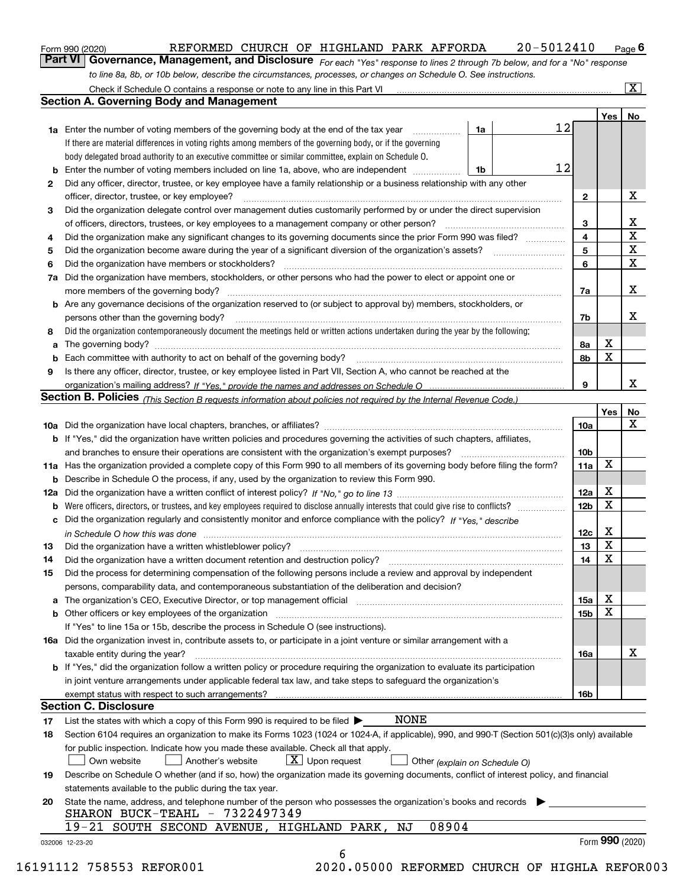Form 990 (2020) REFORMED CHURCH OF HIGHLAND PARK AFFORDA 20-5012410 Page **6**

## Part VI Governance, Management, and Disclosure

*For each "Yes" response to lines 2 through 7b below, and for a "No" response to line 8a, 8b, or 10b below, describe the circumstances, processes, or changes on Schedule O. See instructions.*

Check if Schedule O contains a response or note to any line in this Part VI ..... [X]

### Section A. Governing Body and Management

| | | | | | Yes | No |
|---|---|---|---|---|---|---|
| **1a** | Enter the number of voting members of the governing body at the end of the tax year. If there are material differences in voting rights among members of the governing body, or if the governing body delegated broad authority to an executive committee or similar committee, explain on Schedule O. | 1a | 12 | | | |
| **b** | Enter the number of voting members included on line 1a, above, who are independent | 1b | 12 | | | |
| **2** | Did any officer, director, trustee, or key employee have a family relationship or a business relationship with any other officer, director, trustee, or key employee? | | | 2 | | X |
| **3** | Did the organization delegate control over management duties customarily performed by or under the direct supervision of officers, directors, trustees, or key employees to a management company or other person? | | | 3 | | X |
| **4** | Did the organization make any significant changes to its governing documents since the prior Form 990 was filed? | | | 4 | | X |
| **5** | Did the organization become aware during the year of a significant diversion of the organization's assets? | | | 5 | | X |
| **6** | Did the organization have members or stockholders? | | | 6 | | X |
| **7a** | Did the organization have members, stockholders, or other persons who had the power to elect or appoint one or more members of the governing body? | | | 7a | | X |
| **b** | Are any governance decisions of the organization reserved to (or subject to approval by) members, stockholders, or persons other than the governing body? | | | 7b | | X |
| **8** | Did the organization contemporaneously document the meetings held or written actions undertaken during the year by the following: | | | | | |
| **a** | The governing body? | | | 8a | X | |
| **b** | Each committee with authority to act on behalf of the governing body? | | | 8b | X | |
| **9** | Is there any officer, director, trustee, or key employee listed in Part VII, Section A, who cannot be reached at the organization's mailing address? *If "Yes," provide the names and addresses on Schedule O* | | | 9 | | X |

### Section B. Policies *(This Section B requests information about policies not required by the Internal Revenue Code.)*

| | | | Yes | No |
|---|---|---|---|---|
| **10a** | Did the organization have local chapters, branches, or affiliates? | 10a | | X |
| **b** | If "Yes," did the organization have written policies and procedures governing the activities of such chapters, affiliates, and branches to ensure their operations are consistent with the organization's exempt purposes? | 10b | | |
| **11a** | Has the organization provided a complete copy of this Form 990 to all members of its governing body before filing the form? | 11a | X | |
| **b** | Describe in Schedule O the process, if any, used by the organization to review this Form 990. | | | |
| **12a** | Did the organization have a written conflict of interest policy? *If "No," go to line 13* | 12a | X | |
| **b** | Were officers, directors, or trustees, and key employees required to disclose annually interests that could give rise to conflicts? | 12b | X | |
| **c** | Did the organization regularly and consistently monitor and enforce compliance with the policy? *If "Yes," describe in Schedule O how this was done* | 12c | X | |
| **13** | Did the organization have a written whistleblower policy? | 13 | X | |
| **14** | Did the organization have a written document retention and destruction policy? | 14 | X | |
| **15** | Did the process for determining compensation of the following persons include a review and approval by independent persons, comparability data, and contemporaneous substantiation of the deliberation and decision? | | | |
| **a** | The organization's CEO, Executive Director, or top management official | 15a | X | |
| **b** | Other officers or key employees of the organization | 15b | X | |
| | If "Yes" to line 15a or 15b, describe the process in Schedule O (see instructions). | | | |
| **16a** | Did the organization invest in, contribute assets to, or participate in a joint venture or similar arrangement with a taxable entity during the year? | 16a | | X |
| **b** | If "Yes," did the organization follow a written policy or procedure requiring the organization to evaluate its participation in joint venture arrangements under applicable federal tax law, and take steps to safeguard the organization's exempt status with respect to such arrangements? | 16b | | |

### Section C. Disclosure

**17** List the states with which a copy of this Form 990 is required to be filed ▶ NONE

**18** Section 6104 requires an organization to make its Forms 1023 (1024 or 1024-A, if applicable), 990, and 990-T (Section 501(c)(3)s only) available for public inspection. Indicate how you made these available. Check all that apply.

[ ] Own website [ ] Another's website [X] Upon request [ ] Other *(explain on Schedule O)*

**19** Describe on Schedule O whether (and if so, how) the organization made its governing documents, conflict of interest policy, and financial statements available to the public during the tax year.

**20** State the name, address, and telephone number of the person who possesses the organization's books and records ▶

SHARON BUCK-TEAHL - 7322497349
19-21 SOUTH SECOND AVENUE, HIGHLAND PARK, NJ 08904

032006 12-23-20 Form **990** (2020)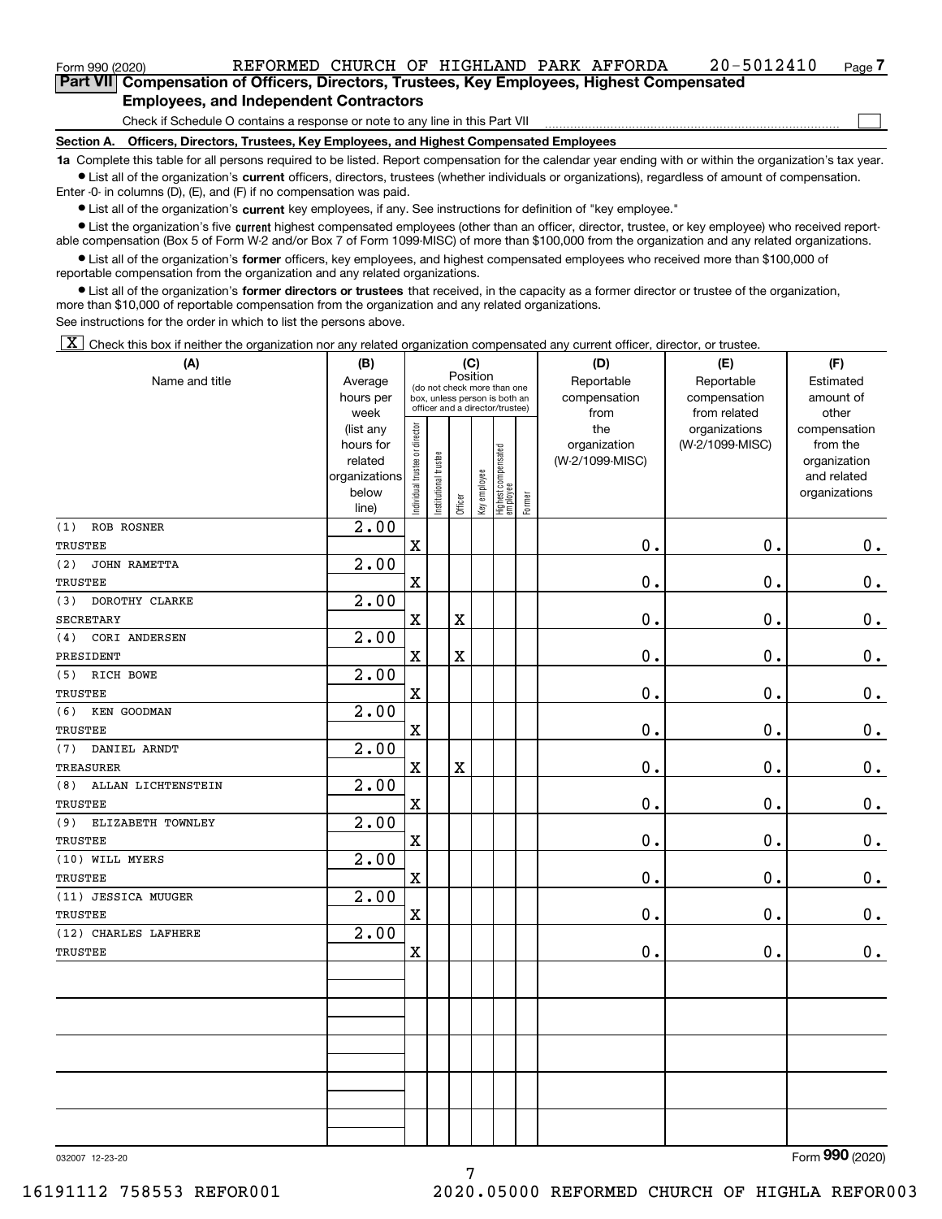Form 990 (2020) REFORMED CHURCH OF HIGHLAND PARK AFFORDA 20-5012410

## Part VII Compensation of Officers, Directors, Trustees, Key Employees, Highest Compensated Employees, and Independent Contractors

Check if Schedule O contains a response or note to any line in this Part VII ☐

### Section A. Officers, Directors, Trustees, Key Employees, and Highest Compensated Employees

**1a** Complete this table for all persons required to be listed. Report compensation for the calendar year ending with or within the organization's tax year.

- List all of the organization's **current** officers, directors, trustees (whether individuals or organizations), regardless of amount of compensation. Enter -0- in columns (D), (E), and (F) if no compensation was paid.
- List all of the organization's **current** key employees, if any. See instructions for definition of "key employee."
- List the organization's five **current** highest compensated employees (other than an officer, director, trustee, or key employee) who received reportable compensation (Box 5 of Form W-2 and/or Box 7 of Form 1099-MISC) of more than $100,000 from the organization and any related organizations.
- List all of the organization's **former** officers, key employees, and highest compensated employees who received more than $100,000 of reportable compensation from the organization and any related organizations.
- List all of the organization's **former directors or trustees** that received, in the capacity as a former director or trustee of the organization, more than $10,000 of reportable compensation from the organization and any related organizations.

See instructions for the order in which to list the persons above.

☒ Check this box if neither the organization nor any related organization compensated any current officer, director, or trustee.

| (A) Name and title | (B) Average hours per week (list any hours for related organizations below line) | (C) Position: Individual trustee or director | Institutional trustee | Officer | Key employee | Highest compensated employee | Former | (D) Reportable compensation from the organization (W-2/1099-MISC) | (E) Reportable compensation from related organizations (W-2/1099-MISC) | (F) Estimated amount of other compensation from the organization and related organizations |
|---|---|---|---|---|---|---|---|---|---|---|
| (1) ROB ROSNER<br>TRUSTEE | 2.00 | X | | | | | | 0. | 0. | 0. |
| (2) JOHN RAMETTA<br>TRUSTEE | 2.00 | X | | | | | | 0. | 0. | 0. |
| (3) DOROTHY CLARKE<br>SECRETARY | 2.00 | X | | X | | | | 0. | 0. | 0. |
| (4) CORI ANDERSEN<br>PRESIDENT | 2.00 | X | | X | | | | 0. | 0. | 0. |
| (5) RICH BOWE<br>TRUSTEE | 2.00 | X | | | | | | 0. | 0. | 0. |
| (6) KEN GOODMAN<br>TRUSTEE | 2.00 | X | | | | | | 0. | 0. | 0. |
| (7) DANIEL ARNDT<br>TREASURER | 2.00 | X | | X | | | | 0. | 0. | 0. |
| (8) ALLAN LICHTENSTEIN<br>TRUSTEE | 2.00 | X | | | | | | 0. | 0. | 0. |
| (9) ELIZABETH TOWNLEY<br>TRUSTEE | 2.00 | X | | | | | | 0. | 0. | 0. |
| (10) WILL MYERS<br>TRUSTEE | 2.00 | X | | | | | | 0. | 0. | 0. |
| (11) JESSICA MUUGER<br>TRUSTEE | 2.00 | X | | | | | | 0. | 0. | 0. |
| (12) CHARLES LAFHERE<br>TRUSTEE | 2.00 | X | | | | | | 0. | 0. | 0. |

032007 12-23-20

Form **990** (2020)

16191112 758553 REFOR001 2020.05000 REFORMED CHURCH OF HIGHLA REFOR003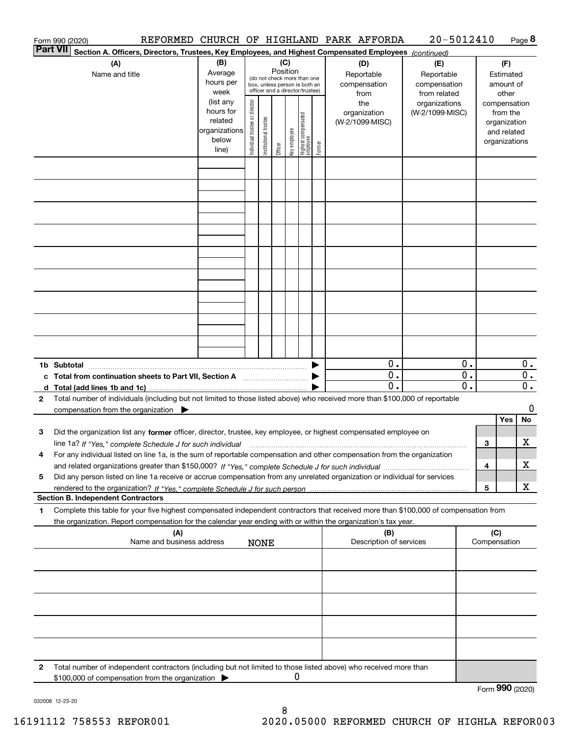Form 990 (2020) REFORMED CHURCH OF HIGHLAND PARK AFFORDA 20-5012410 Page **8**

**Part VII** **Section A. Officers, Directors, Trustees, Key Employees, and Highest Compensated Employees** *(continued)*

| (A) Name and title | (B) Average hours per week (list any hours for related organizations below line) | (C) Position (do not check more than one box, unless person is both an officer and a director/trustee) | | | | | | (D) Reportable compensation from the organization (W-2/1099-MISC) | (E) Reportable compensation from related organizations (W-2/1099-MISC) | (F) Estimated amount of other compensation from the organization and related organizations |
|---|---|---|---|---|---|---|---|---|---|---|
| | | Individual trustee or director | Institutional trustee | Officer | Key employee | Highest compensated employee | Former | | | |
| | | | | | | | | | | |
| | | | | | | | | | | |
| | | | | | | | | | | |
| | | | | | | | | | | |
| | | | | | | | | | | |
| | | | | | | | | | | |
| | | | | | | | | | | |
| | | | | | | | | | | |
| | | | | | | | | | | |
| **1b Subtotal** | | | | | | | | 0. | 0. | 0. |
| **c Total from continuation sheets to Part VII, Section A** | | | | | | | | 0. | 0. | 0. |
| **d Total (add lines 1b and 1c)** | | | | | | | | 0. | 0. | 0. |

**2** Total number of individuals (including but not limited to those listed above) who received more than $100,000 of reportable compensation from the organization ▶ 0

| | | | Yes | No |
|---|---|---|---|---|
| **3** | Did the organization list any **former** officer, director, trustee, key employee, or highest compensated employee on line 1a? *If "Yes," complete Schedule J for such individual* | 3 | | X |
| **4** | For any individual listed on line 1a, is the sum of reportable compensation and other compensation from the organization and related organizations greater than $150,000? *If "Yes," complete Schedule J for such individual* | 4 | | X |
| **5** | Did any person listed on line 1a receive or accrue compensation from any unrelated organization or individual for services rendered to the organization? *If "Yes," complete Schedule J for such person* | 5 | | X |

**Section B. Independent Contractors**

**1** Complete this table for your five highest compensated independent contractors that received more than $100,000 of compensation from the organization. Report compensation for the calendar year ending with or within the organization's tax year.

| (A) Name and business address | (B) Description of services | (C) Compensation |
|---|---|---|
| NONE | | |
| | | |
| | | |
| | | |
| | | |

**2** Total number of independent contractors (including but not limited to those listed above) who received more than $100,000 of compensation from the organization ▶ 0

Form **990** (2020)

032008 12-23-20

16191112 758553 REFOR001 2020.05000 REFORMED CHURCH OF HIGHLA REFOR003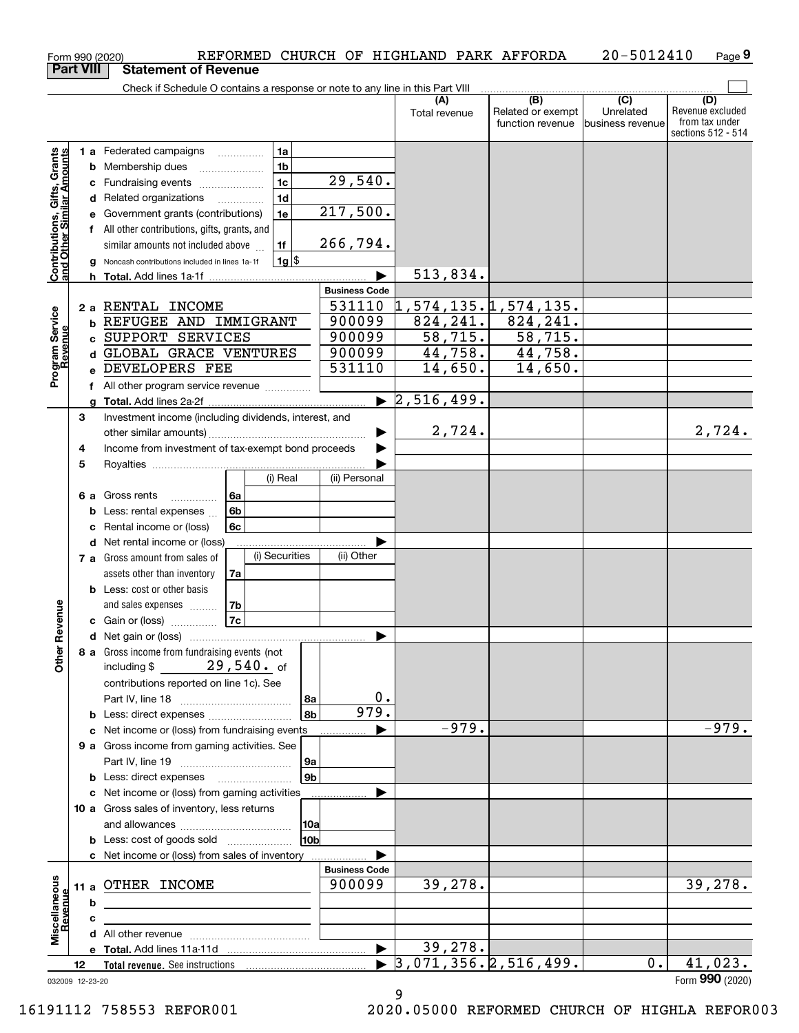Form 990 (2020) REFORMED CHURCH OF HIGHLAND PARK AFFORDA 20-5012410 Page 9

## Part VIII Statement of Revenue

Check if Schedule O contains a response or note to any line in this Part VIII

| | | | | (A) Total revenue | (B) Related or exempt function revenue | (C) Unrelated business revenue | (D) Revenue excluded from tax under sections 512 - 514 |
|---|---|---|---|---|---|---|---|
| **Contributions, Gifts, Grants and Other Similar Amounts** | 1 a Federated campaigns | 1a | | | | | |
| | b Membership dues | 1b | | | | | |
| | c Fundraising events | 1c | 29,540. | | | | |
| | d Related organizations | 1d | | | | | |
| | e Government grants (contributions) | 1e | 217,500. | | | | |
| | f All other contributions, gifts, grants, and similar amounts not included above | 1f | 266,794. | | | | |
| | g Noncash contributions included in lines 1a-1f | 1g $ | | | | | |
| | h Total. Add lines 1a-1f | | | 513,834. | | | |
| | | | **Business Code** | | | | |
| **Program Service Revenue** | 2 a RENTAL INCOME | | 531110 | 1,574,135. | 1,574,135. | | |
| | b REFUGEE AND IMMIGRANT | | 900099 | 824,241. | 824,241. | | |
| | c SUPPORT SERVICES | | 900099 | 58,715. | 58,715. | | |
| | d GLOBAL GRACE VENTURES | | 900099 | 44,758. | 44,758. | | |
| | e DEVELOPERS FEE | | 531110 | 14,650. | 14,650. | | |
| | f All other program service revenue | | | | | | |
| | g Total. Add lines 2a-2f | | | 2,516,499. | | | |
| **Other Revenue** | 3 Investment income (including dividends, interest, and other similar amounts) | | | 2,724. | | | 2,724. |
| | 4 Income from investment of tax-exempt bond proceeds | | | | | | |
| | 5 Royalties | | | | | | |
| | | (i) Real | (ii) Personal | | | | |
| | 6 a Gross rents 6a | | | | | | |
| | b Less: rental expenses 6b | | | | | | |
| | c Rental income or (loss) 6c | | | | | | |
| | d Net rental income or (loss) | | | | | | |
| | | (i) Securities | (ii) Other | | | | |
| | 7 a Gross amount from sales of assets other than inventory 7a | | | | | | |
| | b Less: cost or other basis and sales expenses 7b | | | | | | |
| | c Gain or (loss) 7c | | | | | | |
| | d Net gain or (loss) | | | | | | |
| | 8 a Gross income from fundraising events (not including $ 29,540. of contributions reported on line 1c). See Part IV, line 18 | 8a | 0. | | | | |
| | b Less: direct expenses | 8b | 979. | | | | |
| | c Net income or (loss) from fundraising events | | | -979. | | | -979. |
| | 9 a Gross income from gaming activities. See Part IV, line 19 | 9a | | | | | |
| | b Less: direct expenses | 9b | | | | | |
| | c Net income or (loss) from gaming activities | | | | | | |
| | 10 a Gross sales of inventory, less returns and allowances | 10a | | | | | |
| | b Less: cost of goods sold | 10b | | | | | |
| | c Net income or (loss) from sales of inventory | | | | | | |
| | | | **Business Code** | | | | |
| **Miscellaneous Revenue** | 11 a OTHER INCOME | | 900099 | 39,278. | | | 39,278. |
| | b | | | | | | |
| | c | | | | | | |
| | d All other revenue | | | | | | |
| | e Total. Add lines 11a-11d | | | 39,278. | | | |
| | 12 Total revenue. See instructions | | | 3,071,356. | 2,516,499. | 0. | 41,023. |

032009 12-23-20

Form 990 (2020)

16191112 758553 REFOR001 2020.05000 REFORMED CHURCH OF HIGHLA REFOR003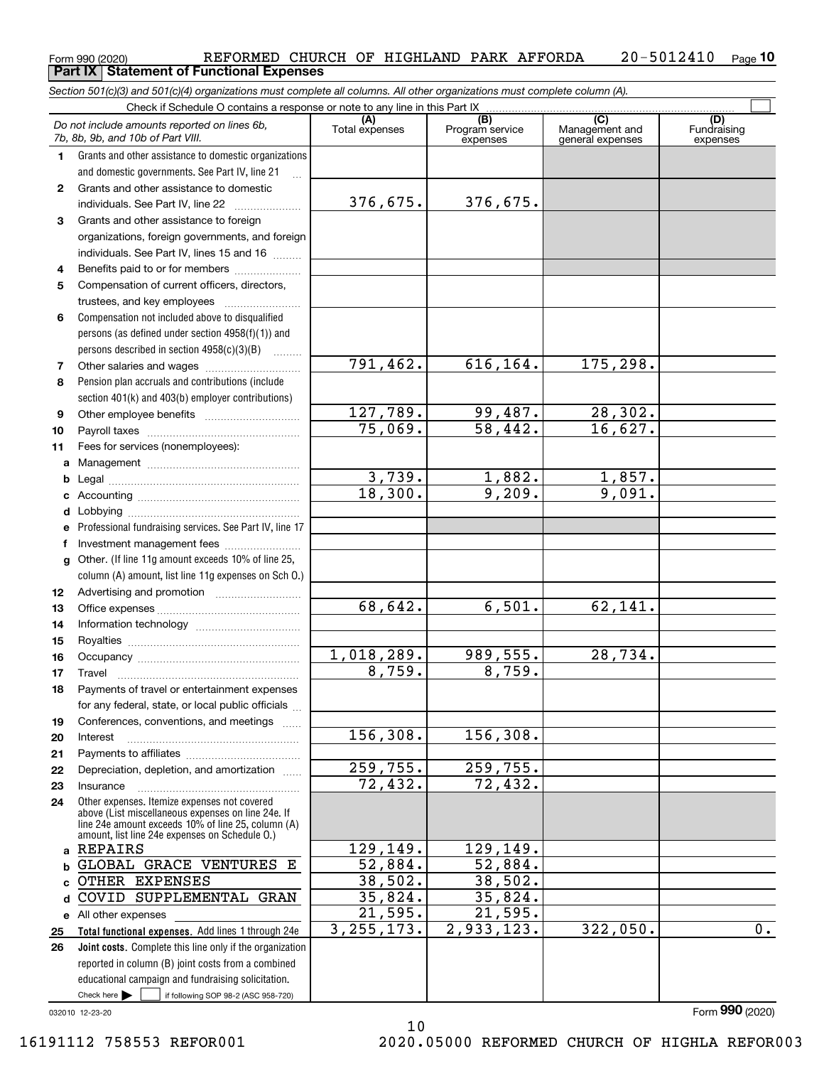Form 990 (2020) REFORMED CHURCH OF HIGHLAND PARK AFFORDA 20-5012410 Page 10

## Part IX Statement of Functional Expenses

*Section 501(c)(3) and 501(c)(4) organizations must complete all columns. All other organizations must complete column (A).*

Check if Schedule O contains a response or note to any line in this Part IX ☐

| | *Do not include amounts reported on lines 6b, 7b, 8b, 9b, and 10b of Part VIII.* | (A) Total expenses | (B) Program service expenses | (C) Management and general expenses | (D) Fundraising expenses |
|---|---|---|---|---|---|
| 1 | Grants and other assistance to domestic organizations and domestic governments. See Part IV, line 21 | | | | |
| 2 | Grants and other assistance to domestic individuals. See Part IV, line 22 | 376,675. | 376,675. | | |
| 3 | Grants and other assistance to foreign organizations, foreign governments, and foreign individuals. See Part IV, lines 15 and 16 | | | | |
| 4 | Benefits paid to or for members | | | | |
| 5 | Compensation of current officers, directors, trustees, and key employees | | | | |
| 6 | Compensation not included above to disqualified persons (as defined under section 4958(f)(1)) and persons described in section 4958(c)(3)(B) | | | | |
| 7 | Other salaries and wages | 791,462. | 616,164. | 175,298. | |
| 8 | Pension plan accruals and contributions (include section 401(k) and 403(b) employer contributions) | | | | |
| 9 | Other employee benefits | 127,789. | 99,487. | 28,302. | |
| 10 | Payroll taxes | 75,069. | 58,442. | 16,627. | |
| 11 | Fees for services (nonemployees): | | | | |
| a | Management | | | | |
| b | Legal | 3,739. | 1,882. | 1,857. | |
| c | Accounting | 18,300. | 9,209. | 9,091. | |
| d | Lobbying | | | | |
| e | Professional fundraising services. See Part IV, line 17 | | | | |
| f | Investment management fees | | | | |
| g | Other. (If line 11g amount exceeds 10% of line 25, column (A) amount, list line 11g expenses on Sch O.) | | | | |
| 12 | Advertising and promotion | | | | |
| 13 | Office expenses | 68,642. | 6,501. | 62,141. | |
| 14 | Information technology | | | | |
| 15 | Royalties | | | | |
| 16 | Occupancy | 1,018,289. | 989,555. | 28,734. | |
| 17 | Travel | 8,759. | 8,759. | | |
| 18 | Payments of travel or entertainment expenses for any federal, state, or local public officials | | | | |
| 19 | Conferences, conventions, and meetings | | | | |
| 20 | Interest | 156,308. | 156,308. | | |
| 21 | Payments to affiliates | | | | |
| 22 | Depreciation, depletion, and amortization | 259,755. | 259,755. | | |
| 23 | Insurance | 72,432. | 72,432. | | |
| 24 | Other expenses. Itemize expenses not covered above (List miscellaneous expenses on line 24e. If line 24e amount exceeds 10% of line 25, column (A) amount, list line 24e expenses on Schedule O.) | | | | |
| a | REPAIRS | 129,149. | 129,149. | | |
| b | GLOBAL GRACE VENTURES E | 52,884. | 52,884. | | |
| c | OTHER EXPENSES | 38,502. | 38,502. | | |
| d | COVID SUPPLEMENTAL GRAN | 35,824. | 35,824. | | |
| e | All other expenses | 21,595. | 21,595. | | |
| 25 | **Total functional expenses.** Add lines 1 through 24e | 3,255,173. | 2,933,123. | 322,050. | 0. |
| 26 | **Joint costs.** Complete this line only if the organization reported in column (B) joint costs from a combined educational campaign and fundraising solicitation. Check here ☐ if following SOP 98-2 (ASC 958-720) | | | | |

032010 12-23-20 Form **990** (2020)

16191112 758553 REFOR001 2020.05000 REFORMED CHURCH OF HIGHLA REFOR003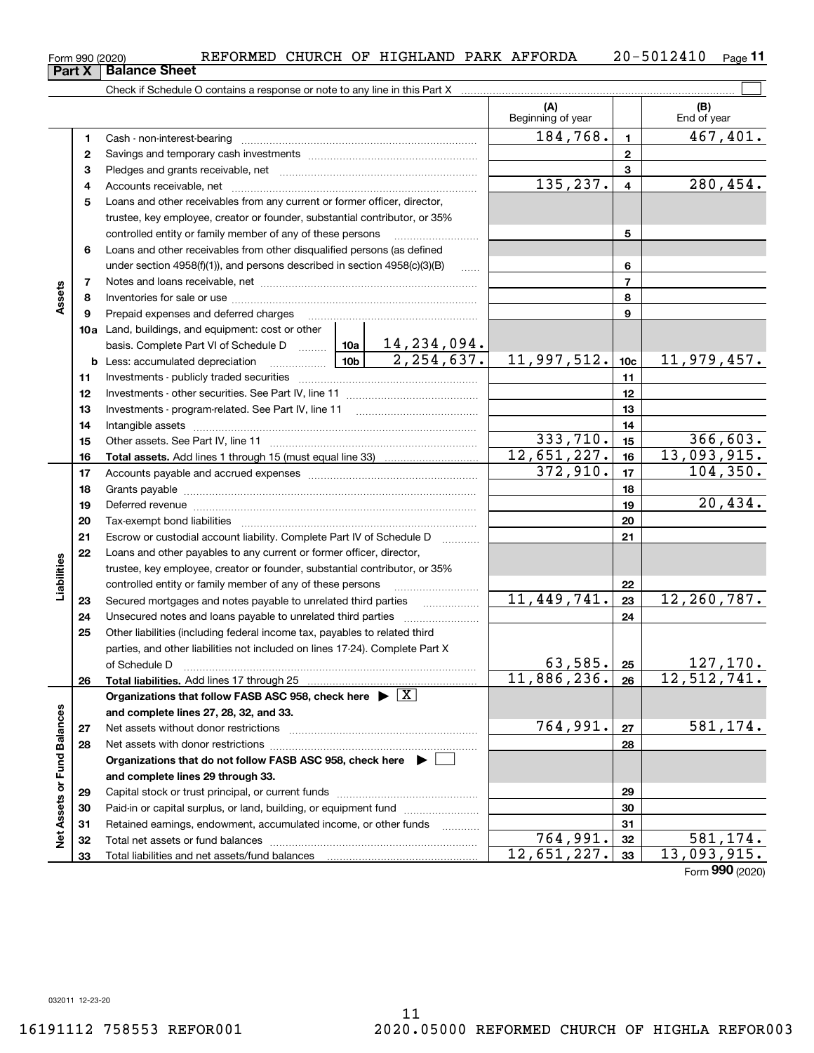Form 990 (2020) REFORMED CHURCH OF HIGHLAND PARK AFFORDA 20-5012410

## Part X Balance Sheet

Check if Schedule O contains a response or note to any line in this Part X

| | | | (A) Beginning of year | | (B) End of year |
|---|---|---|---|---|---|
| **Assets** | 1 | Cash - non-interest-bearing | 184,768. | 1 | 467,401. |
| | 2 | Savings and temporary cash investments | | 2 | |
| | 3 | Pledges and grants receivable, net | | 3 | |
| | 4 | Accounts receivable, net | 135,237. | 4 | 280,454. |
| | 5 | Loans and other receivables from any current or former officer, director, trustee, key employee, creator or founder, substantial contributor, or 35% controlled entity or family member of any of these persons | | 5 | |
| | 6 | Loans and other receivables from other disqualified persons (as defined under section 4958(f)(1)), and persons described in section 4958(c)(3)(B) | | 6 | |
| | 7 | Notes and loans receivable, net | | 7 | |
| | 8 | Inventories for sale or use | | 8 | |
| | 9 | Prepaid expenses and deferred charges | | 9 | |
| | 10a | Land, buildings, and equipment: cost or other basis. Complete Part VI of Schedule D — 10a: 14,234,094. | | | |
| | b | Less: accumulated depreciation — 10b: 2,254,637. | 11,997,512. | 10c | 11,979,457. |
| | 11 | Investments - publicly traded securities | | 11 | |
| | 12 | Investments - other securities. See Part IV, line 11 | | 12 | |
| | 13 | Investments - program-related. See Part IV, line 11 | | 13 | |
| | 14 | Intangible assets | | 14 | |
| | 15 | Other assets. See Part IV, line 11 | 333,710. | 15 | 366,603. |
| | 16 | **Total assets.** Add lines 1 through 15 (must equal line 33) | 12,651,227. | 16 | 13,093,915. |
| **Liabilities** | 17 | Accounts payable and accrued expenses | 372,910. | 17 | 104,350. |
| | 18 | Grants payable | | 18 | |
| | 19 | Deferred revenue | | 19 | 20,434. |
| | 20 | Tax-exempt bond liabilities | | 20 | |
| | 21 | Escrow or custodial account liability. Complete Part IV of Schedule D | | 21 | |
| | 22 | Loans and other payables to any current or former officer, director, trustee, key employee, creator or founder, substantial contributor, or 35% controlled entity or family member of any of these persons | | 22 | |
| | 23 | Secured mortgages and notes payable to unrelated third parties | 11,449,741. | 23 | 12,260,787. |
| | 24 | Unsecured notes and loans payable to unrelated third parties | | 24 | |
| | 25 | Other liabilities (including federal income tax, payables to related third parties, and other liabilities not included on lines 17-24). Complete Part X of Schedule D | 63,585. | 25 | 127,170. |
| | 26 | **Total liabilities.** Add lines 17 through 25 | 11,886,236. | 26 | 12,512,741. |
| **Net Assets or Fund Balances** | | **Organizations that follow FASB ASC 958, check here** ▶ [X] **and complete lines 27, 28, 32, and 33.** | | | |
| | 27 | Net assets without donor restrictions | 764,991. | 27 | 581,174. |
| | 28 | Net assets with donor restrictions | | 28 | |
| | | **Organizations that do not follow FASB ASC 958, check here** ▶ [ ] **and complete lines 29 through 33.** | | | |
| | 29 | Capital stock or trust principal, or current funds | | 29 | |
| | 30 | Paid-in or capital surplus, or land, building, or equipment fund | | 30 | |
| | 31 | Retained earnings, endowment, accumulated income, or other funds | | 31 | |
| | 32 | Total net assets or fund balances | 764,991. | 32 | 581,174. |
| | 33 | Total liabilities and net assets/fund balances | 12,651,227. | 33 | 13,093,915. |

Form **990** (2020)

032011 12-23-20

16191112 758553 REFOR001 2020.05000 REFORMED CHURCH OF HIGHLA REFOR003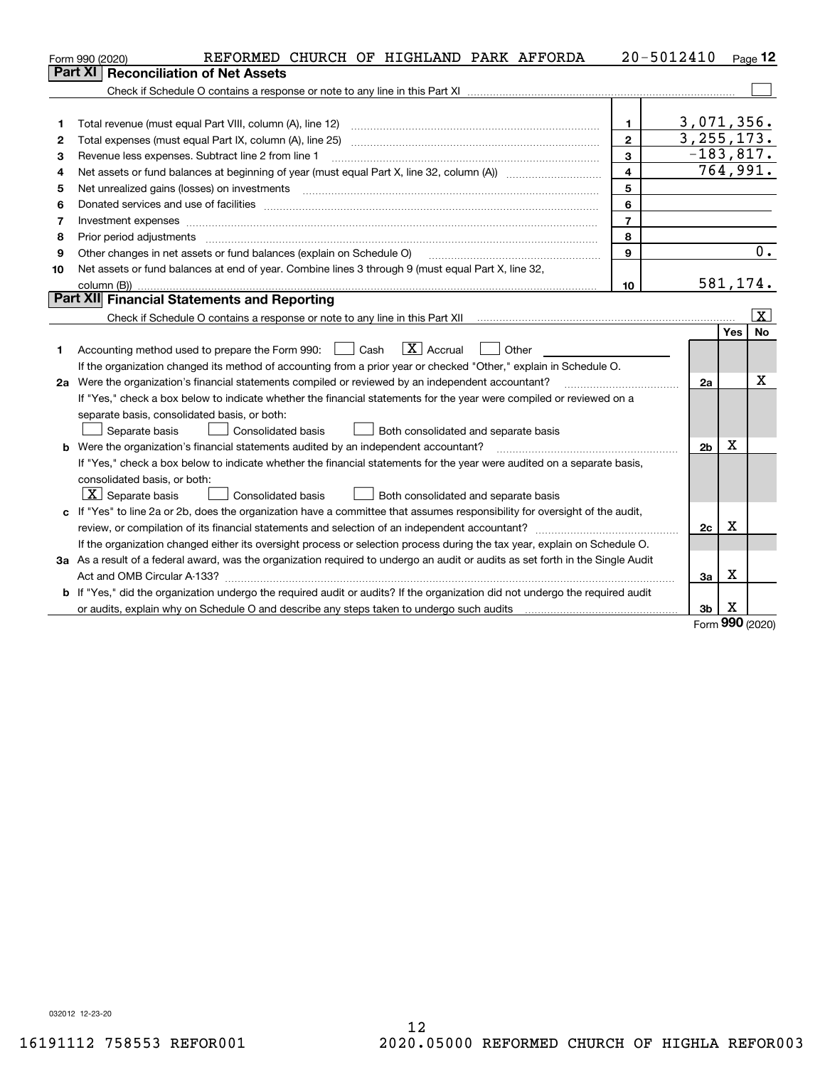Form 990 (2020) REFORMED CHURCH OF HIGHLAND PARK AFFORDA 20-5012410

## Part XI Reconciliation of Net Assets

Check if Schedule O contains a response or note to any line in this Part XI ☐

| | | | |
|---|---|---|---|
| 1 | Total revenue (must equal Part VIII, column (A), line 12) | 1 | 3,071,356. |
| 2 | Total expenses (must equal Part IX, column (A), line 25) | 2 | 3,255,173. |
| 3 | Revenue less expenses. Subtract line 2 from line 1 | 3 | -183,817. |
| 4 | Net assets or fund balances at beginning of year (must equal Part X, line 32, column (A)) | 4 | 764,991. |
| 5 | Net unrealized gains (losses) on investments | 5 | |
| 6 | Donated services and use of facilities | 6 | |
| 7 | Investment expenses | 7 | |
| 8 | Prior period adjustments | 8 | |
| 9 | Other changes in net assets or fund balances (explain on Schedule O) | 9 | 0. |
| 10 | Net assets or fund balances at end of year. Combine lines 3 through 9 (must equal Part X, line 32, column (B)) | 10 | 581,174. |

## Part XII Financial Statements and Reporting

Check if Schedule O contains a response or note to any line in this Part XII ☒

| | | | Yes | No |
|---|---|---|---|---|
| 1 | Accounting method used to prepare the Form 990: ☐ Cash ☒ Accrual ☐ Other<br>If the organization changed its method of accounting from a prior year or checked "Other," explain in Schedule O. | | | |
| 2a | Were the organization's financial statements compiled or reviewed by an independent accountant?<br>If "Yes," check a box below to indicate whether the financial statements for the year were compiled or reviewed on a separate basis, consolidated basis, or both:<br>☐ Separate basis ☐ Consolidated basis ☐ Both consolidated and separate basis | 2a | | X |
| b | Were the organization's financial statements audited by an independent accountant?<br>If "Yes," check a box below to indicate whether the financial statements for the year were audited on a separate basis, consolidated basis, or both:<br>☒ Separate basis ☐ Consolidated basis ☐ Both consolidated and separate basis | 2b | X | |
| c | If "Yes" to line 2a or 2b, does the organization have a committee that assumes responsibility for oversight of the audit, review, or compilation of its financial statements and selection of an independent accountant?<br>If the organization changed either its oversight process or selection process during the tax year, explain on Schedule O. | 2c | X | |
| 3a | As a result of a federal award, was the organization required to undergo an audit or audits as set forth in the Single Audit Act and OMB Circular A-133? | 3a | X | |
| b | If "Yes," did the organization undergo the required audit or audits? If the organization did not undergo the required audit or audits, explain why on Schedule O and describe any steps taken to undergo such audits | 3b | X | |

Form 990 (2020)

032012 12-23-20

16191112 758553 REFOR001 2020.05000 REFORMED CHURCH OF HIGHLA REFOR003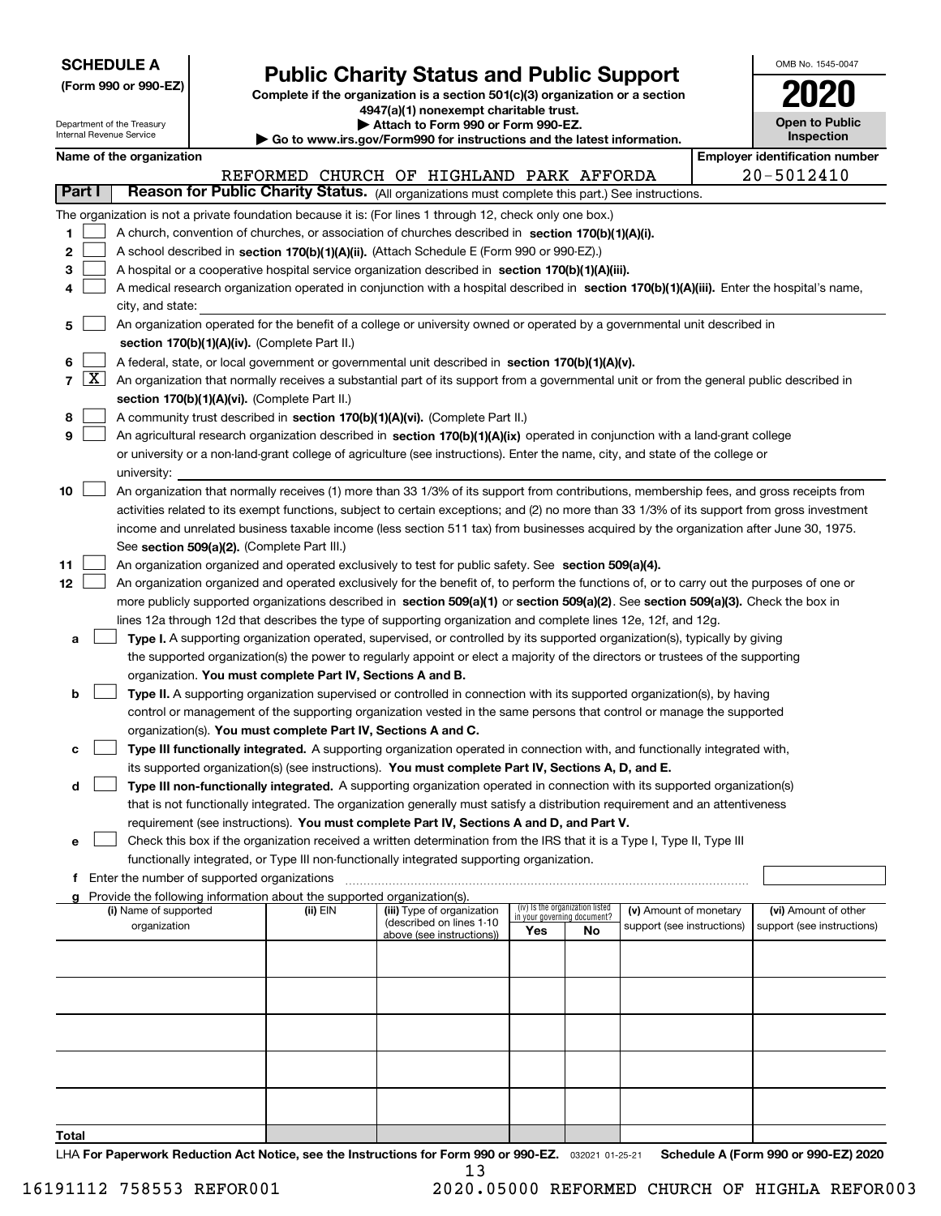**SCHEDULE A**
**(Form 990 or 990-EZ)**

Department of the Treasury
Internal Revenue Service

# Public Charity Status and Public Support

**Complete if the organization is a section 501(c)(3) organization or a section 4947(a)(1) nonexempt charitable trust.**
**▶ Attach to Form 990 or Form 990-EZ.**
**▶ Go to www.irs.gov/Form990 for instructions and the latest information.**

OMB No. 1545-0047
**2020**
**Open to Public Inspection**

**Name of the organization**
REFORMED CHURCH OF HIGHLAND PARK AFFORDA

**Employer identification number**
20-5012410

## Part I — Reason for Public Charity Status. (All organizations must complete this part.) See instructions.

The organization is not a private foundation because it is: (For lines 1 through 12, check only one box.)

1. ☐ A church, convention of churches, or association of churches described in **section 170(b)(1)(A)(i).**
2. ☐ A school described in **section 170(b)(1)(A)(ii).** (Attach Schedule E (Form 990 or 990-EZ).)
3. ☐ A hospital or a cooperative hospital service organization described in **section 170(b)(1)(A)(iii).**
4. ☐ A medical research organization operated in conjunction with a hospital described in **section 170(b)(1)(A)(iii).** Enter the hospital's name, city, and state:
5. ☐ An organization operated for the benefit of a college or university owned or operated by a governmental unit described in **section 170(b)(1)(A)(iv).** (Complete Part II.)
6. ☐ A federal, state, or local government or governmental unit described in **section 170(b)(1)(A)(v).**
7. ☒ An organization that normally receives a substantial part of its support from a governmental unit or from the general public described in **section 170(b)(1)(A)(vi).** (Complete Part II.)
8. ☐ A community trust described in **section 170(b)(1)(A)(vi).** (Complete Part II.)
9. ☐ An agricultural research organization described in **section 170(b)(1)(A)(ix)** operated in conjunction with a land-grant college or university or a non-land-grant college of agriculture (see instructions). Enter the name, city, and state of the college or university:
10. ☐ An organization that normally receives (1) more than 33 1/3% of its support from contributions, membership fees, and gross receipts from activities related to its exempt functions, subject to certain exceptions; and (2) no more than 33 1/3% of its support from gross investment income and unrelated business taxable income (less section 511 tax) from businesses acquired by the organization after June 30, 1975. See **section 509(a)(2).** (Complete Part III.)
11. ☐ An organization organized and operated exclusively to test for public safety. See **section 509(a)(4).**
12. ☐ An organization organized and operated exclusively for the benefit of, to perform the functions of, or to carry out the purposes of one or more publicly supported organizations described in **section 509(a)(1)** or **section 509(a)(2)**. See **section 509(a)(3).** Check the box in lines 12a through 12d that describes the type of supporting organization and complete lines 12e, 12f, and 12g.
   - **a** ☐ **Type I.** A supporting organization operated, supervised, or controlled by its supported organization(s), typically by giving the supported organization(s) the power to regularly appoint or elect a majority of the directors or trustees of the supporting organization. **You must complete Part IV, Sections A and B.**
   - **b** ☐ **Type II.** A supporting organization supervised or controlled in connection with its supported organization(s), by having control or management of the supporting organization vested in the same persons that control or manage the supported organization(s). **You must complete Part IV, Sections A and C.**
   - **c** ☐ **Type III functionally integrated.** A supporting organization operated in connection with, and functionally integrated with, its supported organization(s) (see instructions). **You must complete Part IV, Sections A, D, and E.**
   - **d** ☐ **Type III non-functionally integrated.** A supporting organization operated in connection with its supported organization(s) that is not functionally integrated. The organization generally must satisfy a distribution requirement and an attentiveness requirement (see instructions). **You must complete Part IV, Sections A and D, and Part V.**
   - **e** ☐ Check this box if the organization received a written determination from the IRS that it is a Type I, Type II, Type III functionally integrated, or Type III non-functionally integrated supporting organization.
   - **f** Enter the number of supported organizations
   - **g** Provide the following information about the supported organization(s).

| (i) Name of supported organization | (ii) EIN | (iii) Type of organization (described on lines 1-10 above (see instructions)) | (iv) Is the organization listed in your governing document? Yes | No | (v) Amount of monetary support (see instructions) | (vi) Amount of other support (see instructions) |
|---|---|---|---|---|---|---|
| | | | | | | |
| | | | | | | |
| | | | | | | |
| | | | | | | |
| | | | | | | |
| **Total** | | | | | | |

LHA **For Paperwork Reduction Act Notice, see the Instructions for Form 990 or 990-EZ.** 032021 01-25-21 **Schedule A (Form 990 or 990-EZ) 2020**

16191112 758553 REFOR001 2020.05000 REFORMED CHURCH OF HIGHLA REFOR003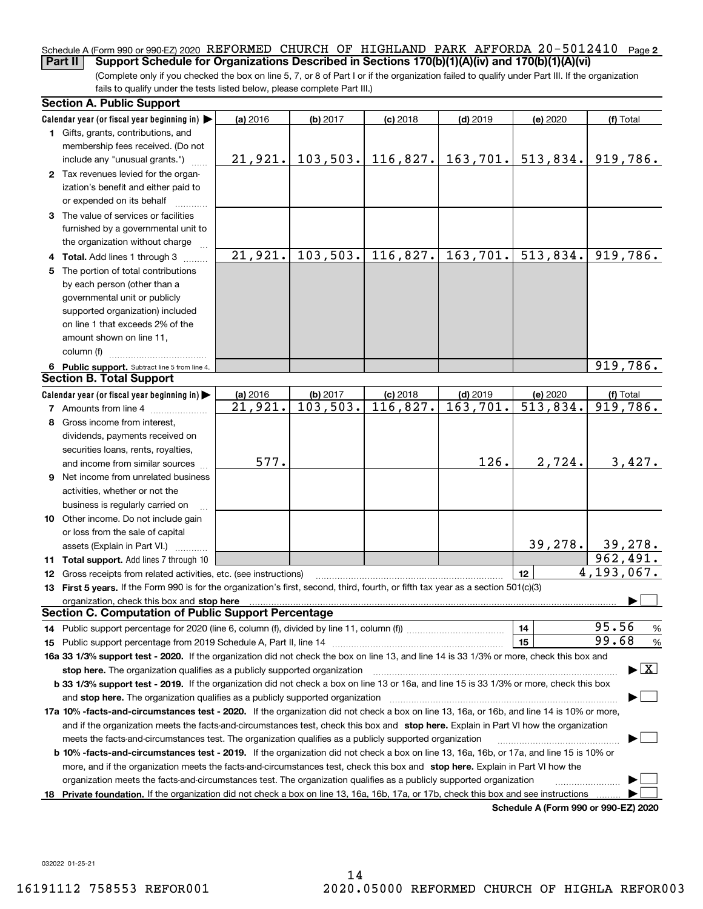Schedule A (Form 990 or 990-EZ) 2020 REFORMED CHURCH OF HIGHLAND PARK AFFORDA 20-5012410 Page 2

## Part II Support Schedule for Organizations Described in Sections 170(b)(1)(A)(iv) and 170(b)(1)(A)(vi)

(Complete only if you checked the box on line 5, 7, or 8 of Part I or if the organization failed to qualify under Part III. If the organization fails to qualify under the tests listed below, please complete Part III.)

### Section A. Public Support

| Calendar year (or fiscal year beginning in) ▶ | (a) 2016 | (b) 2017 | (c) 2018 | (d) 2019 | (e) 2020 | (f) Total |
|---|---|---|---|---|---|---|
| 1 Gifts, grants, contributions, and membership fees received. (Do not include any "unusual grants.") | 21,921. | 103,503. | 116,827. | 163,701. | 513,834. | 919,786. |
| 2 Tax revenues levied for the organization's benefit and either paid to or expended on its behalf | | | | | | |
| 3 The value of services or facilities furnished by a governmental unit to the organization without charge | | | | | | |
| 4 Total. Add lines 1 through 3 | 21,921. | 103,503. | 116,827. | 163,701. | 513,834. | 919,786. |
| 5 The portion of total contributions by each person (other than a governmental unit or publicly supported organization) included on line 1 that exceeds 2% of the amount shown on line 11, column (f) | | | | | | |
| 6 Public support. Subtract line 5 from line 4. | | | | | | 919,786. |

### Section B. Total Support

| Calendar year (or fiscal year beginning in) ▶ | (a) 2016 | (b) 2017 | (c) 2018 | (d) 2019 | (e) 2020 | (f) Total |
|---|---|---|---|---|---|---|
| 7 Amounts from line 4 | 21,921. | 103,503. | 116,827. | 163,701. | 513,834. | 919,786. |
| 8 Gross income from interest, dividends, payments received on securities loans, rents, royalties, and income from similar sources | 577. | | | 126. | 2,724. | 3,427. |
| 9 Net income from unrelated business activities, whether or not the business is regularly carried on | | | | | | |
| 10 Other income. Do not include gain or loss from the sale of capital assets (Explain in Part VI.) | | | | | 39,278. | 39,278. |
| 11 Total support. Add lines 7 through 10 | | | | | | 962,491. |

12 Gross receipts from related activities, etc. (see instructions) | 12 | 4,193,067.

13 First 5 years. If the Form 990 is for the organization's first, second, third, fourth, or fifth tax year as a section 501(c)(3) organization, check this box and stop here ▶ ☐

### Section C. Computation of Public Support Percentage

14 Public support percentage for 2020 (line 6, column (f), divided by line 11, column (f)) | 14 | 95.56 %

15 Public support percentage from 2019 Schedule A, Part II, line 14 | 15 | 99.68 %

16a 33 1/3% support test - 2020. If the organization did not check the box on line 13, and line 14 is 33 1/3% or more, check this box and stop here. The organization qualifies as a publicly supported organization ▶ ☒

b 33 1/3% support test - 2019. If the organization did not check a box on line 13 or 16a, and line 15 is 33 1/3% or more, check this box and stop here. The organization qualifies as a publicly supported organization ▶ ☐

17a 10% -facts-and-circumstances test - 2020. If the organization did not check a box on line 13, 16a, or 16b, and line 14 is 10% or more, and if the organization meets the facts-and-circumstances test, check this box and stop here. Explain in Part VI how the organization meets the facts-and-circumstances test. The organization qualifies as a publicly supported organization ▶ ☐

b 10% -facts-and-circumstances test - 2019. If the organization did not check a box on line 13, 16a, 16b, or 17a, and line 15 is 10% or more, and if the organization meets the facts-and-circumstances test, check this box and stop here. Explain in Part VI how the organization meets the facts-and-circumstances test. The organization qualifies as a publicly supported organization ▶ ☐

18 Private foundation. If the organization did not check a box on line 13, 16a, 16b, 17a, or 17b, check this box and see instructions ▶ ☐

Schedule A (Form 990 or 990-EZ) 2020

032022 01-25-21

16191112 758553 REFOR001 2020.05000 REFORMED CHURCH OF HIGHLA REFOR003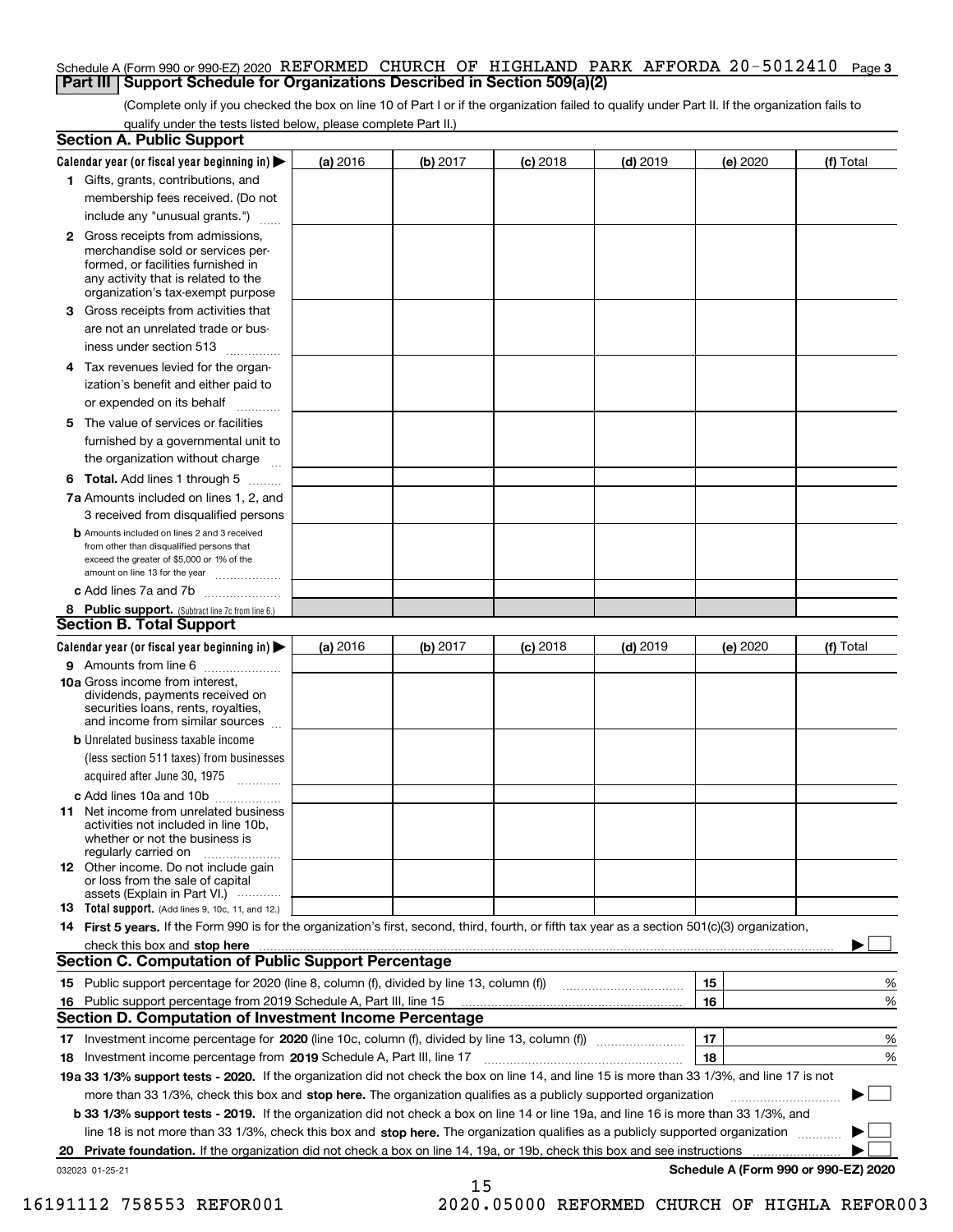Schedule A (Form 990 or 990-EZ) 2020 REFORMED CHURCH OF HIGHLAND PARK AFFORDA 20-5012410 Page 3

## Part III Support Schedule for Organizations Described in Section 509(a)(2)

(Complete only if you checked the box on line 10 of Part I or if the organization failed to qualify under Part II. If the organization fails to qualify under the tests listed below, please complete Part II.)

### Section A. Public Support

| Calendar year (or fiscal year beginning in) ▶ | (a) 2016 | (b) 2017 | (c) 2018 | (d) 2019 | (e) 2020 | (f) Total |
|---|---|---|---|---|---|---|
| 1 Gifts, grants, contributions, and membership fees received. (Do not include any "unusual grants.") | | | | | | |
| 2 Gross receipts from admissions, merchandise sold or services performed, or facilities furnished in any activity that is related to the organization's tax-exempt purpose | | | | | | |
| 3 Gross receipts from activities that are not an unrelated trade or business under section 513 | | | | | | |
| 4 Tax revenues levied for the organization's benefit and either paid to or expended on its behalf | | | | | | |
| 5 The value of services or facilities furnished by a governmental unit to the organization without charge | | | | | | |
| 6 Total. Add lines 1 through 5 | | | | | | |
| 7a Amounts included on lines 1, 2, and 3 received from disqualified persons | | | | | | |
| b Amounts included on lines 2 and 3 received from other than disqualified persons that exceed the greater of $5,000 or 1% of the amount on line 13 for the year | | | | | | |
| c Add lines 7a and 7b | | | | | | |
| 8 Public support. (Subtract line 7c from line 6.) | | | | | | |

### Section B. Total Support

| Calendar year (or fiscal year beginning in) ▶ | (a) 2016 | (b) 2017 | (c) 2018 | (d) 2019 | (e) 2020 | (f) Total |
|---|---|---|---|---|---|---|
| 9 Amounts from line 6 | | | | | | |
| 10a Gross income from interest, dividends, payments received on securities loans, rents, royalties, and income from similar sources | | | | | | |
| b Unrelated business taxable income (less section 511 taxes) from businesses acquired after June 30, 1975 | | | | | | |
| c Add lines 10a and 10b | | | | | | |
| 11 Net income from unrelated business activities not included in line 10b, whether or not the business is regularly carried on | | | | | | |
| 12 Other income. Do not include gain or loss from the sale of capital assets (Explain in Part VI.) | | | | | | |
| 13 Total support. (Add lines 9, 10c, 11, and 12.) | | | | | | |

14 **First 5 years.** If the Form 990 is for the organization's first, second, third, fourth, or fifth tax year as a section 501(c)(3) organization, check this box and **stop here** ▶ ☐

### Section C. Computation of Public Support Percentage

| | | | |
|---|---|---|---|
| 15 | Public support percentage for 2020 (line 8, column (f), divided by line 13, column (f)) | 15 | % |
| 16 | Public support percentage from 2019 Schedule A, Part III, line 15 | 16 | % |

### Section D. Computation of Investment Income Percentage

| | | | |
|---|---|---|---|
| 17 | Investment income percentage for **2020** (line 10c, column (f), divided by line 13, column (f)) | 17 | % |
| 18 | Investment income percentage from **2019** Schedule A, Part III, line 17 | 18 | % |

**19a 33 1/3% support tests - 2020.** If the organization did not check the box on line 14, and line 15 is more than 33 1/3%, and line 17 is not more than 33 1/3%, check this box and **stop here.** The organization qualifies as a publicly supported organization ▶ ☐

**b 33 1/3% support tests - 2019.** If the organization did not check a box on line 14 or line 19a, and line 16 is more than 33 1/3%, and line 18 is not more than 33 1/3%, check this box and **stop here.** The organization qualifies as a publicly supported organization ▶ ☐

**20 Private foundation.** If the organization did not check a box on line 14, 19a, or 19b, check this box and see instructions ▶ ☐

032023 01-25-21

**Schedule A (Form 990 or 990-EZ) 2020**

16191112 758553 REFOR001 2020.05000 REFORMED CHURCH OF HIGHLA REFOR003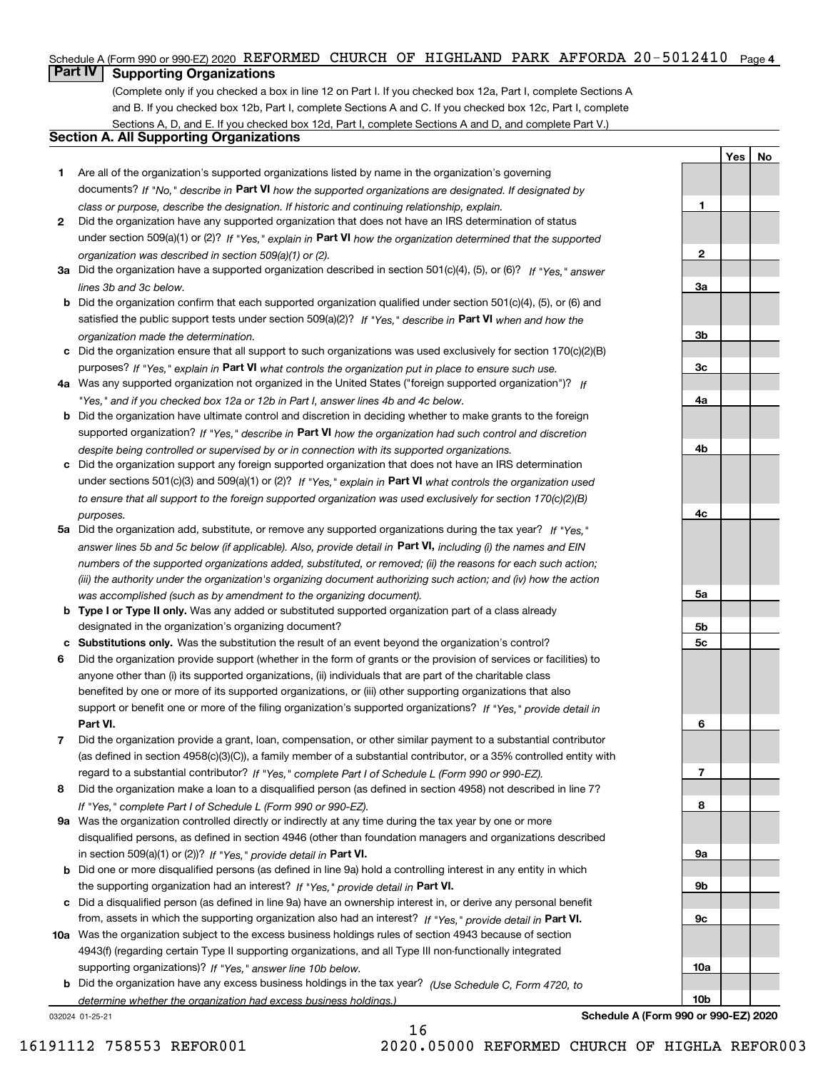## Part IV Supporting Organizations

(Complete only if you checked a box in line 12 on Part I. If you checked box 12a, Part I, complete Sections A and B. If you checked box 12b, Part I, complete Sections A and C. If you checked box 12c, Part I, complete Sections A, D, and E. If you checked box 12d, Part I, complete Sections A and D, and complete Part V.)

### Section A. All Supporting Organizations

| | | Line | Yes | No |
|---|---|---|---|---|
| **1** | Are all of the organization's supported organizations listed by name in the organization's governing documents? *If "No," describe in* **Part VI** *how the supported organizations are designated. If designated by class or purpose, describe the designation. If historic and continuing relationship, explain.* | **1** | | |
| **2** | Did the organization have any supported organization that does not have an IRS determination of status under section 509(a)(1) or (2)? *If "Yes," explain in* **Part VI** *how the organization determined that the supported organization was described in section 509(a)(1) or (2).* | **2** | | |
| **3a** | Did the organization have a supported organization described in section 501(c)(4), (5), or (6)? *If "Yes," answer lines 3b and 3c below.* | **3a** | | |
| **b** | Did the organization confirm that each supported organization qualified under section 501(c)(4), (5), or (6) and satisfied the public support tests under section 509(a)(2)? *If "Yes," describe in* **Part VI** *when and how the organization made the determination.* | **3b** | | |
| **c** | Did the organization ensure that all support to such organizations was used exclusively for section 170(c)(2)(B) purposes? *If "Yes," explain in* **Part VI** *what controls the organization put in place to ensure such use.* | **3c** | | |
| **4a** | Was any supported organization not organized in the United States ("foreign supported organization")? *If "Yes," and if you checked box 12a or 12b in Part I, answer lines 4b and 4c below.* | **4a** | | |
| **b** | Did the organization have ultimate control and discretion in deciding whether to make grants to the foreign supported organization? *If "Yes," describe in* **Part VI** *how the organization had such control and discretion despite being controlled or supervised by or in connection with its supported organizations.* | **4b** | | |
| **c** | Did the organization support any foreign supported organization that does not have an IRS determination under sections 501(c)(3) and 509(a)(1) or (2)? *If "Yes," explain in* **Part VI** *what controls the organization used to ensure that all support to the foreign supported organization was used exclusively for section 170(c)(2)(B) purposes.* | **4c** | | |
| **5a** | Did the organization add, substitute, or remove any supported organizations during the tax year? *If "Yes," answer lines 5b and 5c below (if applicable). Also, provide detail in* **Part VI,** *including (i) the names and EIN numbers of the supported organizations added, substituted, or removed; (ii) the reasons for each such action; (iii) the authority under the organization's organizing document authorizing such action; and (iv) how the action was accomplished (such as by amendment to the organizing document).* | **5a** | | |
| **b** | **Type I or Type II only.** Was any added or substituted supported organization part of a class already designated in the organization's organizing document? | **5b** | | |
| **c** | **Substitutions only.** Was the substitution the result of an event beyond the organization's control? | **5c** | | |
| **6** | Did the organization provide support (whether in the form of grants or the provision of services or facilities) to anyone other than (i) its supported organizations, (ii) individuals that are part of the charitable class benefited by one or more of its supported organizations, or (iii) other supporting organizations that also support or benefit one or more of the filing organization's supported organizations? *If "Yes," provide detail in* **Part VI.** | **6** | | |
| **7** | Did the organization provide a grant, loan, compensation, or other similar payment to a substantial contributor (as defined in section 4958(c)(3)(C)), a family member of a substantial contributor, or a 35% controlled entity with regard to a substantial contributor? *If "Yes," complete Part I of Schedule L (Form 990 or 990-EZ).* | **7** | | |
| **8** | Did the organization make a loan to a disqualified person (as defined in section 4958) not described in line 7? *If "Yes," complete Part I of Schedule L (Form 990 or 990-EZ).* | **8** | | |
| **9a** | Was the organization controlled directly or indirectly at any time during the tax year by one or more disqualified persons, as defined in section 4946 (other than foundation managers and organizations described in section 509(a)(1) or (2))? *If "Yes," provide detail in* **Part VI.** | **9a** | | |
| **b** | Did one or more disqualified persons (as defined in line 9a) hold a controlling interest in any entity in which the supporting organization had an interest? *If "Yes," provide detail in* **Part VI.** | **9b** | | |
| **c** | Did a disqualified person (as defined in line 9a) have an ownership interest in, or derive any personal benefit from, assets in which the supporting organization also had an interest? *If "Yes," provide detail in* **Part VI.** | **9c** | | |
| **10a** | Was the organization subject to the excess business holdings rules of section 4943 because of section 4943(f) (regarding certain Type II supporting organizations, and all Type III non-functionally integrated supporting organizations)? *If "Yes," answer line 10b below.* | **10a** | | |
| **b** | Did the organization have any excess business holdings in the tax year? *(Use Schedule C, Form 4720, to determine whether the organization had excess business holdings.)* | **10b** | | |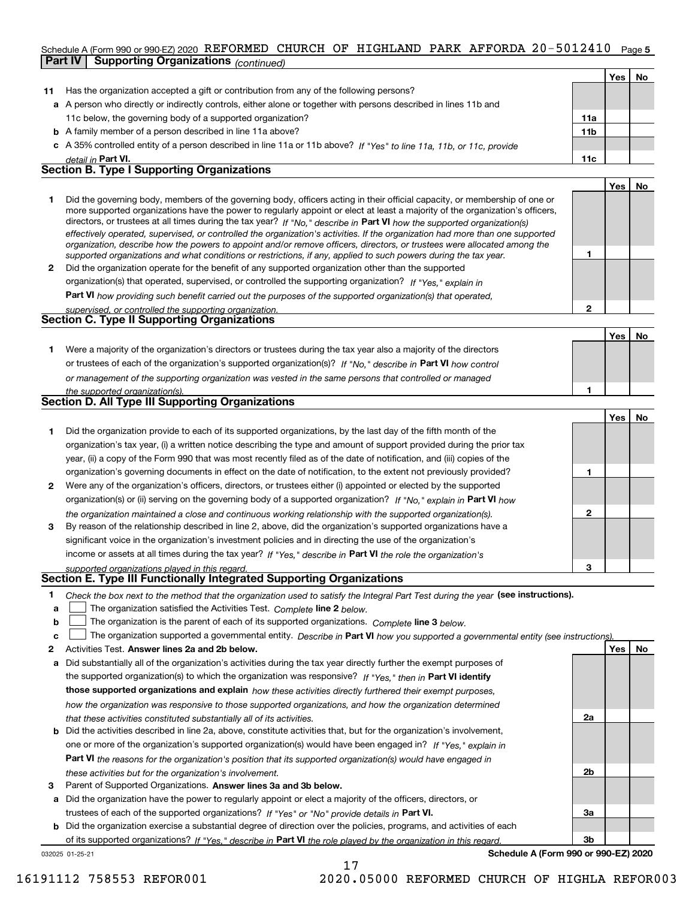Schedule A (Form 990 or 990-EZ) 2020 REFORMED CHURCH OF HIGHLAND PARK AFFORDA 20-5012410

## Part IV Supporting Organizations *(continued)*

| | | | Yes | No |
|---|---|---|---|---|
| **11** | Has the organization accepted a gift or contribution from any of the following persons? | | | |
| **a** | A person who directly or indirectly controls, either alone or together with persons described in lines 11b and 11c below, the governing body of a supported organization? | 11a | | |
| **b** | A family member of a person described in line 11a above? | 11b | | |
| **c** | A 35% controlled entity of a person described in line 11a or 11b above? *If "Yes" to line 11a, 11b, or 11c, provide detail in* **Part VI.** | 11c | | |

### Section B. Type I Supporting Organizations

| | | | Yes | No |
|---|---|---|---|---|
| **1** | Did the governing body, members of the governing body, officers acting in their official capacity, or membership of one or more supported organizations have the power to regularly appoint or elect at least a majority of the organization's officers, directors, or trustees at all times during the tax year? *If "No," describe in* **Part VI** *how the supported organization(s) effectively operated, supervised, or controlled the organization's activities. If the organization had more than one supported organization, describe how the powers to appoint and/or remove officers, directors, or trustees were allocated among the supported organizations and what conditions or restrictions, if any, applied to such powers during the tax year.* | 1 | | |
| **2** | Did the organization operate for the benefit of any supported organization other than the supported organization(s) that operated, supervised, or controlled the supporting organization? *If "Yes," explain in* **Part VI** *how providing such benefit carried out the purposes of the supported organization(s) that operated, supervised, or controlled the supporting organization.* | 2 | | |

### Section C. Type II Supporting Organizations

| | | | Yes | No |
|---|---|---|---|---|
| **1** | Were a majority of the organization's directors or trustees during the tax year also a majority of the directors or trustees of each of the organization's supported organization(s)? *If "No," describe in* **Part VI** *how control or management of the supporting organization was vested in the same persons that controlled or managed the supported organization(s).* | 1 | | |

### Section D. All Type III Supporting Organizations

| | | | Yes | No |
|---|---|---|---|---|
| **1** | Did the organization provide to each of its supported organizations, by the last day of the fifth month of the organization's tax year, (i) a written notice describing the type and amount of support provided during the prior tax year, (ii) a copy of the Form 990 that was most recently filed as of the date of notification, and (iii) copies of the organization's governing documents in effect on the date of notification, to the extent not previously provided? | 1 | | |
| **2** | Were any of the organization's officers, directors, or trustees either (i) appointed or elected by the supported organization(s) or (ii) serving on the governing body of a supported organization? *If "No," explain in* **Part VI** *how the organization maintained a close and continuous working relationship with the supported organization(s).* | 2 | | |
| **3** | By reason of the relationship described in line 2, above, did the organization's supported organizations have a significant voice in the organization's investment policies and in directing the use of the organization's income or assets at all times during the tax year? *If "Yes," describe in* **Part VI** *the role the organization's supported organizations played in this regard.* | 3 | | |

### Section E. Type III Functionally Integrated Supporting Organizations

**1** *Check the box next to the method that the organization used to satisfy the Integral Part Test during the year* **(see instructions).**

- **a** ☐ The organization satisfied the Activities Test. *Complete* **line 2** *below.*
- **b** ☐ The organization is the parent of each of its supported organizations. *Complete* **line 3** *below.*
- **c** ☐ The organization supported a governmental entity. *Describe in* **Part VI** *how you supported a governmental entity (see instructions).*

| | | | Yes | No |
|---|---|---|---|---|
| **2** | Activities Test. **Answer lines 2a and 2b below.** | | | |
| **a** | Did substantially all of the organization's activities during the tax year directly further the exempt purposes of the supported organization(s) to which the organization was responsive? *If "Yes," then in* **Part VI identify those supported organizations and explain** *how these activities directly furthered their exempt purposes, how the organization was responsive to those supported organizations, and how the organization determined that these activities constituted substantially all of its activities.* | 2a | | |
| **b** | Did the activities described in line 2a, above, constitute activities that, but for the organization's involvement, one or more of the organization's supported organization(s) would have been engaged in? *If "Yes," explain in* **Part VI** *the reasons for the organization's position that its supported organization(s) would have engaged in these activities but for the organization's involvement.* | 2b | | |
| **3** | Parent of Supported Organizations. **Answer lines 3a and 3b below.** | | | |
| **a** | Did the organization have the power to regularly appoint or elect a majority of the officers, directors, or trustees of each of the supported organizations? *If "Yes" or "No" provide details in* **Part VI.** | 3a | | |
| **b** | Did the organization exercise a substantial degree of direction over the policies, programs, and activities of each of its supported organizations? *If "Yes," describe in* **Part VI** *the role played by the organization in this regard.* | 3b | | |

032025 01-25-21 **Schedule A (Form 990 or 990-EZ) 2020**

16191112 758553 REFOR001 2020.05000 REFORMED CHURCH OF HIGHLA REFOR003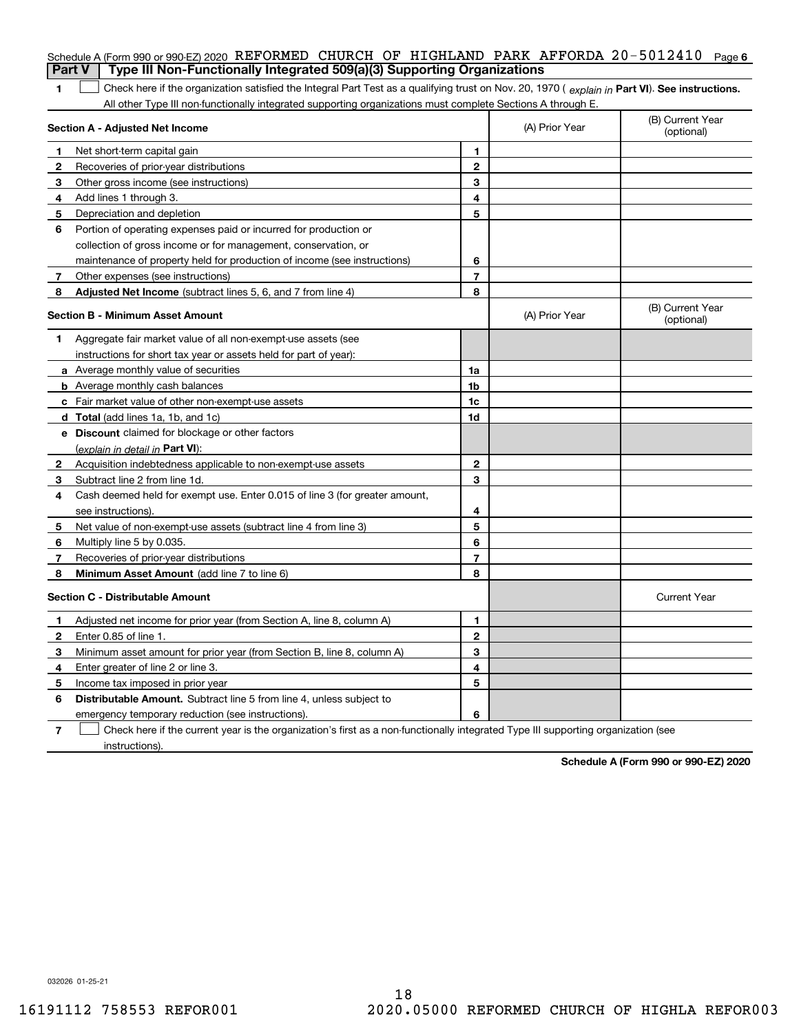Schedule A (Form 990 or 990-EZ) 2020 REFORMED CHURCH OF HIGHLAND PARK AFFORDA 20-5012410 Page 6

## Part V | Type III Non-Functionally Integrated 509(a)(3) Supporting Organizations

**1** ☐ Check here if the organization satisfied the Integral Part Test as a qualifying trust on Nov. 20, 1970 ( *explain in* **Part VI**). **See instructions.** All other Type III non-functionally integrated supporting organizations must complete Sections A through E.

| **Section A - Adjusted Net Income** | | | (A) Prior Year | (B) Current Year (optional) |
|---|---|---|---|---|
| 1 | Net short-term capital gain | 1 | | |
| 2 | Recoveries of prior-year distributions | 2 | | |
| 3 | Other gross income (see instructions) | 3 | | |
| 4 | Add lines 1 through 3. | 4 | | |
| 5 | Depreciation and depletion | 5 | | |
| 6 | Portion of operating expenses paid or incurred for production or collection of gross income or for management, conservation, or maintenance of property held for production of income (see instructions) | 6 | | |
| 7 | Other expenses (see instructions) | 7 | | |
| 8 | **Adjusted Net Income** (subtract lines 5, 6, and 7 from line 4) | 8 | | |

| **Section B - Minimum Asset Amount** | | | (A) Prior Year | (B) Current Year (optional) |
|---|---|---|---|---|
| 1 | Aggregate fair market value of all non-exempt-use assets (see instructions for short tax year or assets held for part of year): | | | |
| a | Average monthly value of securities | 1a | | |
| b | Average monthly cash balances | 1b | | |
| c | Fair market value of other non-exempt-use assets | 1c | | |
| d | **Total** (add lines 1a, 1b, and 1c) | 1d | | |
| e | **Discount** claimed for blockage or other factors (*explain in detail in* **Part VI**): | | | |
| 2 | Acquisition indebtedness applicable to non-exempt-use assets | 2 | | |
| 3 | Subtract line 2 from line 1d. | 3 | | |
| 4 | Cash deemed held for exempt use. Enter 0.015 of line 3 (for greater amount, see instructions). | 4 | | |
| 5 | Net value of non-exempt-use assets (subtract line 4 from line 3) | 5 | | |
| 6 | Multiply line 5 by 0.035. | 6 | | |
| 7 | Recoveries of prior-year distributions | 7 | | |
| 8 | **Minimum Asset Amount** (add line 7 to line 6) | 8 | | |

| **Section C - Distributable Amount** | | | | Current Year |
|---|---|---|---|---|
| 1 | Adjusted net income for prior year (from Section A, line 8, column A) | 1 | | |
| 2 | Enter 0.85 of line 1. | 2 | | |
| 3 | Minimum asset amount for prior year (from Section B, line 8, column A) | 3 | | |
| 4 | Enter greater of line 2 or line 3. | 4 | | |
| 5 | Income tax imposed in prior year | 5 | | |
| 6 | **Distributable Amount.** Subtract line 5 from line 4, unless subject to emergency temporary reduction (see instructions). | 6 | | |

**7** ☐ Check here if the current year is the organization's first as a non-functionally integrated Type III supporting organization (see instructions).

**Schedule A (Form 990 or 990-EZ) 2020**

032026 01-25-21

16191112 758553 REFOR001 2020.05000 REFORMED CHURCH OF HIGHLA REFOR003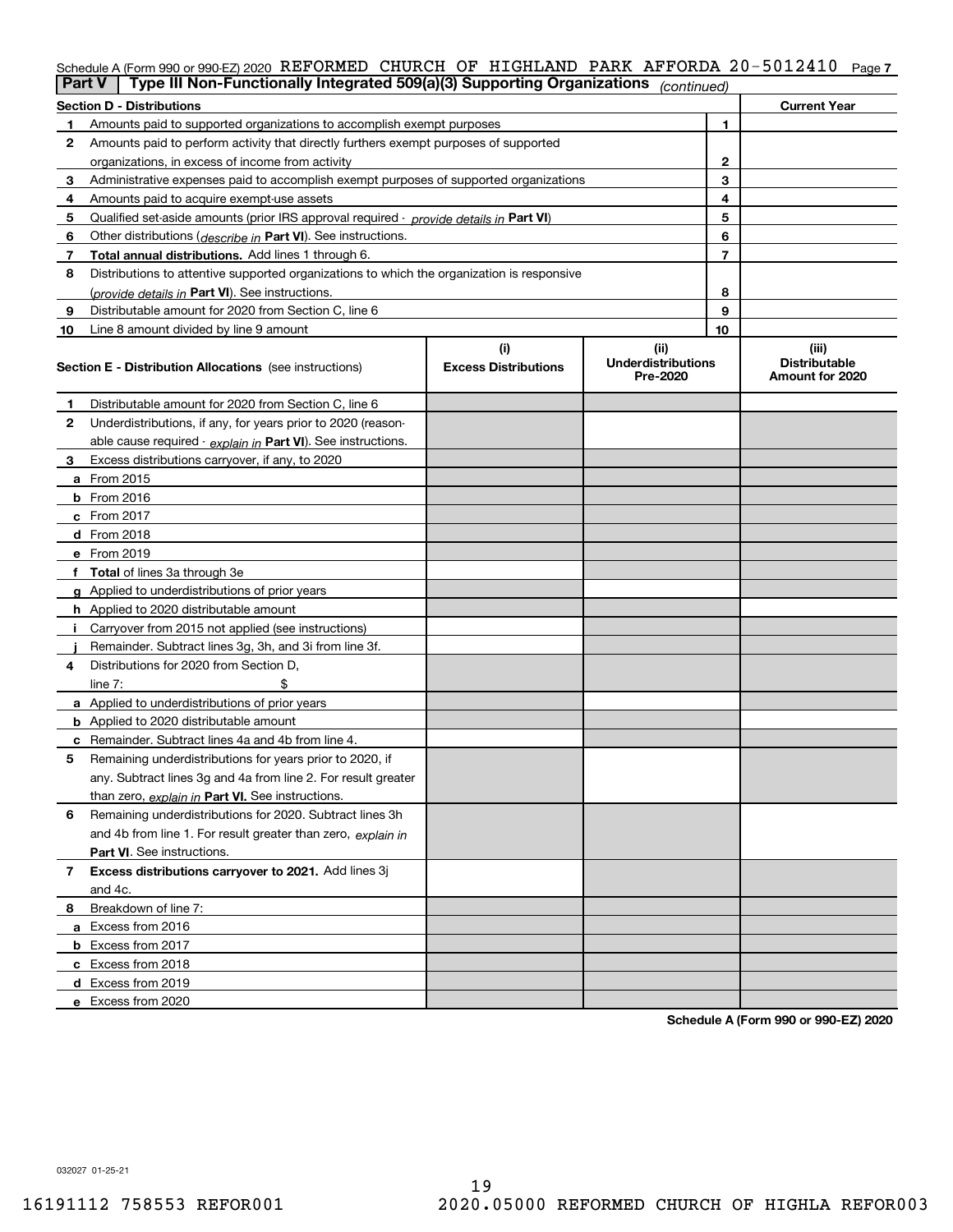Schedule A (Form 990 or 990-EZ) 2020 REFORMED CHURCH OF HIGHLAND PARK AFFORDA 20-5012410 Page 7

**Part V | Type III Non-Functionally Integrated 509(a)(3) Supporting Organizations** *(continued)*

| Section D - Distributions | | | Current Year |
|---|---|---|---|
| 1 | Amounts paid to supported organizations to accomplish exempt purposes | 1 | |
| 2 | Amounts paid to perform activity that directly furthers exempt purposes of supported organizations, in excess of income from activity | 2 | |
| 3 | Administrative expenses paid to accomplish exempt purposes of supported organizations | 3 | |
| 4 | Amounts paid to acquire exempt-use assets | 4 | |
| 5 | Qualified set-aside amounts (prior IRS approval required - *provide details in* **Part VI**) | 5 | |
| 6 | Other distributions (*describe in* **Part VI**). See instructions. | 6 | |
| 7 | **Total annual distributions.** Add lines 1 through 6. | 7 | |
| 8 | Distributions to attentive supported organizations to which the organization is responsive (*provide details in* **Part VI**). See instructions. | 8 | |
| 9 | Distributable amount for 2020 from Section C, line 6 | 9 | |
| 10 | Line 8 amount divided by line 9 amount | 10 | |

| Section E - Distribution Allocations (see instructions) | (i) Excess Distributions | (ii) Underdistributions Pre-2020 | (iii) Distributable Amount for 2020 |
|---|---|---|---|
| **1** Distributable amount for 2020 from Section C, line 6 | | | |
| **2** Underdistributions, if any, for years prior to 2020 (reasonable cause required - *explain in* **Part VI**). See instructions. | | | |
| **3** Excess distributions carryover, if any, to 2020 | | | |
| **a** From 2015 | | | |
| **b** From 2016 | | | |
| **c** From 2017 | | | |
| **d** From 2018 | | | |
| **e** From 2019 | | | |
| **f Total** of lines 3a through 3e | | | |
| **g** Applied to underdistributions of prior years | | | |
| **h** Applied to 2020 distributable amount | | | |
| **i** Carryover from 2015 not applied (see instructions) | | | |
| **j** Remainder. Subtract lines 3g, 3h, and 3i from line 3f. | | | |
| **4** Distributions for 2020 from Section D, line 7: $ | | | |
| **a** Applied to underdistributions of prior years | | | |
| **b** Applied to 2020 distributable amount | | | |
| **c** Remainder. Subtract lines 4a and 4b from line 4. | | | |
| **5** Remaining underdistributions for years prior to 2020, if any. Subtract lines 3g and 4a from line 2. For result greater than zero, *explain in* **Part VI.** See instructions. | | | |
| **6** Remaining underdistributions for 2020. Subtract lines 3h and 4b from line 1. For result greater than zero, *explain in* **Part VI**. See instructions. | | | |
| **7 Excess distributions carryover to 2021.** Add lines 3j and 4c. | | | |
| **8** Breakdown of line 7: | | | |
| **a** Excess from 2016 | | | |
| **b** Excess from 2017 | | | |
| **c** Excess from 2018 | | | |
| **d** Excess from 2019 | | | |
| **e** Excess from 2020 | | | |

**Schedule A (Form 990 or 990-EZ) 2020**

032027 01-25-21

16191112 758553 REFOR001 2020.05000 REFORMED CHURCH OF HIGHLA REFOR003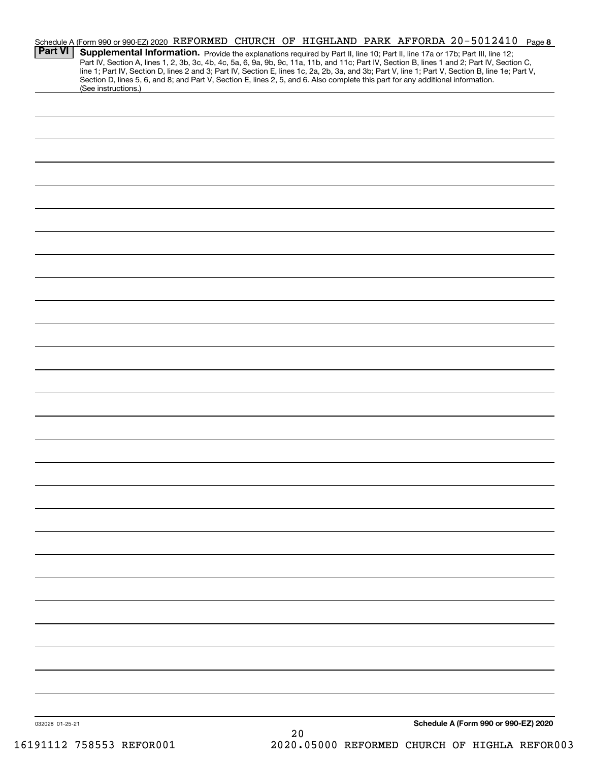Schedule A (Form 990 or 990-EZ) 2020 REFORMED CHURCH OF HIGHLAND PARK AFFORDA 20-5012410 Page 8

**Part VI** **Supplemental Information.** Provide the explanations required by Part II, line 10; Part II, line 17a or 17b; Part III, line 12; Part IV, Section A, lines 1, 2, 3b, 3c, 4b, 4c, 5a, 6, 9a, 9b, 9c, 11a, 11b, and 11c; Part IV, Section B, lines 1 and 2; Part IV, Section C, line 1; Part IV, Section D, lines 2 and 3; Part IV, Section E, lines 1c, 2a, 2b, 3a, and 3b; Part V, line 1; Part V, Section B, line 1e; Part V, Section D, lines 5, 6, and 8; and Part V, Section E, lines 2, 5, and 6. Also complete this part for any additional information. (See instructions.)

032028 01-25-21

**Schedule A (Form 990 or 990-EZ) 2020**

16191112 758553 REFOR001 2020.05000 REFORMED CHURCH OF HIGHLA REFOR003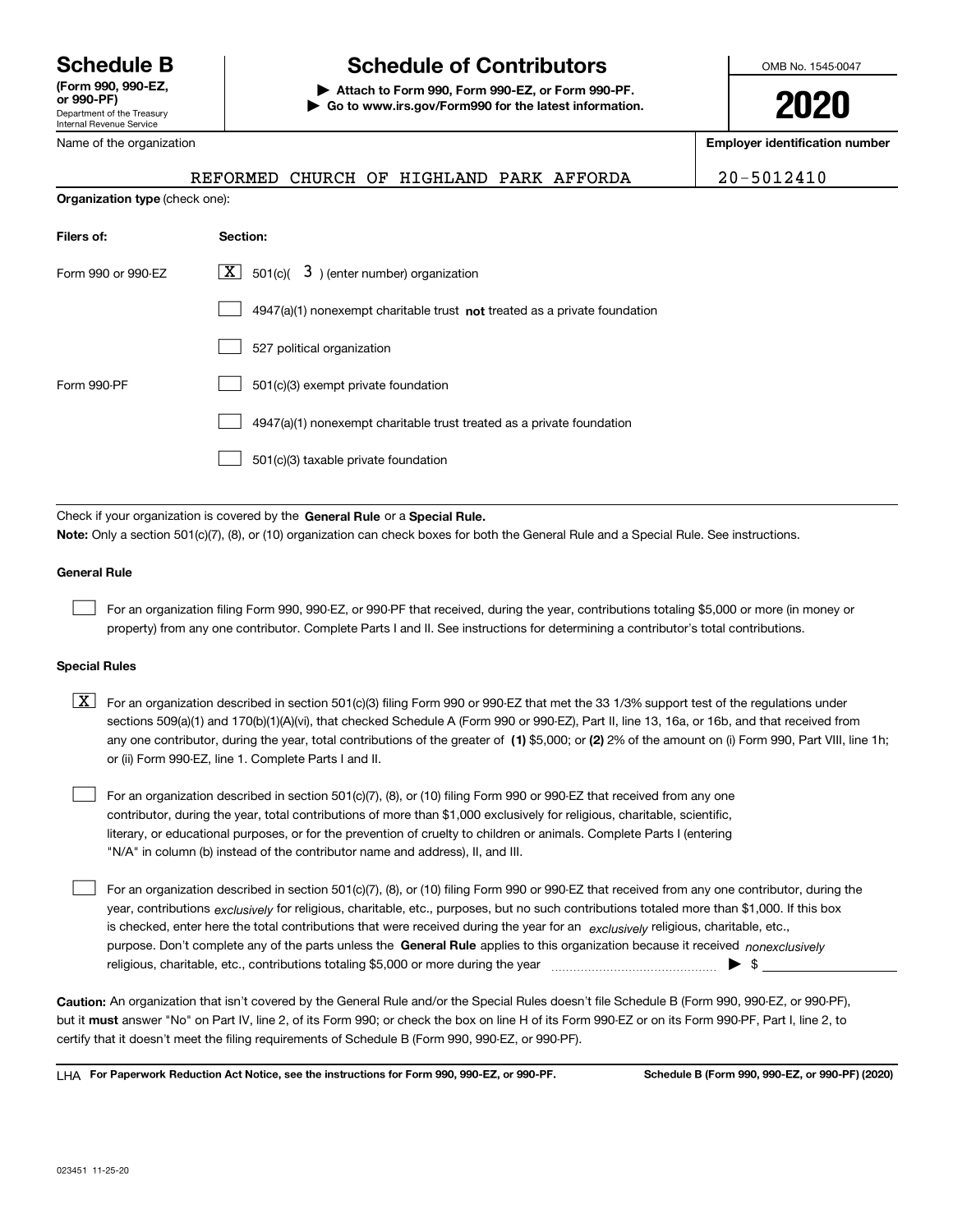# Schedule B

**(Form 990, 990-EZ, or 990-PF)**
Department of the Treasury
Internal Revenue Service

## Schedule of Contributors

▶ **Attach to Form 990, Form 990-EZ, or Form 990-PF.**
▶ **Go to www.irs.gov/Form990 for the latest information.**

OMB No. 1545-0047

**2020**

Name of the organization: REFORMED CHURCH OF HIGHLAND PARK AFFORDA

**Employer identification number:** 20-5012410

**Organization type** (check one):

| **Filers of:** | **Section:** |
|---|---|
| Form 990 or 990-EZ | [X] 501(c)( 3 ) (enter number) organization |
| | [ ] 4947(a)(1) nonexempt charitable trust **not** treated as a private foundation |
| | [ ] 527 political organization |
| Form 990-PF | [ ] 501(c)(3) exempt private foundation |
| | [ ] 4947(a)(1) nonexempt charitable trust treated as a private foundation |
| | [ ] 501(c)(3) taxable private foundation |

Check if your organization is covered by the **General Rule** or a **Special Rule.**

**Note:** Only a section 501(c)(7), (8), or (10) organization can check boxes for both the General Rule and a Special Rule. See instructions.

### General Rule

[ ] For an organization filing Form 990, 990-EZ, or 990-PF that received, during the year, contributions totaling $5,000 or more (in money or property) from any one contributor. Complete Parts I and II. See instructions for determining a contributor's total contributions.

### Special Rules

[X] For an organization described in section 501(c)(3) filing Form 990 or 990-EZ that met the 33 1/3% support test of the regulations under sections 509(a)(1) and 170(b)(1)(A)(vi), that checked Schedule A (Form 990 or 990-EZ), Part II, line 13, 16a, or 16b, and that received from any one contributor, during the year, total contributions of the greater of **(1)** $5,000; or **(2)** 2% of the amount on (i) Form 990, Part VIII, line 1h; or (ii) Form 990-EZ, line 1. Complete Parts I and II.

[ ] For an organization described in section 501(c)(7), (8), or (10) filing Form 990 or 990-EZ that received from any one contributor, during the year, total contributions of more than $1,000 exclusively for religious, charitable, scientific, literary, or educational purposes, or for the prevention of cruelty to children or animals. Complete Parts I (entering "N/A" in column (b) instead of the contributor name and address), II, and III.

[ ] For an organization described in section 501(c)(7), (8), or (10) filing Form 990 or 990-EZ that received from any one contributor, during the year, contributions *exclusively* for religious, charitable, etc., purposes, but no such contributions totaled more than $1,000. If this box is checked, enter here the total contributions that were received during the year for an *exclusively* religious, charitable, etc., purpose. Don't complete any of the parts unless the **General Rule** applies to this organization because it received *nonexclusively* religious, charitable, etc., contributions totaling $5,000 or more during the year ▶ $

**Caution:** An organization that isn't covered by the General Rule and/or the Special Rules doesn't file Schedule B (Form 990, 990-EZ, or 990-PF), but it **must** answer "No" on Part IV, line 2, of its Form 990; or check the box on line H of its Form 990-EZ or on its Form 990-PF, Part I, line 2, to certify that it doesn't meet the filing requirements of Schedule B (Form 990, 990-EZ, or 990-PF).

LHA **For Paperwork Reduction Act Notice, see the instructions for Form 990, 990-EZ, or 990-PF.** **Schedule B (Form 990, 990-EZ, or 990-PF) (2020)**

023451 11-25-20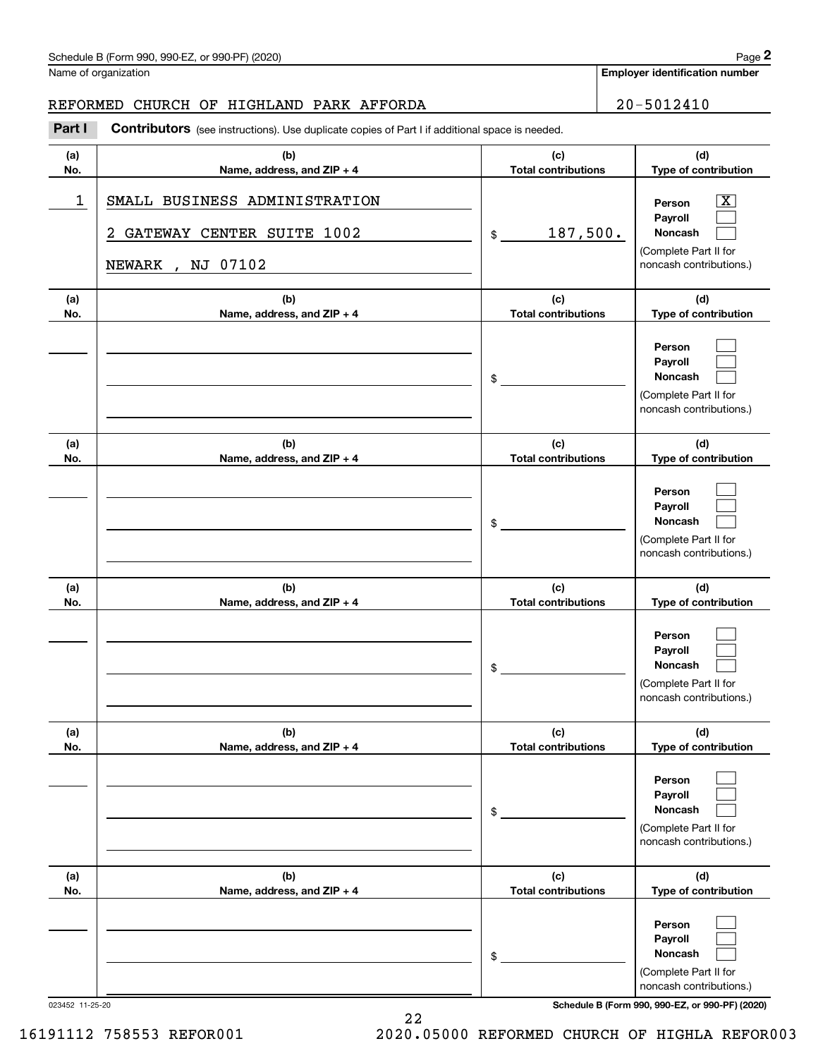Schedule B (Form 990, 990-EZ, or 990-PF) (2020)

Name of organization: REFORMED CHURCH OF HIGHLAND PARK AFFORDA

**Employer identification number:** 20-5012410

## Part I **Contributors** (see instructions). Use duplicate copies of Part I if additional space is needed.

| (a) No. | (b) Name, address, and ZIP + 4 | (c) Total contributions | (d) Type of contribution |
|---|---|---|---|
| 1 | SMALL BUSINESS ADMINISTRATION<br>2 GATEWAY CENTER SUITE 1002<br>NEWARK , NJ 07102 | $ 187,500. | Person [X]<br>Payroll [ ]<br>Noncash [ ]<br>(Complete Part II for noncash contributions.) |
| | | $ | Person [ ]<br>Payroll [ ]<br>Noncash [ ]<br>(Complete Part II for noncash contributions.) |
| | | $ | Person [ ]<br>Payroll [ ]<br>Noncash [ ]<br>(Complete Part II for noncash contributions.) |
| | | $ | Person [ ]<br>Payroll [ ]<br>Noncash [ ]<br>(Complete Part II for noncash contributions.) |
| | | $ | Person [ ]<br>Payroll [ ]<br>Noncash [ ]<br>(Complete Part II for noncash contributions.) |
| | | $ | Person [ ]<br>Payroll [ ]<br>Noncash [ ]<br>(Complete Part II for noncash contributions.) |

023452 11-25-20

Schedule B (Form 990, 990-EZ, or 990-PF) (2020)

16191112 758553 REFOR001 2020.05000 REFORMED CHURCH OF HIGHLA REFOR003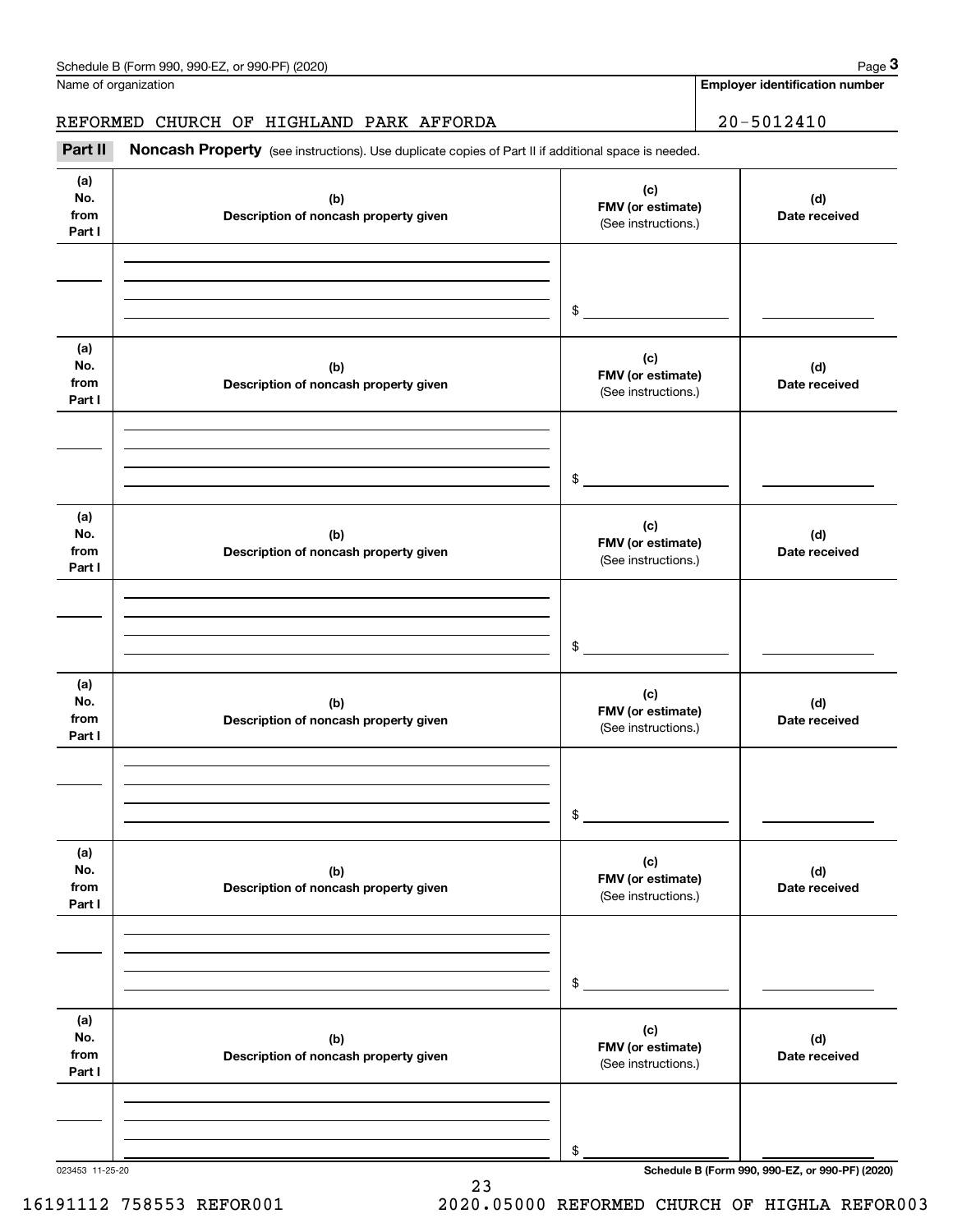Name of organization

**Employer identification number**

REFORMED CHURCH OF HIGHLAND PARK AFFORDA

20-5012410

**Part II** **Noncash Property** (see instructions). Use duplicate copies of Part II if additional space is needed.

| (a) No. from Part I | (b) Description of noncash property given | (c) FMV (or estimate) (See instructions.) | (d) Date received |
|---|---|---|---|
| | | $ | |

| (a) No. from Part I | (b) Description of noncash property given | (c) FMV (or estimate) (See instructions.) | (d) Date received |
|---|---|---|---|
| | | $ | |

| (a) No. from Part I | (b) Description of noncash property given | (c) FMV (or estimate) (See instructions.) | (d) Date received |
|---|---|---|---|
| | | $ | |

| (a) No. from Part I | (b) Description of noncash property given | (c) FMV (or estimate) (See instructions.) | (d) Date received |
|---|---|---|---|
| | | $ | |

| (a) No. from Part I | (b) Description of noncash property given | (c) FMV (or estimate) (See instructions.) | (d) Date received |
|---|---|---|---|
| | | $ | |

| (a) No. from Part I | (b) Description of noncash property given | (c) FMV (or estimate) (See instructions.) | (d) Date received |
|---|---|---|---|
| | | $ | |

023453 11-25-20

16191112 758553 REFOR001 2020.05000 REFORMED CHURCH OF HIGHLA REFOR003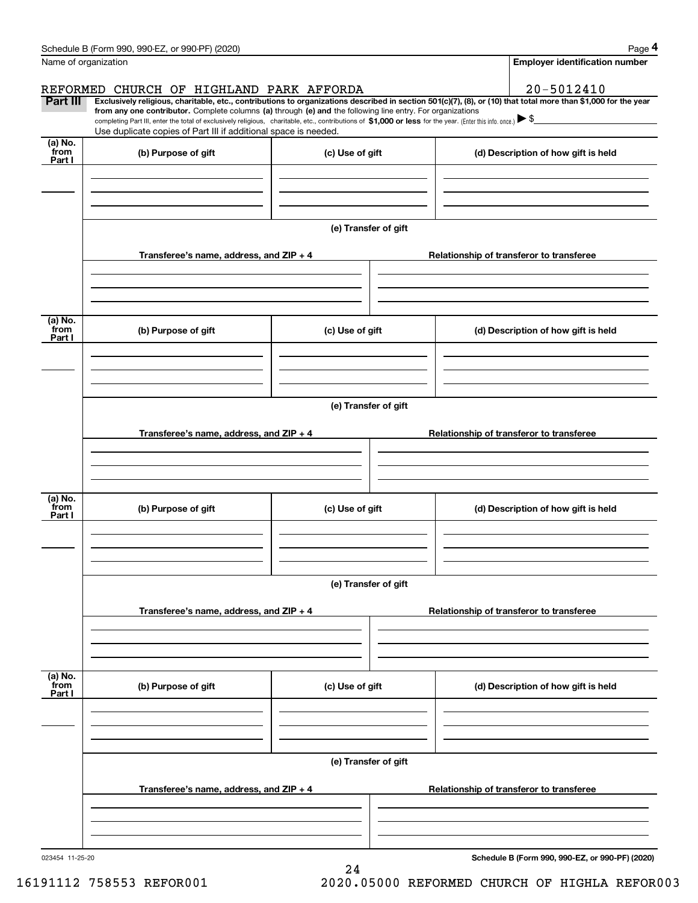Name of organization

REFORMED CHURCH OF HIGHLAND PARK AFFORDA

**Employer identification number**

20-5012410

**Part III** **Exclusively religious, charitable, etc., contributions to organizations described in section 501(c)(7), (8), or (10) that total more than $1,000 for the year from any one contributor.** Complete columns **(a)** through **(e)** and the following line entry. For organizations completing Part III, enter the total of exclusively religious, charitable, etc., contributions of **$1,000 or less** for the year. (Enter this info. once.) ▶ $

Use duplicate copies of Part III if additional space is needed.

| (a) No. from Part I | (b) Purpose of gift | (c) Use of gift | (d) Description of how gift is held |
|---|---|---|---|
| | | | |

**(e) Transfer of gift**

| Transferee's name, address, and ZIP + 4 | Relationship of transferor to transferee |
|---|---|
| | |

| (a) No. from Part I | (b) Purpose of gift | (c) Use of gift | (d) Description of how gift is held |
|---|---|---|---|
| | | | |

**(e) Transfer of gift**

| Transferee's name, address, and ZIP + 4 | Relationship of transferor to transferee |
|---|---|
| | |

| (a) No. from Part I | (b) Purpose of gift | (c) Use of gift | (d) Description of how gift is held |
|---|---|---|---|
| | | | |

**(e) Transfer of gift**

| Transferee's name, address, and ZIP + 4 | Relationship of transferor to transferee |
|---|---|
| | |

| (a) No. from Part I | (b) Purpose of gift | (c) Use of gift | (d) Description of how gift is held |
|---|---|---|---|
| | | | |

**(e) Transfer of gift**

| Transferee's name, address, and ZIP + 4 | Relationship of transferor to transferee |
|---|---|
| | |

023454 11-25-20

**Schedule B (Form 990, 990-EZ, or 990-PF) (2020)**

16191112 758553 REFOR001 2020.05000 REFORMED CHURCH OF HIGHLA REFOR003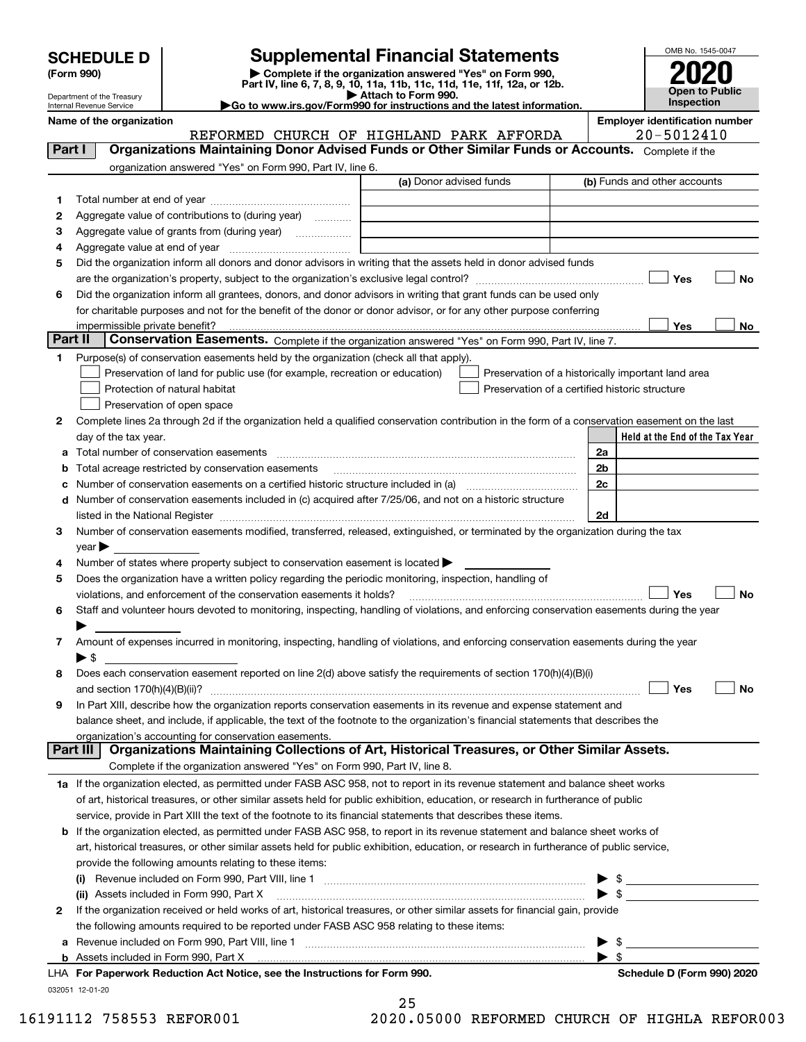# SCHEDULE D (Form 990)

Department of the Treasury
Internal Revenue Service

## Supplemental Financial Statements

▶ Complete if the organization answered "Yes" on Form 990, Part IV, line 6, 7, 8, 9, 10, 11a, 11b, 11c, 11d, 11e, 11f, 12a, or 12b.
▶ Attach to Form 990.
▶Go to www.irs.gov/Form990 for instructions and the latest information.

OMB No. 1545-0047

**2020**

**Open to Public Inspection**

**Name of the organization**
REFORMED CHURCH OF HIGHLAND PARK AFFORDA

**Employer identification number**
20-5012410

## Part I — Organizations Maintaining Donor Advised Funds or Other Similar Funds or Accounts. Complete if the organization answered "Yes" on Form 990, Part IV, line 6.

| | | (a) Donor advised funds | (b) Funds and other accounts |
|---|---|---|---|
| 1 | Total number at end of year | | |
| 2 | Aggregate value of contributions to (during year) | | |
| 3 | Aggregate value of grants from (during year) | | |
| 4 | Aggregate value at end of year | | |

5 Did the organization inform all donors and donor advisors in writing that the assets held in donor advised funds are the organization's property, subject to the organization's exclusive legal control? ☐ Yes ☐ No

6 Did the organization inform all grantees, donors, and donor advisors in writing that grant funds can be used only for charitable purposes and not for the benefit of the donor or donor advisor, or for any other purpose conferring impermissible private benefit? ☐ Yes ☐ No

## Part II — Conservation Easements. Complete if the organization answered "Yes" on Form 990, Part IV, line 7.

1 Purpose(s) of conservation easements held by the organization (check all that apply).

- ☐ Preservation of land for public use (for example, recreation or education)
- ☐ Protection of natural habitat
- ☐ Preservation of open space
- ☐ Preservation of a historically important land area
- ☐ Preservation of a certified historic structure

2 Complete lines 2a through 2d if the organization held a qualified conservation contribution in the form of a conservation easement on the last day of the tax year.

| | | | Held at the End of the Tax Year |
|---|---|---|---|
| a | Total number of conservation easements | 2a | |
| b | Total acreage restricted by conservation easements | 2b | |
| c | Number of conservation easements on a certified historic structure included in (a) | 2c | |
| d | Number of conservation easements included in (c) acquired after 7/25/06, and not on a historic structure listed in the National Register | 2d | |

3 Number of conservation easements modified, transferred, released, extinguished, or terminated by the organization during the tax year ▶

4 Number of states where property subject to conservation easement is located ▶

5 Does the organization have a written policy regarding the periodic monitoring, inspection, handling of violations, and enforcement of the conservation easements it holds? ☐ Yes ☐ No

6 Staff and volunteer hours devoted to monitoring, inspecting, handling of violations, and enforcing conservation easements during the year ▶

7 Amount of expenses incurred in monitoring, inspecting, handling of violations, and enforcing conservation easements during the year ▶ $

8 Does each conservation easement reported on line 2(d) above satisfy the requirements of section 170(h)(4)(B)(i) and section 170(h)(4)(B)(ii)? ☐ Yes ☐ No

9 In Part XIII, describe how the organization reports conservation easements in its revenue and expense statement and balance sheet, and include, if applicable, the text of the footnote to the organization's financial statements that describes the organization's accounting for conservation easements.

## Part III — Organizations Maintaining Collections of Art, Historical Treasures, or Other Similar Assets.

Complete if the organization answered "Yes" on Form 990, Part IV, line 8.

1a If the organization elected, as permitted under FASB ASC 958, not to report in its revenue statement and balance sheet works of art, historical treasures, or other similar assets held for public exhibition, education, or research in furtherance of public service, provide in Part XIII the text of the footnote to its financial statements that describes these items.

b If the organization elected, as permitted under FASB ASC 958, to report in its revenue statement and balance sheet works of art, historical treasures, or other similar assets held for public exhibition, education, or research in furtherance of public service, provide the following amounts relating to these items:

(i) Revenue included on Form 990, Part VIII, line 1 ▶ $

(ii) Assets included in Form 990, Part X ▶ $

2 If the organization received or held works of art, historical treasures, or other similar assets for financial gain, provide the following amounts required to be reported under FASB ASC 958 relating to these items:

a Revenue included on Form 990, Part VIII, line 1 ▶ $

b Assets included in Form 990, Part X ▶ $

LHA For Paperwork Reduction Act Notice, see the Instructions for Form 990. Schedule D (Form 990) 2020

032051 12-01-20

16191112 758553 REFOR001 2020.05000 REFORMED CHURCH OF HIGHLA REFOR003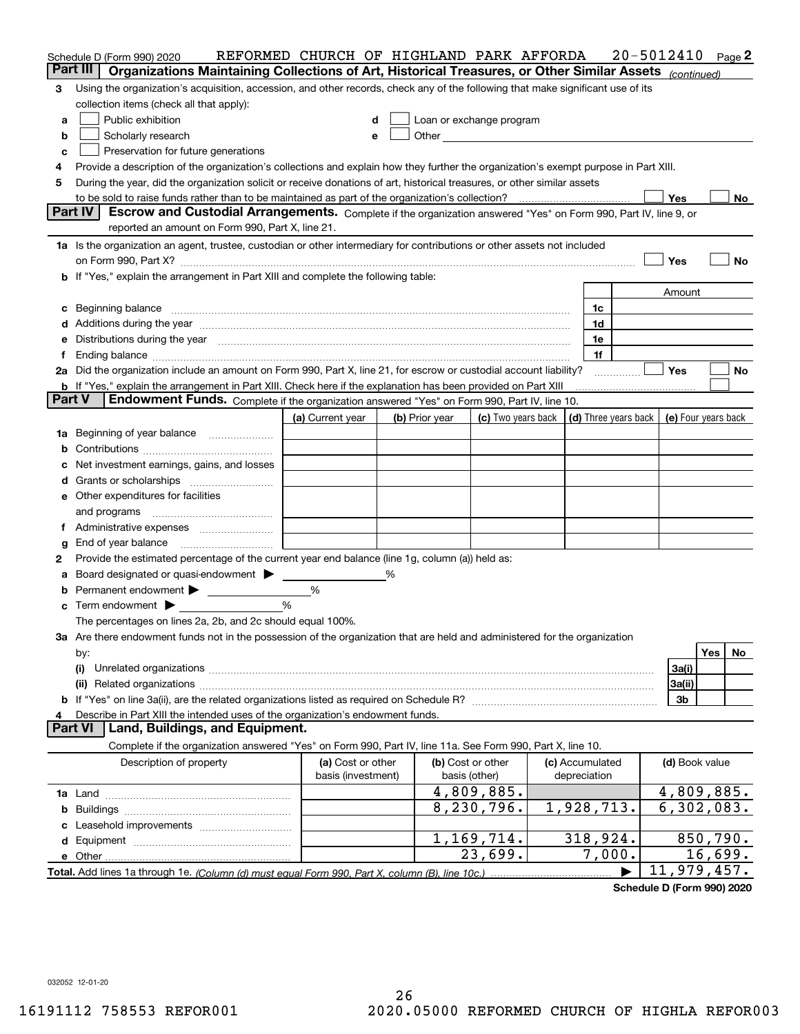Schedule D (Form 990) 2020 REFORMED CHURCH OF HIGHLAND PARK AFFORDA 20-5012410 Page 2

## Part III Organizations Maintaining Collections of Art, Historical Treasures, or Other Similar Assets *(continued)*

**3** Using the organization's acquisition, accession, and other records, check any of the following that make significant use of its collection items (check all that apply):

- **a** ☐ Public exhibition
- **b** ☐ Scholarly research
- **c** ☐ Preservation for future generations
- **d** ☐ Loan or exchange program
- **e** ☐ Other

**4** Provide a description of the organization's collections and explain how they further the organization's exempt purpose in Part XIII.

**5** During the year, did the organization solicit or receive donations of art, historical treasures, or other similar assets to be sold to raise funds rather than to be maintained as part of the organization's collection? ☐ Yes ☐ No

## Part IV Escrow and Custodial Arrangements.

Complete if the organization answered "Yes" on Form 990, Part IV, line 9, or reported an amount on Form 990, Part X, line 21.

**1a** Is the organization an agent, trustee, custodian or other intermediary for contributions or other assets not included on Form 990, Part X? ☐ Yes ☐ No

**b** If "Yes," explain the arrangement in Part XIII and complete the following table:

| | | Amount |
|---|---|---|
| **c** Beginning balance | 1c | |
| **d** Additions during the year | 1d | |
| **e** Distributions during the year | 1e | |
| **f** Ending balance | 1f | |

**2a** Did the organization include an amount on Form 990, Part X, line 21, for escrow or custodial account liability? ☐ Yes ☐ No

**b** If "Yes," explain the arrangement in Part XIII. Check here if the explanation has been provided on Part XIII ☐

## Part V Endowment Funds.

Complete if the organization answered "Yes" on Form 990, Part IV, line 10.

| | (a) Current year | (b) Prior year | (c) Two years back | (d) Three years back | (e) Four years back |
|---|---|---|---|---|---|
| **1a** Beginning of year balance | | | | | |
| **b** Contributions | | | | | |
| **c** Net investment earnings, gains, and losses | | | | | |
| **d** Grants or scholarships | | | | | |
| **e** Other expenditures for facilities and programs | | | | | |
| **f** Administrative expenses | | | | | |
| **g** End of year balance | | | | | |

**2** Provide the estimated percentage of the current year end balance (line 1g, column (a)) held as:

- **a** Board designated or quasi-endowment ▶ ______ %
- **b** Permanent endowment ▶ ______ %
- **c** Term endowment ▶ ______ %

The percentages on lines 2a, 2b, and 2c should equal 100%.

**3a** Are there endowment funds not in the possession of the organization that are held and administered for the organization by:

| | | Yes | No |
|---|---|---|---|
| **(i)** Unrelated organizations | 3a(i) | | |
| **(ii)** Related organizations | 3a(ii) | | |
| **b** If "Yes" on line 3a(ii), are the related organizations listed as required on Schedule R? | 3b | | |

**4** Describe in Part XIII the intended uses of the organization's endowment funds.

## Part VI Land, Buildings, and Equipment.

Complete if the organization answered "Yes" on Form 990, Part IV, line 11a. See Form 990, Part X, line 10.

| Description of property | (a) Cost or other basis (investment) | (b) Cost or other basis (other) | (c) Accumulated depreciation | (d) Book value |
|---|---|---|---|---|
| **1a** Land | | 4,809,885. | | 4,809,885. |
| **b** Buildings | | 8,230,796. | 1,928,713. | 6,302,083. |
| **c** Leasehold improvements | | | | |
| **d** Equipment | | 1,169,714. | 318,924. | 850,790. |
| **e** Other | | 23,699. | 7,000. | 16,699. |
| **Total.** Add lines 1a through 1e. *(Column (d) must equal Form 990, Part X, column (B), line 10c.)* | | | ▶ | 11,979,457. |

**Schedule D (Form 990) 2020**

032052 12-01-20

16191112 758553 REFOR001 2020.05000 REFORMED CHURCH OF HIGHLA REFOR003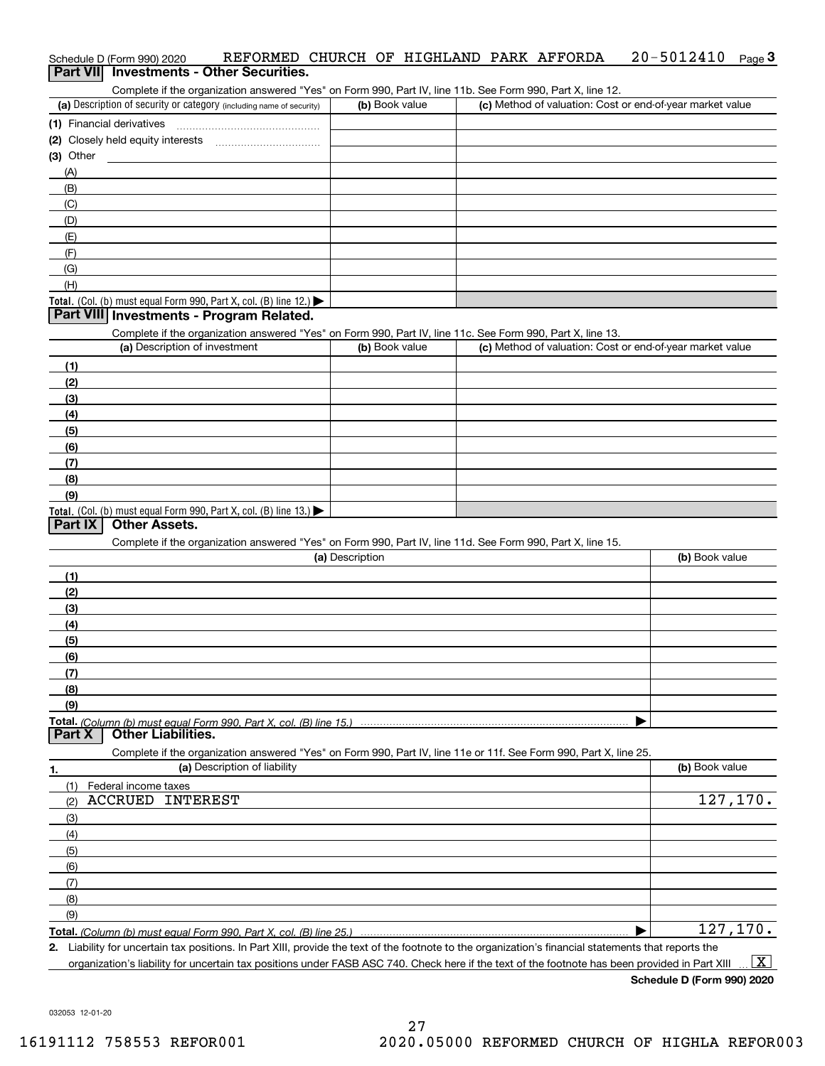Schedule D (Form 990) 2020 REFORMED CHURCH OF HIGHLAND PARK AFFORDA 20-5012410 Page 3

## Part VII Investments - Other Securities.

Complete if the organization answered "Yes" on Form 990, Part IV, line 11b. See Form 990, Part X, line 12.

| (a) Description of security or category (including name of security) | (b) Book value | (c) Method of valuation: Cost or end-of-year market value |
|---|---|---|
| (1) Financial derivatives | | |
| (2) Closely held equity interests | | |
| (3) Other | | |
| (A) | | |
| (B) | | |
| (C) | | |
| (D) | | |
| (E) | | |
| (F) | | |
| (G) | | |
| (H) | | |
| **Total.** (Col. (b) must equal Form 990, Part X, col. (B) line 12.) | | |

## Part VIII Investments - Program Related.

Complete if the organization answered "Yes" on Form 990, Part IV, line 11c. See Form 990, Part X, line 13.

| (a) Description of investment | (b) Book value | (c) Method of valuation: Cost or end-of-year market value |
|---|---|---|
| (1) | | |
| (2) | | |
| (3) | | |
| (4) | | |
| (5) | | |
| (6) | | |
| (7) | | |
| (8) | | |
| (9) | | |
| **Total.** (Col. (b) must equal Form 990, Part X, col. (B) line 13.) | | |

## Part IX Other Assets.

Complete if the organization answered "Yes" on Form 990, Part IV, line 11d. See Form 990, Part X, line 15.

| (a) Description | (b) Book value |
|---|---|
| (1) | |
| (2) | |
| (3) | |
| (4) | |
| (5) | |
| (6) | |
| (7) | |
| (8) | |
| (9) | |
| **Total.** *(Column (b) must equal Form 990, Part X, col. (B) line 15.)* | |

## Part X Other Liabilities.

Complete if the organization answered "Yes" on Form 990, Part IV, line 11e or 11f. See Form 990, Part X, line 25.

| 1. (a) Description of liability | (b) Book value |
|---|---|
| (1) Federal income taxes | |
| (2) ACCRUED INTEREST | 127,170. |
| (3) | |
| (4) | |
| (5) | |
| (6) | |
| (7) | |
| (8) | |
| (9) | |
| **Total.** *(Column (b) must equal Form 990, Part X, col. (B) line 25.)* | 127,170. |

2. Liability for uncertain tax positions. In Part XIII, provide the text of the footnote to the organization's financial statements that reports the organization's liability for uncertain tax positions under FASB ASC 740. Check here if the text of the footnote has been provided in Part XIII ... [X]

**Schedule D (Form 990) 2020**

032053 12-01-20

16191112 758553 REFOR001 2020.05000 REFORMED CHURCH OF HIGHLA REFOR003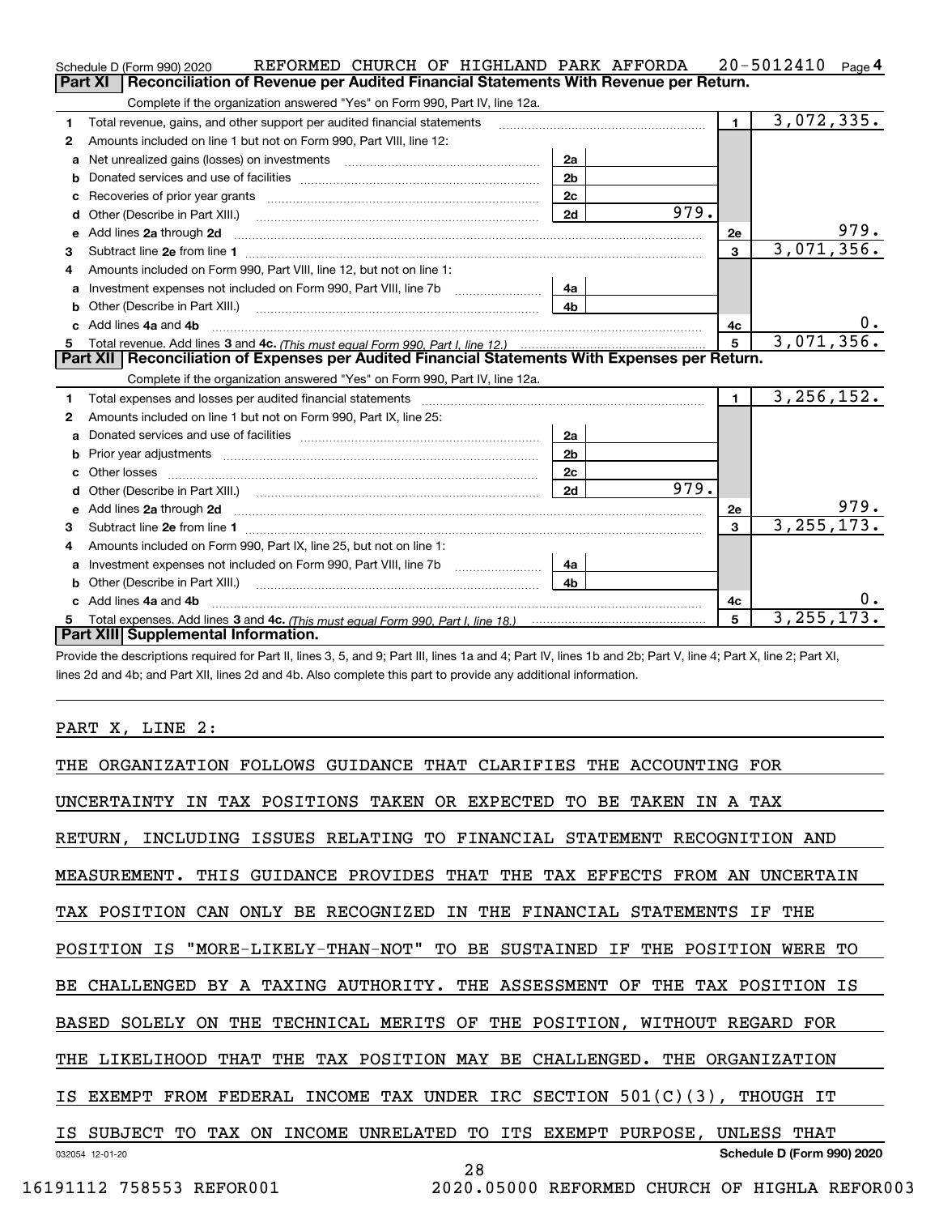Schedule D (Form 990) 2020 REFORMED CHURCH OF HIGHLAND PARK AFFORDA 20-5012410 Page 4

## Part XI Reconciliation of Revenue per Audited Financial Statements With Revenue per Return.

Complete if the organization answered "Yes" on Form 990, Part IV, line 12a.

| | | | | | |
|---|---|---|---|---|---|
| 1 | Total revenue, gains, and other support per audited financial statements | | | 1 | 3,072,335. |
| 2 | Amounts included on line 1 but not on Form 990, Part VIII, line 12: | | | | |
| a | Net unrealized gains (losses) on investments | 2a | | | |
| b | Donated services and use of facilities | 2b | | | |
| c | Recoveries of prior year grants | 2c | | | |
| d | Other (Describe in Part XIII.) | 2d | 979. | | |
| e | Add lines 2a through 2d | | | 2e | 979. |
| 3 | Subtract line 2e from line 1 | | | 3 | 3,071,356. |
| 4 | Amounts included on Form 990, Part VIII, line 12, but not on line 1: | | | | |
| a | Investment expenses not included on Form 990, Part VIII, line 7b | 4a | | | |
| b | Other (Describe in Part XIII.) | 4b | | | |
| c | Add lines 4a and 4b | | | 4c | 0. |
| 5 | Total revenue. Add lines 3 and 4c. *(This must equal Form 990, Part I, line 12.)* | | | 5 | 3,071,356. |

## Part XII Reconciliation of Expenses per Audited Financial Statements With Expenses per Return.

Complete if the organization answered "Yes" on Form 990, Part IV, line 12a.

| | | | | | |
|---|---|---|---|---|---|
| 1 | Total expenses and losses per audited financial statements | | | 1 | 3,256,152. |
| 2 | Amounts included on line 1 but not on Form 990, Part IX, line 25: | | | | |
| a | Donated services and use of facilities | 2a | | | |
| b | Prior year adjustments | 2b | | | |
| c | Other losses | 2c | | | |
| d | Other (Describe in Part XIII.) | 2d | 979. | | |
| e | Add lines 2a through 2d | | | 2e | 979. |
| 3 | Subtract line 2e from line 1 | | | 3 | 3,255,173. |
| 4 | Amounts included on Form 990, Part IX, line 25, but not on line 1: | | | | |
| a | Investment expenses not included on Form 990, Part VIII, line 7b | 4a | | | |
| b | Other (Describe in Part XIII.) | 4b | | | |
| c | Add lines 4a and 4b | | | 4c | 0. |
| 5 | Total expenses. Add lines 3 and 4c. *(This must equal Form 990, Part I, line 18.)* | | | 5 | 3,255,173. |

## Part XIII Supplemental Information.

Provide the descriptions required for Part II, lines 3, 5, and 9; Part III, lines 1a and 4; Part IV, lines 1b and 2b; Part V, line 4; Part X, line 2; Part XI, lines 2d and 4b; and Part XII, lines 2d and 4b. Also complete this part to provide any additional information.

PART X, LINE 2:

THE ORGANIZATION FOLLOWS GUIDANCE THAT CLARIFIES THE ACCOUNTING FOR UNCERTAINTY IN TAX POSITIONS TAKEN OR EXPECTED TO BE TAKEN IN A TAX RETURN, INCLUDING ISSUES RELATING TO FINANCIAL STATEMENT RECOGNITION AND MEASUREMENT. THIS GUIDANCE PROVIDES THAT THE TAX EFFECTS FROM AN UNCERTAIN TAX POSITION CAN ONLY BE RECOGNIZED IN THE FINANCIAL STATEMENTS IF THE POSITION IS "MORE-LIKELY-THAN-NOT" TO BE SUSTAINED IF THE POSITION WERE TO BE CHALLENGED BY A TAXING AUTHORITY. THE ASSESSMENT OF THE TAX POSITION IS BASED SOLELY ON THE TECHNICAL MERITS OF THE POSITION, WITHOUT REGARD FOR THE LIKELIHOOD THAT THE TAX POSITION MAY BE CHALLENGED. THE ORGANIZATION IS EXEMPT FROM FEDERAL INCOME TAX UNDER IRC SECTION 501(C)(3), THOUGH IT IS SUBJECT TO TAX ON INCOME UNRELATED TO ITS EXEMPT PURPOSE, UNLESS THAT

032054 12-01-20 Schedule D (Form 990) 2020

16191112 758553 REFOR001 2020.05000 REFORMED CHURCH OF HIGHLA REFOR003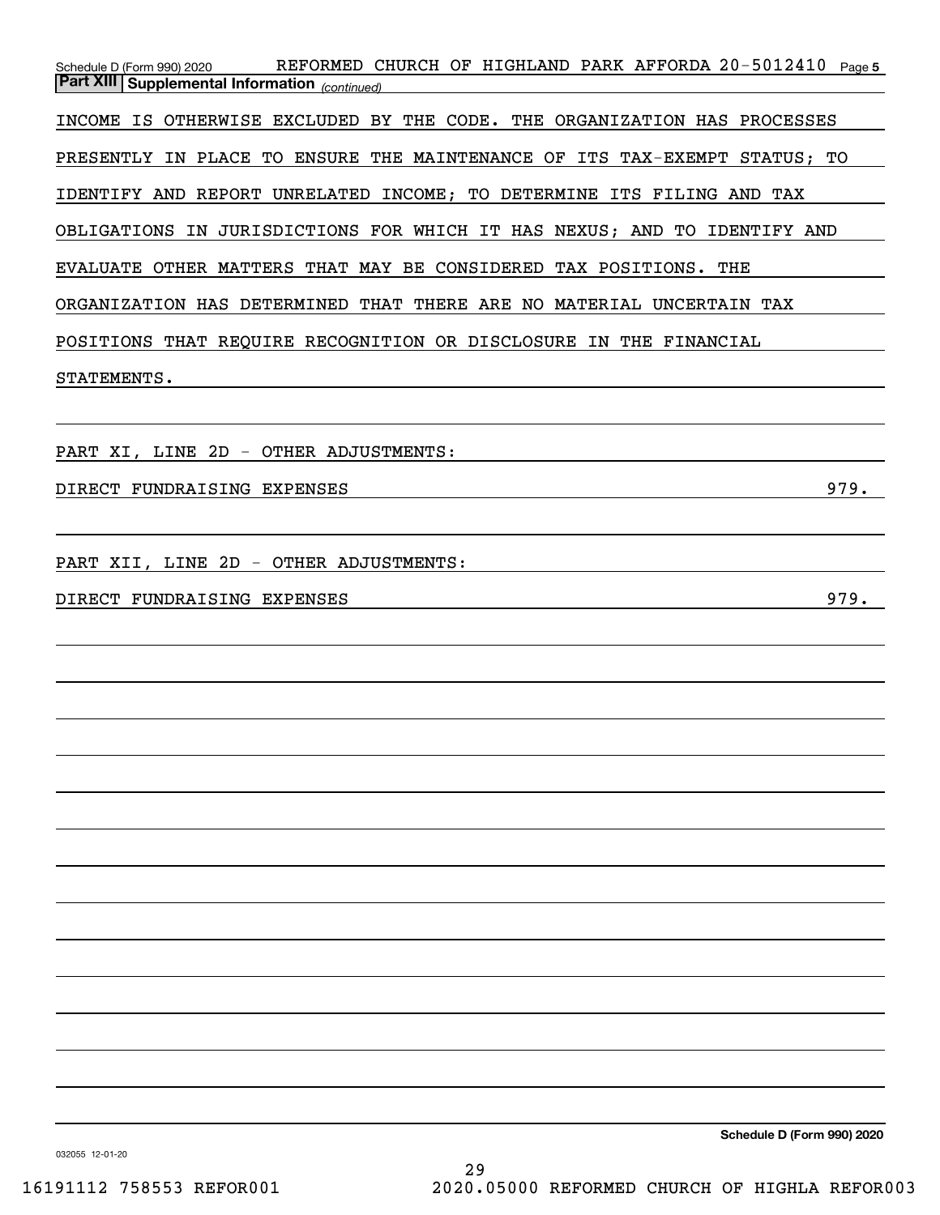**Part XIII | Supplemental Information** *(continued)*

INCOME IS OTHERWISE EXCLUDED BY THE CODE. THE ORGANIZATION HAS PROCESSES PRESENTLY IN PLACE TO ENSURE THE MAINTENANCE OF ITS TAX-EXEMPT STATUS; TO IDENTIFY AND REPORT UNRELATED INCOME; TO DETERMINE ITS FILING AND TAX OBLIGATIONS IN JURISDICTIONS FOR WHICH IT HAS NEXUS; AND TO IDENTIFY AND EVALUATE OTHER MATTERS THAT MAY BE CONSIDERED TAX POSITIONS. THE ORGANIZATION HAS DETERMINED THAT THERE ARE NO MATERIAL UNCERTAIN TAX POSITIONS THAT REQUIRE RECOGNITION OR DISCLOSURE IN THE FINANCIAL STATEMENTS.

PART XI, LINE 2D - OTHER ADJUSTMENTS:

DIRECT FUNDRAISING EXPENSES 979.

PART XII, LINE 2D - OTHER ADJUSTMENTS:

DIRECT FUNDRAISING EXPENSES 979.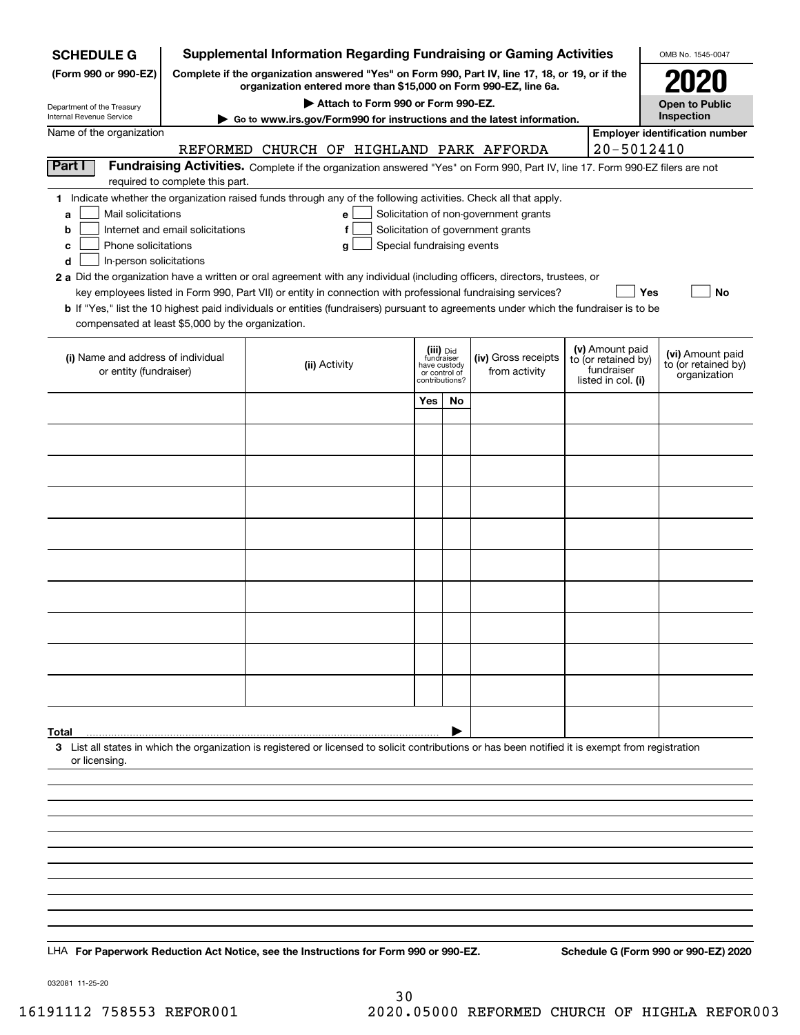**SCHEDULE G (Form 990 or 990-EZ)**

Department of the Treasury
Internal Revenue Service

# Supplemental Information Regarding Fundraising or Gaming Activities

**Complete if the organization answered "Yes" on Form 990, Part IV, line 17, 18, or 19, or if the organization entered more than $15,000 on Form 990-EZ, line 6a.**

**▶ Attach to Form 990 or Form 990-EZ.**

**▶ Go to www.irs.gov/Form990 for instructions and the latest information.**

OMB No. 1545-0047

**2020**

**Open to Public Inspection**

Name of the organization: REFORMED CHURCH OF HIGHLAND PARK AFFORDA

**Employer identification number:** 20-5012410

## Part I Fundraising Activities.

Complete if the organization answered "Yes" on Form 990, Part IV, line 17. Form 990-EZ filers are not required to complete this part.

**1** Indicate whether the organization raised funds through any of the following activities. Check all that apply.

- **a** ☐ Mail solicitations
- **b** ☐ Internet and email solicitations
- **c** ☐ Phone solicitations
- **d** ☐ In-person solicitations
- **e** ☐ Solicitation of non-government grants
- **f** ☐ Solicitation of government grants
- **g** ☐ Special fundraising events

**2 a** Did the organization have a written or oral agreement with any individual (including officers, directors, trustees, or key employees listed in Form 990, Part VII) or entity in connection with professional fundraising services? ☐ **Yes** ☐ **No**

**b** If "Yes," list the 10 highest paid individuals or entities (fundraisers) pursuant to agreements under which the fundraiser is to be compensated at least $5,000 by the organization.

| (i) Name and address of individual or entity (fundraiser) | (ii) Activity | (iii) Did fundraiser have custody or control of contributions? Yes | No | (iv) Gross receipts from activity | (v) Amount paid to (or retained by) fundraiser listed in col. (i) | (vi) Amount paid to (or retained by) organization |
|---|---|---|---|---|---|---|
| | | | | | | |
| | | | | | | |
| | | | | | | |
| | | | | | | |
| | | | | | | |
| | | | | | | |
| | | | | | | |
| | | | | | | |
| | | | | | | |
| | | | | | | |
| **Total** ▶ | | | | | | |

**3** List all states in which the organization is registered or licensed to solicit contributions or has been notified it is exempt from registration or licensing.

LHA **For Paperwork Reduction Act Notice, see the Instructions for Form 990 or 990-EZ.**

**Schedule G (Form 990 or 990-EZ) 2020**

032081 11-25-20

16191112 758553 REFOR001 2020.05000 REFORMED CHURCH OF HIGHLA REFOR003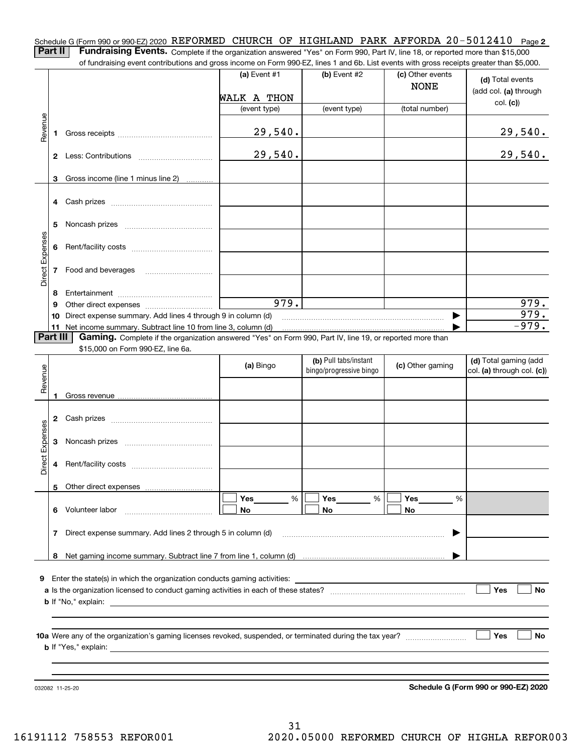Schedule G (Form 990 or 990-EZ) 2020 REFORMED CHURCH OF HIGHLAND PARK AFFORDA 20-5012410 Page **2**

**Part II** **Fundraising Events.** Complete if the organization answered "Yes" on Form 990, Part IV, line 18, or reported more than $15,000 of fundraising event contributions and gross income on Form 990-EZ, lines 1 and 6b. List events with gross receipts greater than $5,000.

| | | (a) Event #1 | (b) Event #2 | (c) Other events | (d) Total events (add col. (a) through col. (c)) |
|---|---|---|---|---|---|
| | | WALK A THON | | NONE | |
| | | (event type) | (event type) | (total number) | |
| Revenue | 1 Gross receipts | 29,540. | | | 29,540. |
| | 2 Less: Contributions | 29,540. | | | 29,540. |
| | 3 Gross income (line 1 minus line 2) | | | | |
| Direct Expenses | 4 Cash prizes | | | | |
| | 5 Noncash prizes | | | | |
| | 6 Rent/facility costs | | | | |
| | 7 Food and beverages | | | | |
| | 8 Entertainment | | | | |
| | 9 Other direct expenses | 979. | | | 979. |
| | 10 Direct expense summary. Add lines 4 through 9 in column (d) | | | ▶ | 979. |
| | 11 Net income summary. Subtract line 10 from line 3, column (d) | | | ▶ | -979. |

**Part III** **Gaming.** Complete if the organization answered "Yes" on Form 990, Part IV, line 19, or reported more than $15,000 on Form 990-EZ, line 6a.

| | | (a) Bingo | (b) Pull tabs/instant bingo/progressive bingo | (c) Other gaming | (d) Total gaming (add col. (a) through col. (c)) |
|---|---|---|---|---|---|
| Revenue | 1 Gross revenue | | | | |
| Direct Expenses | 2 Cash prizes | | | | |
| | 3 Noncash prizes | | | | |
| | 4 Rent/facility costs | | | | |
| | 5 Other direct expenses | | | | |
| | 6 Volunteer labor | ☐ Yes ____ % ☐ No | ☐ Yes ____ % ☐ No | ☐ Yes ____ % ☐ No | |
| | 7 Direct expense summary. Add lines 2 through 5 in column (d) | | | ▶ | |
| | 8 Net gaming income summary. Subtract line 7 from line 1, column (d) | | | ▶ | |

**9** Enter the state(s) in which the organization conducts gaming activities: ______________________

**a** Is the organization licensed to conduct gaming activities in each of these states? ☐ Yes ☐ No

**b** If "No," explain: ______________________

**10a** Were any of the organization's gaming licenses revoked, suspended, or terminated during the tax year? ☐ Yes ☐ No

**b** If "Yes," explain: ______________________

032082 11-25-20 **Schedule G (Form 990 or 990-EZ) 2020**

16191112 758553 REFOR001 2020.05000 REFORMED CHURCH OF HIGHLA REFOR003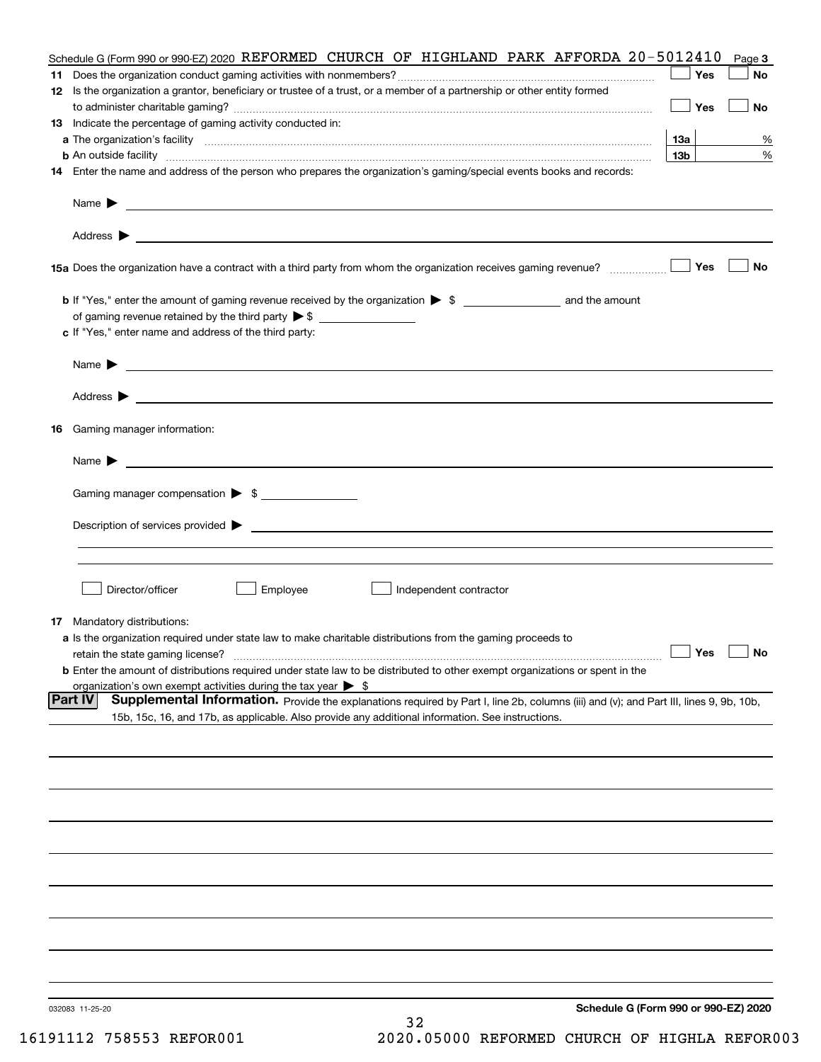Schedule G (Form 990 or 990-EZ) 2020 REFORMED CHURCH OF HIGHLAND PARK AFFORDA 20-5012410 Page **3**

**11** Does the organization conduct gaming activities with nonmembers? ☐ Yes ☐ No

**12** Is the organization a grantor, beneficiary or trustee of a trust, or a member of a partnership or other entity formed to administer charitable gaming? ☐ Yes ☐ No

**13** Indicate the percentage of gaming activity conducted in:

**a** The organization's facility **13a** %

**b** An outside facility **13b** %

**14** Enter the name and address of the person who prepares the organization's gaming/special events books and records:

Name ▶

Address ▶

**15a** Does the organization have a contract with a third party from whom the organization receives gaming revenue? ☐ Yes ☐ No

**b** If "Yes," enter the amount of gaming revenue received by the organization ▶ $ ________ and the amount of gaming revenue retained by the third party ▶ $ ________

**c** If "Yes," enter name and address of the third party:

Name ▶

Address ▶

**16** Gaming manager information:

Name ▶

Gaming manager compensation ▶ $ ________

Description of services provided ▶

☐ Director/officer ☐ Employee ☐ Independent contractor

**17** Mandatory distributions:

**a** Is the organization required under state law to make charitable distributions from the gaming proceeds to retain the state gaming license? ☐ Yes ☐ No

**b** Enter the amount of distributions required under state law to be distributed to other exempt organizations or spent in the organization's own exempt activities during the tax year ▶ $

**Part IV** **Supplemental Information.** Provide the explanations required by Part I, line 2b, columns (iii) and (v); and Part III, lines 9, 9b, 10b, 15b, 15c, 16, and 17b, as applicable. Also provide any additional information. See instructions.

032083 11-25-20 **Schedule G (Form 990 or 990-EZ) 2020**

16191112 758553 REFOR001 2020.05000 REFORMED CHURCH OF HIGHLA REFOR003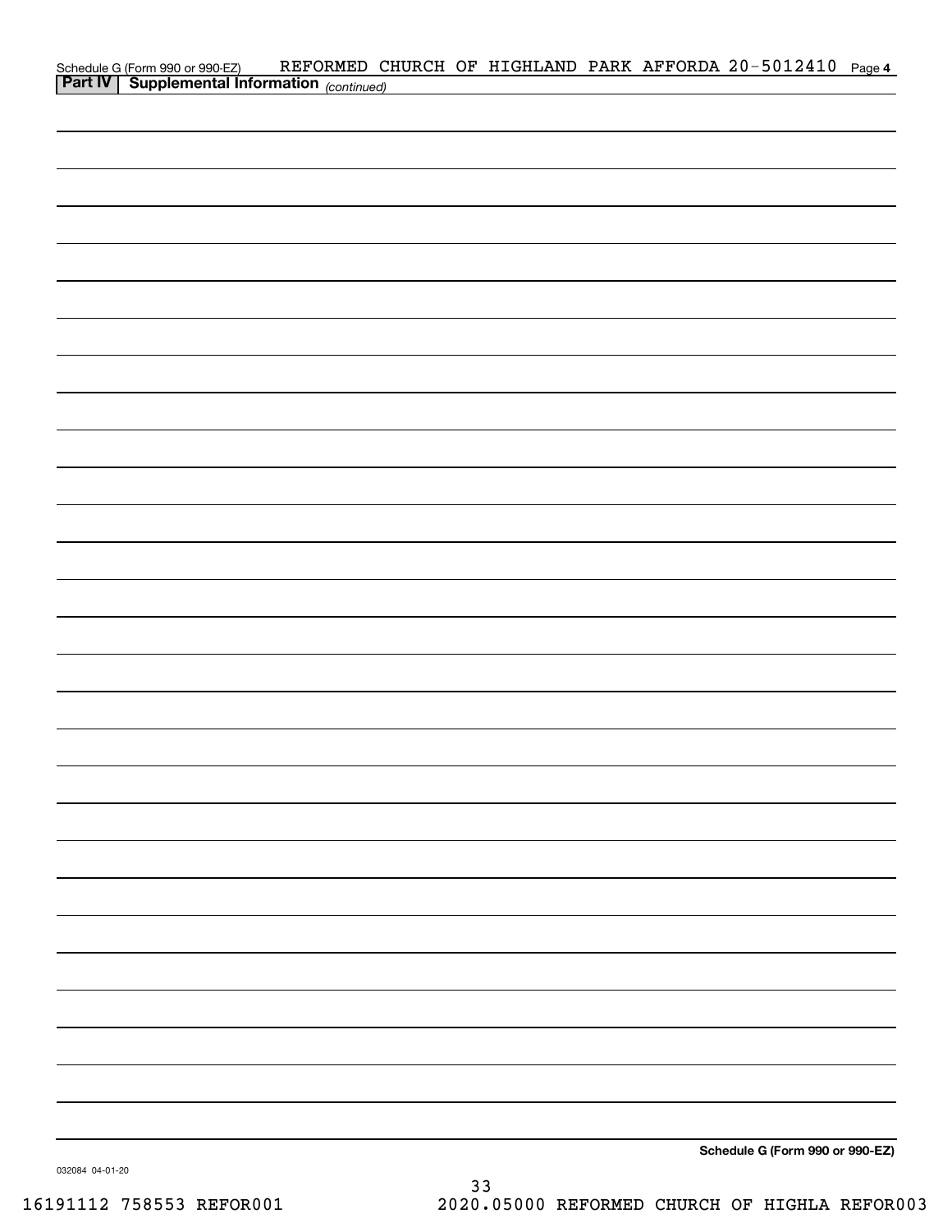Schedule G (Form 990 or 990-EZ) REFORMED CHURCH OF HIGHLAND PARK AFFORDA 20-5012410 Page 4

**Part IV | Supplemental Information** *(continued)*

**Schedule G (Form 990 or 990-EZ)**

032084 04-01-20

16191112 758553 REFOR001 2020.05000 REFORMED CHURCH OF HIGHLA REFOR003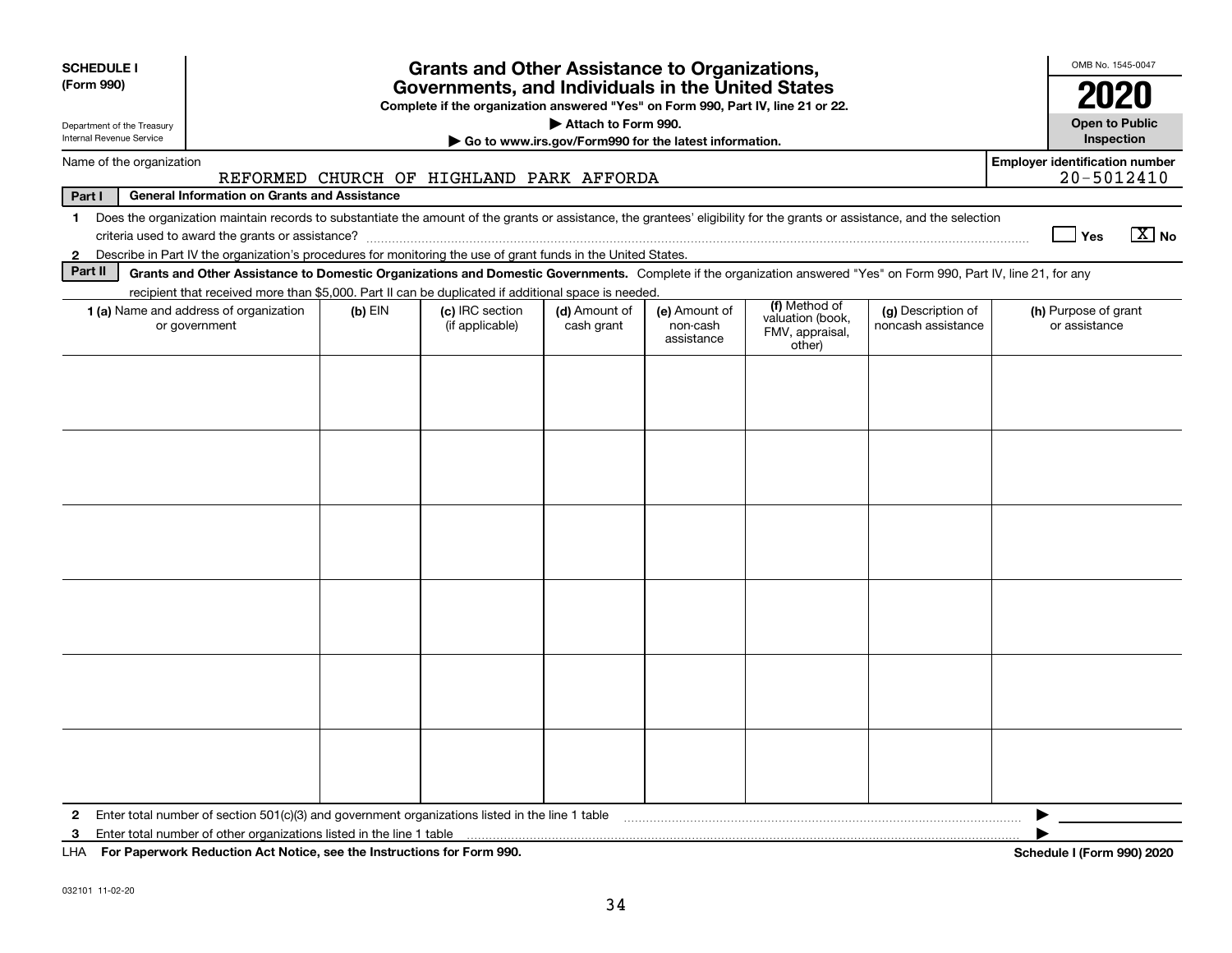**SCHEDULE I**
**(Form 990)**

Department of the Treasury
Internal Revenue Service

# Grants and Other Assistance to Organizations, Governments, and Individuals in the United States

**Complete if the organization answered "Yes" on Form 990, Part IV, line 21 or 22.**
**▶ Attach to Form 990.**
**▶ Go to www.irs.gov/Form990 for the latest information.**

OMB No. 1545-0047

**2020**

**Open to Public Inspection**

Name of the organization: REFORMED CHURCH OF HIGHLAND PARK AFFORDA

**Employer identification number** 20-5012410

**Part I General Information on Grants and Assistance**

1 Does the organization maintain records to substantiate the amount of the grants or assistance, the grantees' eligibility for the grants or assistance, and the selection criteria used to award the grants or assistance? ☐ Yes ☒ No

2 Describe in Part IV the organization's procedures for monitoring the use of grant funds in the United States.

**Part II Grants and Other Assistance to Domestic Organizations and Domestic Governments.** Complete if the organization answered "Yes" on Form 990, Part IV, line 21, for any recipient that received more than $5,000. Part II can be duplicated if additional space is needed.

| 1 (a) Name and address of organization or government | (b) EIN | (c) IRC section (if applicable) | (d) Amount of cash grant | (e) Amount of non-cash assistance | (f) Method of valuation (book, FMV, appraisal, other) | (g) Description of noncash assistance | (h) Purpose of grant or assistance |
|---|---|---|---|---|---|---|---|
| | | | | | | | |
| | | | | | | | |
| | | | | | | | |
| | | | | | | | |
| | | | | | | | |
| | | | | | | | |

2 Enter total number of section 501(c)(3) and government organizations listed in the line 1 table ▶

3 Enter total number of other organizations listed in the line 1 table ▶

LHA **For Paperwork Reduction Act Notice, see the Instructions for Form 990.** **Schedule I (Form 990) 2020**

032101 11-02-20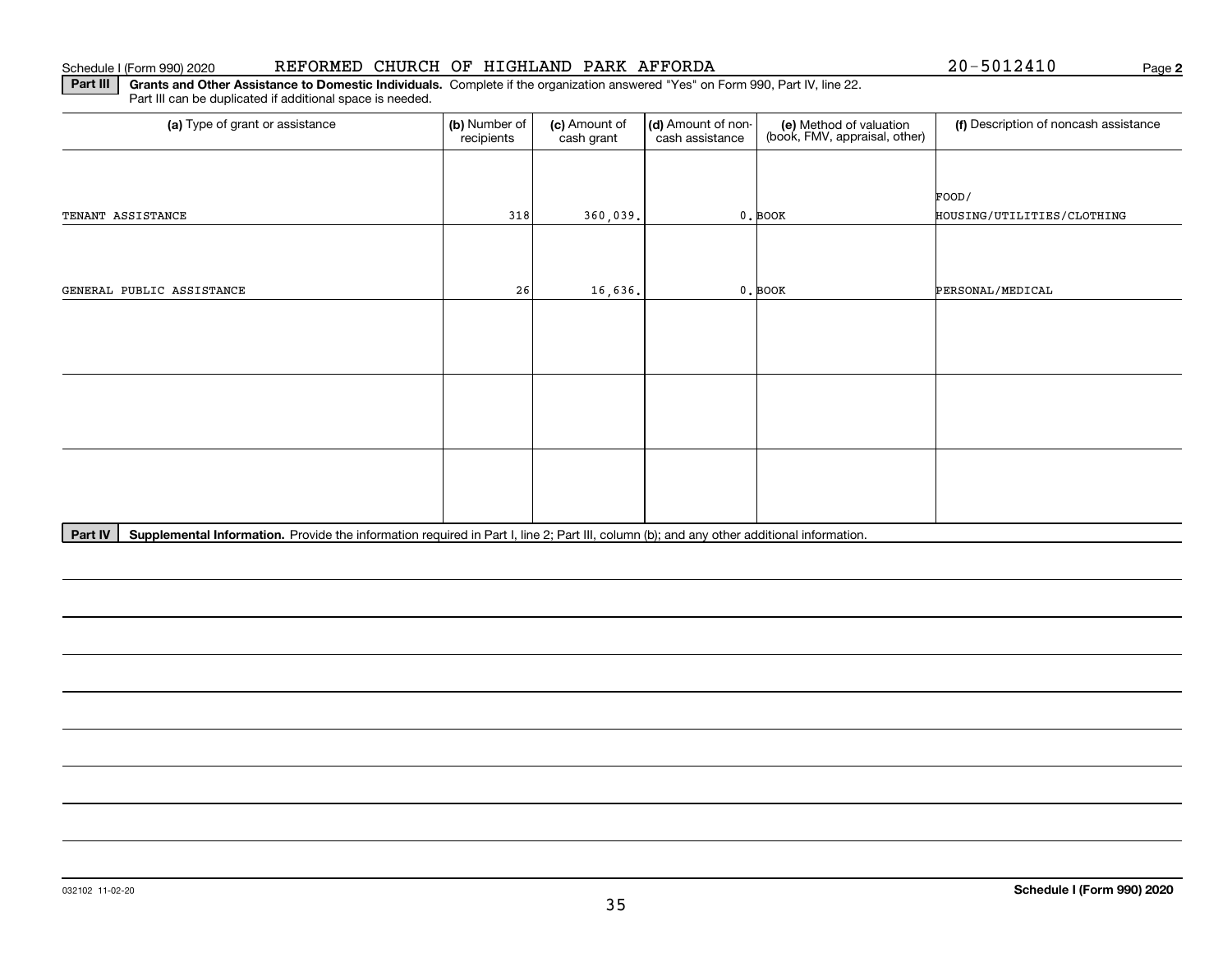Schedule I (Form 990) 2020 REFORMED CHURCH OF HIGHLAND PARK AFFORDA 20-5012410 Page **2**

**Part III** **Grants and Other Assistance to Domestic Individuals.** Complete if the organization answered "Yes" on Form 990, Part IV, line 22. Part III can be duplicated if additional space is needed.

| (a) Type of grant or assistance | (b) Number of recipients | (c) Amount of cash grant | (d) Amount of non-cash assistance | (e) Method of valuation (book, FMV, appraisal, other) | (f) Description of noncash assistance |
|---|---|---|---|---|---|
| TENANT ASSISTANCE | 318 | 360,039. | 0. | BOOK | FOOD/ HOUSING/UTILITIES/CLOTHING |
| GENERAL PUBLIC ASSISTANCE | 26 | 16,636. | 0. | BOOK | PERSONAL/MEDICAL |
| | | | | | |
| | | | | | |
| | | | | | |

**Part IV** **Supplemental Information.** Provide the information required in Part I, line 2; Part III, column (b); and any other additional information.

032102 11-02-20 **Schedule I (Form 990) 2020**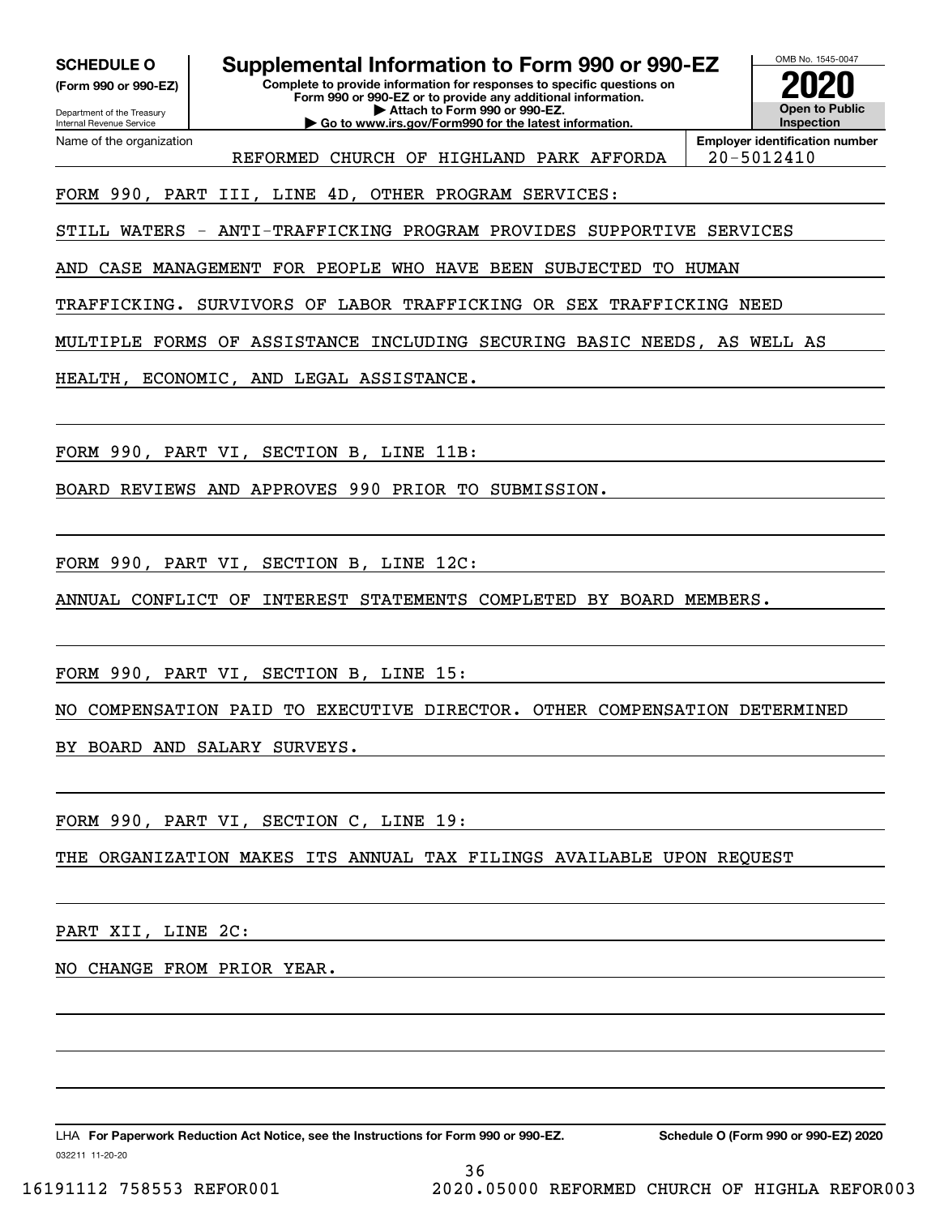**SCHEDULE O**
**(Form 990 or 990-EZ)**

Department of the Treasury
Internal Revenue Service

# Supplemental Information to Form 990 or 990-EZ

**Complete to provide information for responses to specific questions on Form 990 or 990-EZ or to provide any additional information.**
**▶ Attach to Form 990 or 990-EZ.**
**▶ Go to www.irs.gov/Form990 for the latest information.**

OMB No. 1545-0047

**2020**

**Open to Public Inspection**

| Name of the organization | Employer identification number |
|---|---|
| REFORMED CHURCH OF HIGHLAND PARK AFFORDA | 20-5012410 |

FORM 990, PART III, LINE 4D, OTHER PROGRAM SERVICES:

STILL WATERS - ANTI-TRAFFICKING PROGRAM PROVIDES SUPPORTIVE SERVICES AND CASE MANAGEMENT FOR PEOPLE WHO HAVE BEEN SUBJECTED TO HUMAN TRAFFICKING. SURVIVORS OF LABOR TRAFFICKING OR SEX TRAFFICKING NEED MULTIPLE FORMS OF ASSISTANCE INCLUDING SECURING BASIC NEEDS, AS WELL AS HEALTH, ECONOMIC, AND LEGAL ASSISTANCE.

FORM 990, PART VI, SECTION B, LINE 11B:

BOARD REVIEWS AND APPROVES 990 PRIOR TO SUBMISSION.

FORM 990, PART VI, SECTION B, LINE 12C:

ANNUAL CONFLICT OF INTEREST STATEMENTS COMPLETED BY BOARD MEMBERS.

FORM 990, PART VI, SECTION B, LINE 15:

NO COMPENSATION PAID TO EXECUTIVE DIRECTOR. OTHER COMPENSATION DETERMINED BY BOARD AND SALARY SURVEYS.

FORM 990, PART VI, SECTION C, LINE 19:

THE ORGANIZATION MAKES ITS ANNUAL TAX FILINGS AVAILABLE UPON REQUEST

PART XII, LINE 2C:

NO CHANGE FROM PRIOR YEAR.

LHA **For Paperwork Reduction Act Notice, see the Instructions for Form 990 or 990-EZ.** **Schedule O (Form 990 or 990-EZ) 2020**

032211 11-20-20

16191112 758553 REFOR001 2020.05000 REFORMED CHURCH OF HIGHLA REFOR003